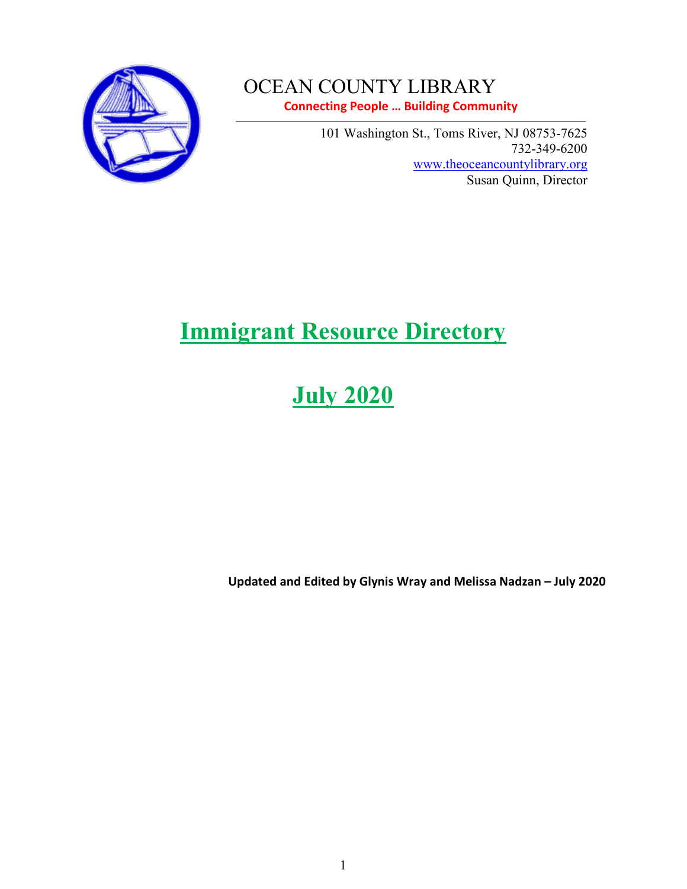# OCEAN COUNTY LIBRARY

**Connecting People … Building Community**

101 Washington St., Toms River, NJ 08753-7625
732-349-6200
www.theoceancountylibrary.org
Susan Quinn, Director

# Immigrant Resource Directory

# July 2020

**Updated and Edited by Glynis Wray and Melissa Nadzan – July 2020**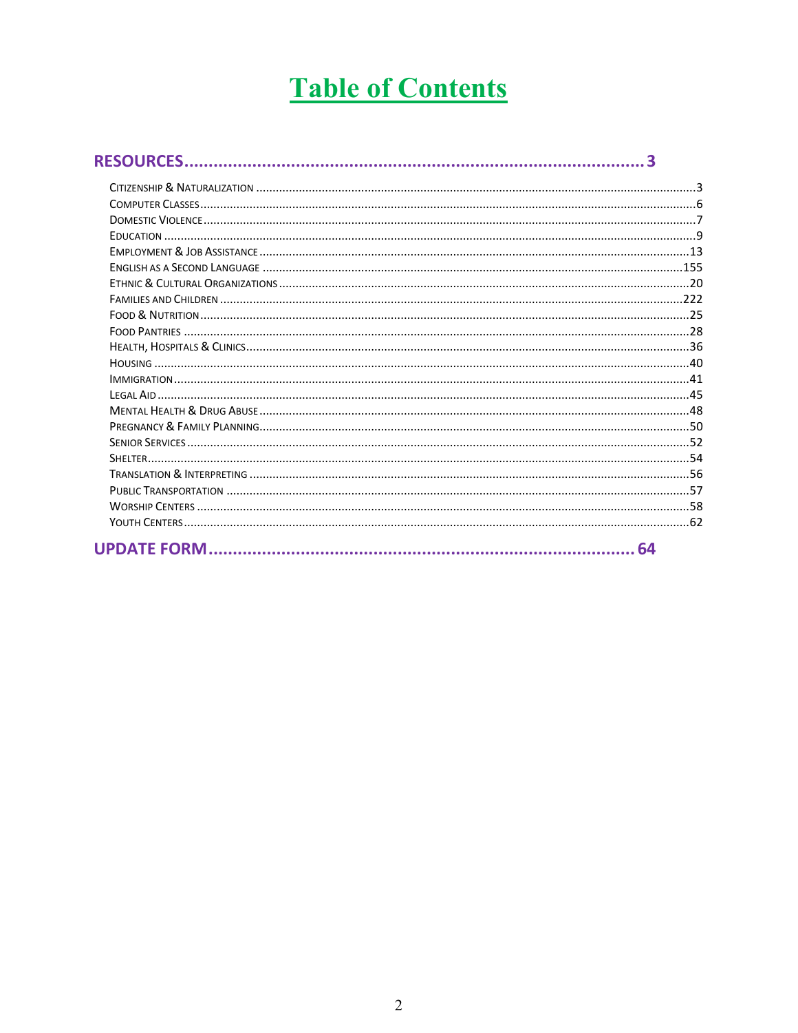# Table of Contents

**RESOURCES ........................................................................................ 3**

- Citizenship & Naturalization ........................................................................ 3
- Computer Classes ........................................................................ 6
- Domestic Violence ........................................................................ 7
- Education ........................................................................ 9
- Employment & Job Assistance ........................................................................ 13
- English as a Second Language ........................................................................ 155
- Ethnic & Cultural Organizations ........................................................................ 20
- Families and Children ........................................................................ 222
- Food & Nutrition ........................................................................ 25
- Food Pantries ........................................................................ 28
- Health, Hospitals & Clinics ........................................................................ 36
- Housing ........................................................................ 40
- Immigration ........................................................................ 41
- Legal Aid ........................................................................ 45
- Mental Health & Drug Abuse ........................................................................ 48
- Pregnancy & Family Planning ........................................................................ 50
- Senior Services ........................................................................ 52
- Shelter ........................................................................ 54
- Translation & Interpreting ........................................................................ 56
- Public Transportation ........................................................................ 57
- Worship Centers ........................................................................ 58
- Youth Centers ........................................................................ 62

**UPDATE FORM ........................................................................................ 64**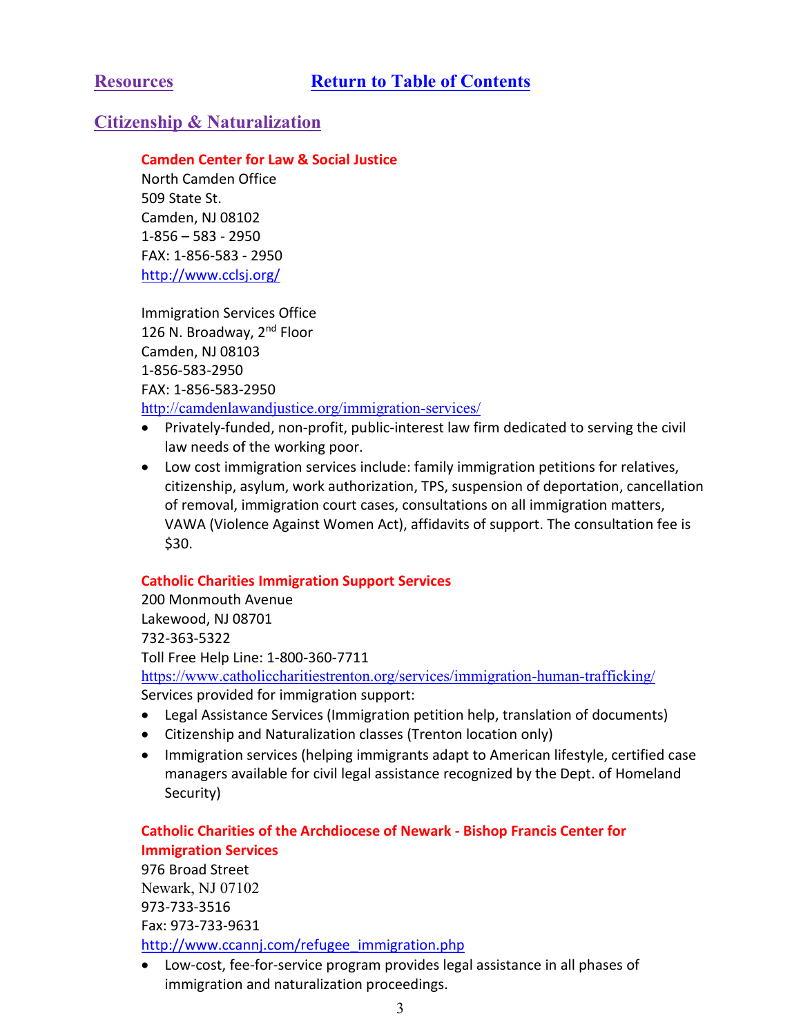[Resources](#) [Return to Table of Contents](#)

## Citizenship & Naturalization

**Camden Center for Law & Social Justice**
North Camden Office
509 State St.
Camden, NJ 08102
1-856 – 583 - 2950
FAX: 1-856-583 - 2950
http://www.cclsj.org/

Immigration Services Office
126 N. Broadway, 2nd Floor
Camden, NJ 08103
1-856-583-2950
FAX: 1-856-583-2950
http://camdenlawandjustice.org/immigration-services/

- Privately-funded, non-profit, public-interest law firm dedicated to serving the civil law needs of the working poor.
- Low cost immigration services include: family immigration petitions for relatives, citizenship, asylum, work authorization, TPS, suspension of deportation, cancellation of removal, immigration court cases, consultations on all immigration matters, VAWA (Violence Against Women Act), affidavits of support. The consultation fee is $30.

**Catholic Charities Immigration Support Services**
200 Monmouth Avenue
Lakewood, NJ 08701
732-363-5322
Toll Free Help Line: 1-800-360-7711
https://www.catholiccharitiestrenton.org/services/immigration-human-trafficking/
Services provided for immigration support:

- Legal Assistance Services (Immigration petition help, translation of documents)
- Citizenship and Naturalization classes (Trenton location only)
- Immigration services (helping immigrants adapt to American lifestyle, certified case managers available for civil legal assistance recognized by the Dept. of Homeland Security)

**Catholic Charities of the Archdiocese of Newark - Bishop Francis Center for Immigration Services**
976 Broad Street
Newark, NJ 07102
973-733-3516
Fax: 973-733-9631
http://www.ccannj.com/refugee_immigration.php

- Low-cost, fee-for-service program provides legal assistance in all phases of immigration and naturalization proceedings.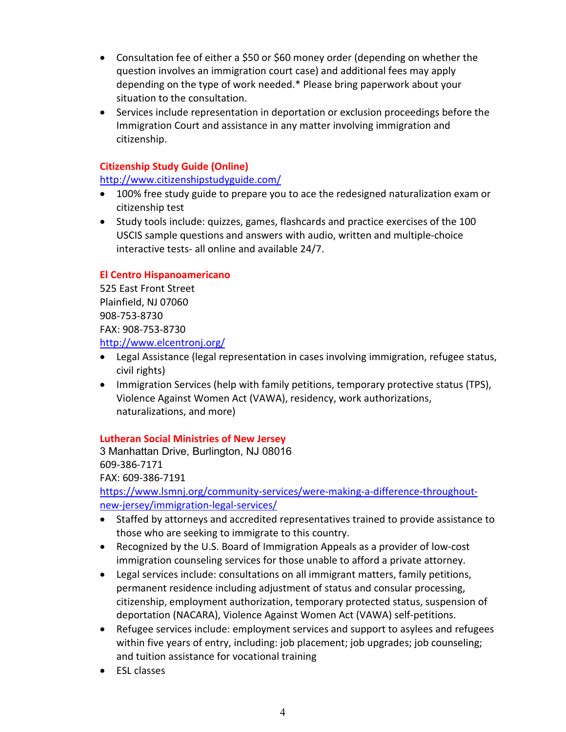- Consultation fee of either a $50 or $60 money order (depending on whether the question involves an immigration court case) and additional fees may apply depending on the type of work needed.* Please bring paperwork about your situation to the consultation.
- Services include representation in deportation or exclusion proceedings before the Immigration Court and assistance in any matter involving immigration and citizenship.

### Citizenship Study Guide (Online)

http://www.citizenshipstudyguide.com/

- 100% free study guide to prepare you to ace the redesigned naturalization exam or citizenship test
- Study tools include: quizzes, games, flashcards and practice exercises of the 100 USCIS sample questions and answers with audio, written and multiple-choice interactive tests- all online and available 24/7.

### El Centro Hispanoamericano

525 East Front Street
Plainfield, NJ 07060
908-753-8730
FAX: 908-753-8730
http://www.elcentronj.org/

- Legal Assistance (legal representation in cases involving immigration, refugee status, civil rights)
- Immigration Services (help with family petitions, temporary protective status (TPS), Violence Against Women Act (VAWA), residency, work authorizations, naturalizations, and more)

### Lutheran Social Ministries of New Jersey

3 Manhattan Drive, Burlington, NJ 08016
609-386-7171
FAX: 609-386-7191
https://www.lsmnj.org/community-services/were-making-a-difference-throughout-new-jersey/immigration-legal-services/

- Staffed by attorneys and accredited representatives trained to provide assistance to those who are seeking to immigrate to this country.
- Recognized by the U.S. Board of Immigration Appeals as a provider of low-cost immigration counseling services for those unable to afford a private attorney.
- Legal services include: consultations on all immigrant matters, family petitions, permanent residence including adjustment of status and consular processing, citizenship, employment authorization, temporary protected status, suspension of deportation (NACARA), Violence Against Women Act (VAWA) self-petitions.
- Refugee services include: employment services and support to asylees and refugees within five years of entry, including: job placement; job upgrades; job counseling; and tuition assistance for vocational training
- ESL classes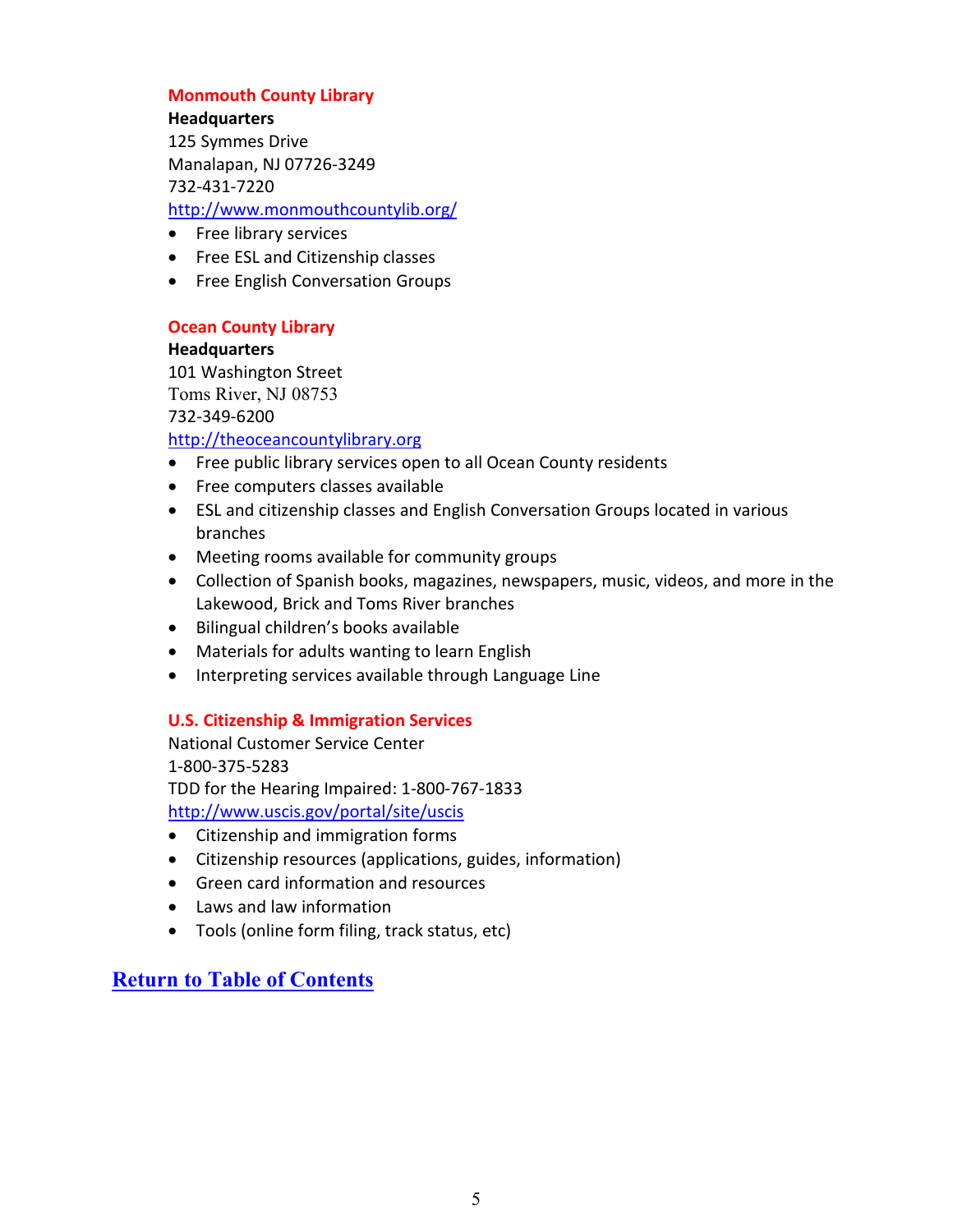### Monmouth County Library

**Headquarters**
125 Symmes Drive
Manalapan, NJ 07726-3249
732-431-7220
http://www.monmouthcountylib.org/

- Free library services
- Free ESL and Citizenship classes
- Free English Conversation Groups

### Ocean County Library

**Headquarters**
101 Washington Street
Toms River, NJ 08753
732-349-6200
http://theoceancountylibrary.org

- Free public library services open to all Ocean County residents
- Free computers classes available
- ESL and citizenship classes and English Conversation Groups located in various branches
- Meeting rooms available for community groups
- Collection of Spanish books, magazines, newspapers, music, videos, and more in the Lakewood, Brick and Toms River branches
- Bilingual children's books available
- Materials for adults wanting to learn English
- Interpreting services available through Language Line

### U.S. Citizenship & Immigration Services

National Customer Service Center
1-800-375-5283
TDD for the Hearing Impaired: 1-800-767-1833
http://www.uscis.gov/portal/site/uscis

- Citizenship and immigration forms
- Citizenship resources (applications, guides, information)
- Green card information and resources
- Laws and law information
- Tools (online form filing, track status, etc)

**Return to Table of Contents**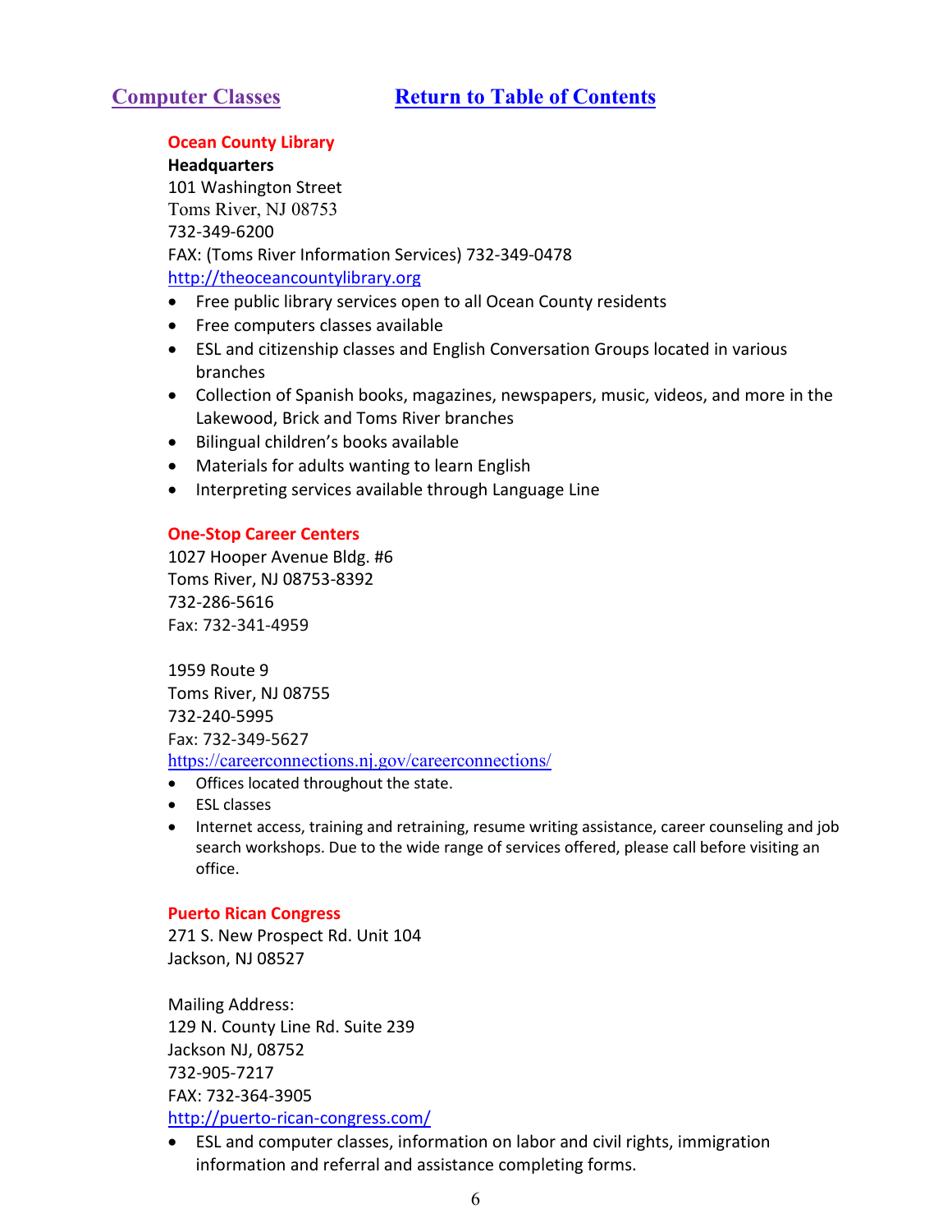## Computer Classes [Return to Table of Contents]

**Ocean County Library**

**Headquarters**
101 Washington Street
Toms River, NJ 08753
732-349-6200
FAX: (Toms River Information Services) 732-349-0478
http://theoceancountylibrary.org

- Free public library services open to all Ocean County residents
- Free computers classes available
- ESL and citizenship classes and English Conversation Groups located in various branches
- Collection of Spanish books, magazines, newspapers, music, videos, and more in the Lakewood, Brick and Toms River branches
- Bilingual children's books available
- Materials for adults wanting to learn English
- Interpreting services available through Language Line

**One-Stop Career Centers**
1027 Hooper Avenue Bldg. #6
Toms River, NJ 08753-8392
732-286-5616
Fax: 732-341-4959

1959 Route 9
Toms River, NJ 08755
732-240-5995
Fax: 732-349-5627
https://careerconnections.nj.gov/careerconnections/

- Offices located throughout the state.
- ESL classes
- Internet access, training and retraining, resume writing assistance, career counseling and job search workshops. Due to the wide range of services offered, please call before visiting an office.

**Puerto Rican Congress**
271 S. New Prospect Rd. Unit 104
Jackson, NJ 08527

Mailing Address:
129 N. County Line Rd. Suite 239
Jackson NJ, 08752
732-905-7217
FAX: 732-364-3905
http://puerto-rican-congress.com/

- ESL and computer classes, information on labor and civil rights, immigration information and referral and assistance completing forms.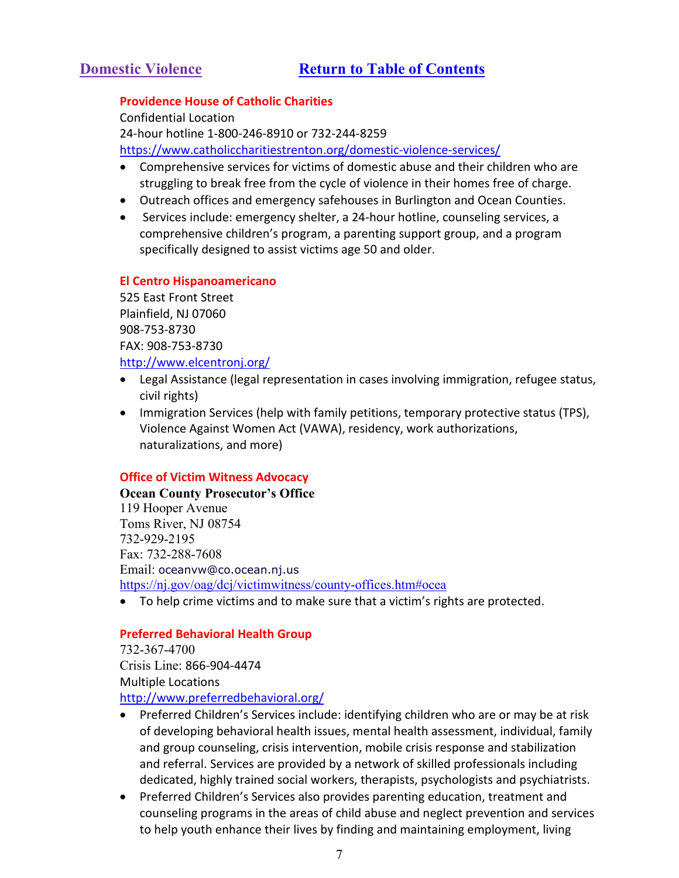## Domestic Violence [Return to Table of Contents]

### Providence House of Catholic Charities

Confidential Location
24-hour hotline 1-800-246-8910 or 732-244-8259
https://www.catholiccharitiestrenton.org/domestic-violence-services/

- Comprehensive services for victims of domestic abuse and their children who are struggling to break free from the cycle of violence in their homes free of charge.
- Outreach offices and emergency safehouses in Burlington and Ocean Counties.
- Services include: emergency shelter, a 24-hour hotline, counseling services, a comprehensive children's program, a parenting support group, and a program specifically designed to assist victims age 50 and older.

### El Centro Hispanoamericano

525 East Front Street
Plainfield, NJ 07060
908-753-8730
FAX: 908-753-8730
http://www.elcentronj.org/

- Legal Assistance (legal representation in cases involving immigration, refugee status, civil rights)
- Immigration Services (help with family petitions, temporary protective status (TPS), Violence Against Women Act (VAWA), residency, work authorizations, naturalizations, and more)

### Office of Victim Witness Advocacy

**Ocean County Prosecutor's Office**
119 Hooper Avenue
Toms River, NJ 08754
732-929-2195
Fax: 732-288-7608
Email: oceanvw@co.ocean.nj.us
https://nj.gov/oag/dcj/victimwitness/county-offices.htm#ocea

- To help crime victims and to make sure that a victim's rights are protected.

### Preferred Behavioral Health Group

732-367-4700
Crisis Line: 866-904-4474
Multiple Locations
http://www.preferredbehavioral.org/

- Preferred Children's Services include: identifying children who are or may be at risk of developing behavioral health issues, mental health assessment, individual, family and group counseling, crisis intervention, mobile crisis response and stabilization and referral. Services are provided by a network of skilled professionals including dedicated, highly trained social workers, therapists, psychologists and psychiatrists.
- Preferred Children's Services also provides parenting education, treatment and counseling programs in the areas of child abuse and neglect prevention and services to help youth enhance their lives by finding and maintaining employment, living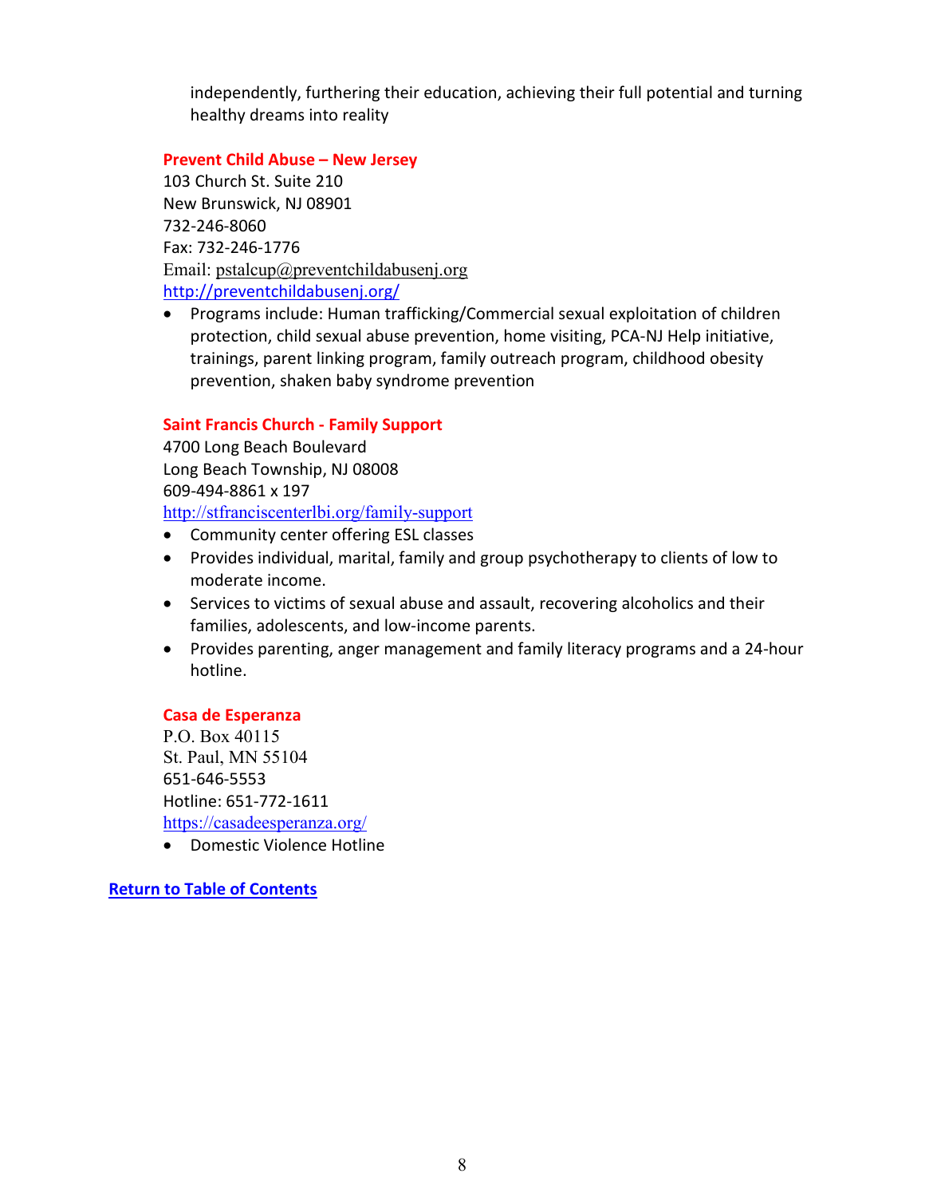independently, furthering their education, achieving their full potential and turning healthy dreams into reality

### Prevent Child Abuse – New Jersey

103 Church St. Suite 210
New Brunswick, NJ 08901
732-246-8060
Fax: 732-246-1776
Email: pstalcup@preventchildabusenj.org
http://preventchildabusenj.org/

- Programs include: Human trafficking/Commercial sexual exploitation of children protection, child sexual abuse prevention, home visiting, PCA-NJ Help initiative, trainings, parent linking program, family outreach program, childhood obesity prevention, shaken baby syndrome prevention

### Saint Francis Church - Family Support

4700 Long Beach Boulevard
Long Beach Township, NJ 08008
609-494-8861 x 197
http://stfranciscenterlbi.org/family-support

- Community center offering ESL classes
- Provides individual, marital, family and group psychotherapy to clients of low to moderate income.
- Services to victims of sexual abuse and assault, recovering alcoholics and their families, adolescents, and low-income parents.
- Provides parenting, anger management and family literacy programs and a 24-hour hotline.

### Casa de Esperanza

P.O. Box 40115
St. Paul, MN 55104
651-646-5553
Hotline: 651-772-1611
https://casadeesperanza.org/

- Domestic Violence Hotline

**Return to Table of Contents**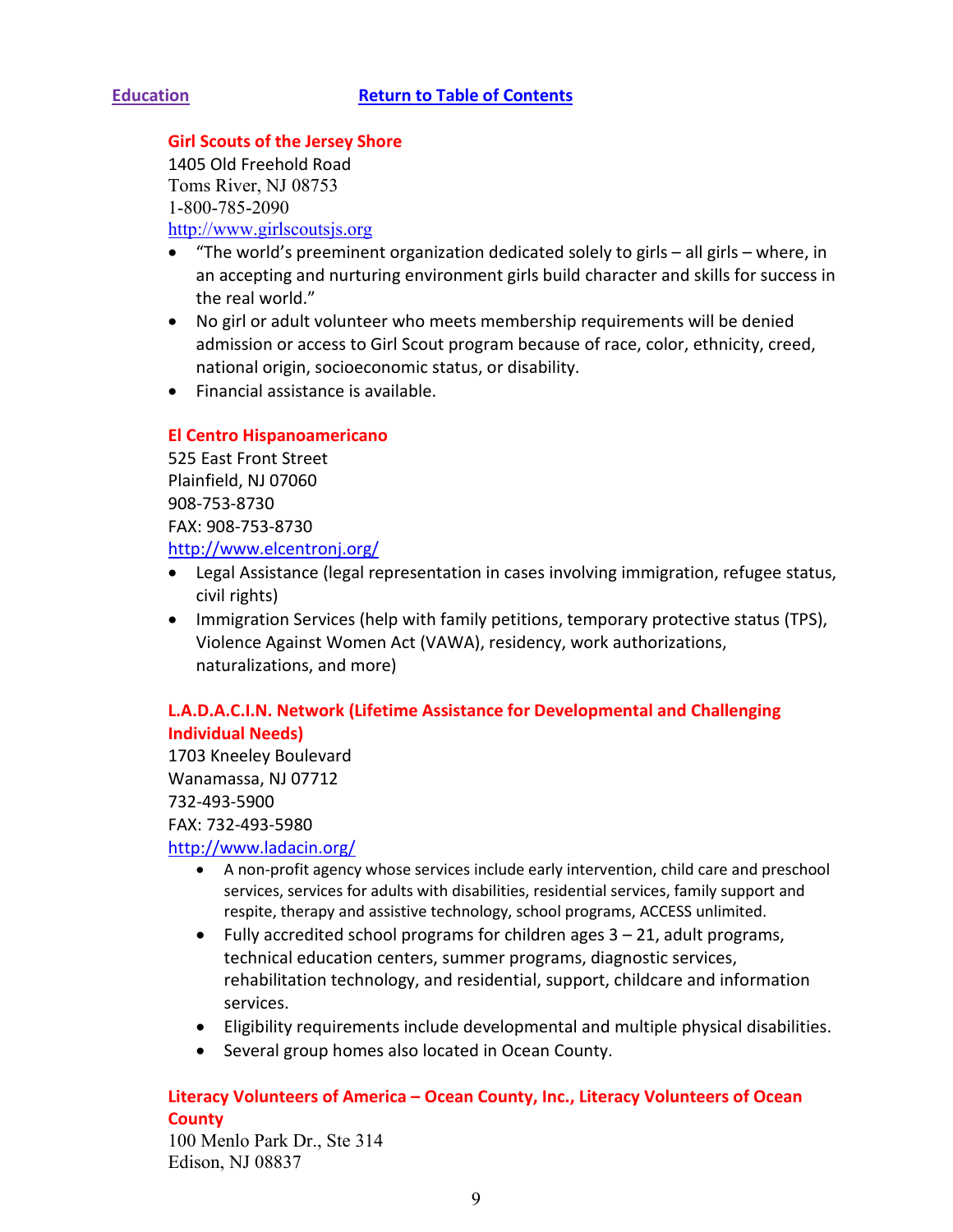[Education](#) [Return to Table of Contents](#)

### Girl Scouts of the Jersey Shore

1405 Old Freehold Road
Toms River, NJ 08753
1-800-785-2090
http://www.girlscoutsjs.org

- "The world's preeminent organization dedicated solely to girls – all girls – where, in an accepting and nurturing environment girls build character and skills for success in the real world."
- No girl or adult volunteer who meets membership requirements will be denied admission or access to Girl Scout program because of race, color, ethnicity, creed, national origin, socioeconomic status, or disability.
- Financial assistance is available.

### El Centro Hispanoamericano

525 East Front Street
Plainfield, NJ 07060
908-753-8730
FAX: 908-753-8730
http://www.elcentronj.org/

- Legal Assistance (legal representation in cases involving immigration, refugee status, civil rights)
- Immigration Services (help with family petitions, temporary protective status (TPS), Violence Against Women Act (VAWA), residency, work authorizations, naturalizations, and more)

### L.A.D.A.C.I.N. Network (Lifetime Assistance for Developmental and Challenging Individual Needs)

1703 Kneeley Boulevard
Wanamassa, NJ 07712
732-493-5900
FAX: 732-493-5980
http://www.ladacin.org/

- A non-profit agency whose services include early intervention, child care and preschool services, services for adults with disabilities, residential services, family support and respite, therapy and assistive technology, school programs, ACCESS unlimited.
- Fully accredited school programs for children ages 3 – 21, adult programs, technical education centers, summer programs, diagnostic services, rehabilitation technology, and residential, support, childcare and information services.
- Eligibility requirements include developmental and multiple physical disabilities.
- Several group homes also located in Ocean County.

### Literacy Volunteers of America – Ocean County, Inc., Literacy Volunteers of Ocean County

100 Menlo Park Dr., Ste 314
Edison, NJ 08837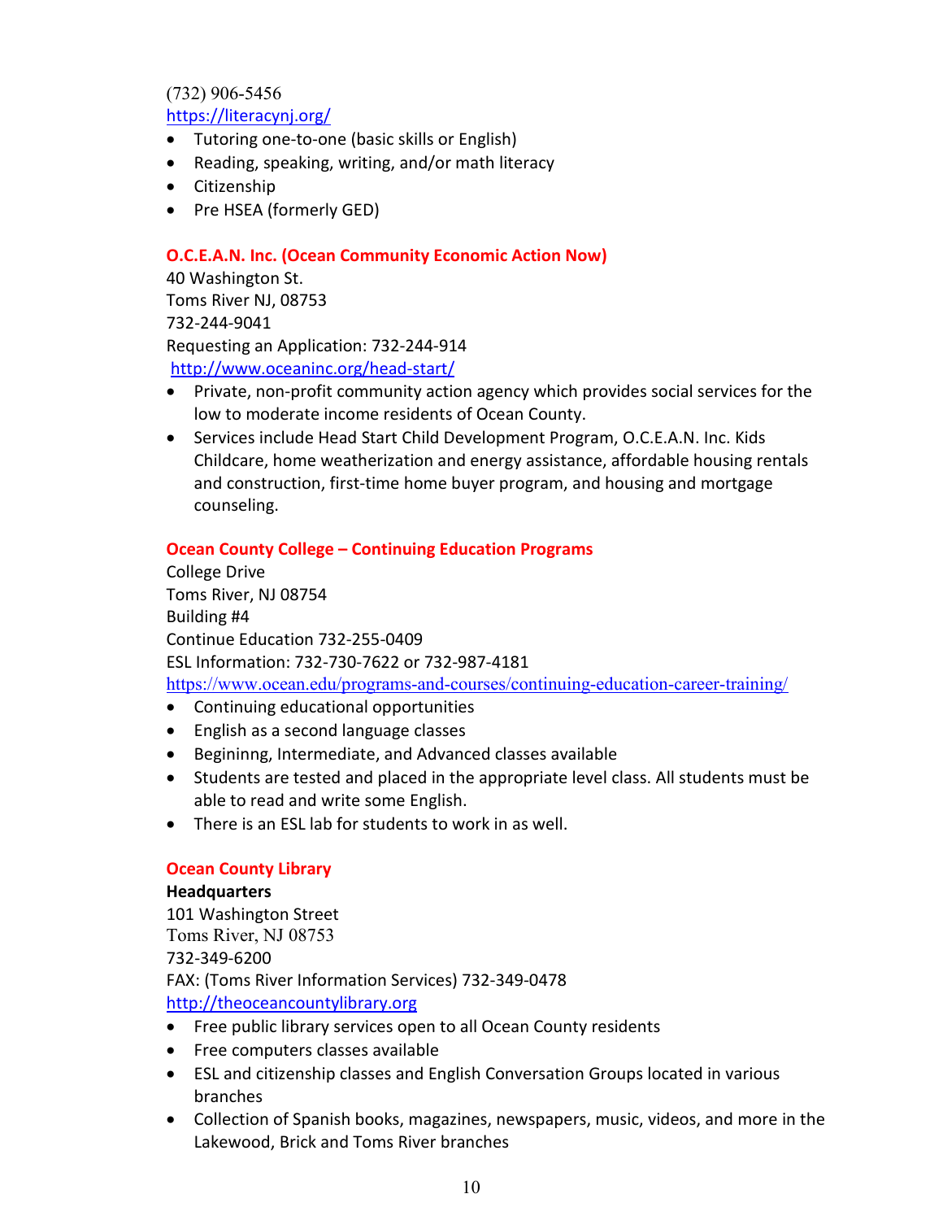(732) 906-5456
https://literacynj.org/

- Tutoring one-to-one (basic skills or English)
- Reading, speaking, writing, and/or math literacy
- Citizenship
- Pre HSEA (formerly GED)

### O.C.E.A.N. Inc. (Ocean Community Economic Action Now)

40 Washington St.
Toms River NJ, 08753
732-244-9041
Requesting an Application: 732-244-914
http://www.oceaninc.org/head-start/

- Private, non-profit community action agency which provides social services for the low to moderate income residents of Ocean County.
- Services include Head Start Child Development Program, O.C.E.A.N. Inc. Kids Childcare, home weatherization and energy assistance, affordable housing rentals and construction, first-time home buyer program, and housing and mortgage counseling.

### Ocean County College – Continuing Education Programs

College Drive
Toms River, NJ 08754
Building #4
Continue Education 732-255-0409
ESL Information: 732-730-7622 or 732-987-4181
https://www.ocean.edu/programs-and-courses/continuing-education-career-training/

- Continuing educational opportunities
- English as a second language classes
- Begininng, Intermediate, and Advanced classes available
- Students are tested and placed in the appropriate level class. All students must be able to read and write some English.
- There is an ESL lab for students to work in as well.

### Ocean County Library

**Headquarters**
101 Washington Street
Toms River, NJ 08753
732-349-6200
FAX: (Toms River Information Services) 732-349-0478
http://theoceancountylibrary.org

- Free public library services open to all Ocean County residents
- Free computers classes available
- ESL and citizenship classes and English Conversation Groups located in various branches
- Collection of Spanish books, magazines, newspapers, music, videos, and more in the Lakewood, Brick and Toms River branches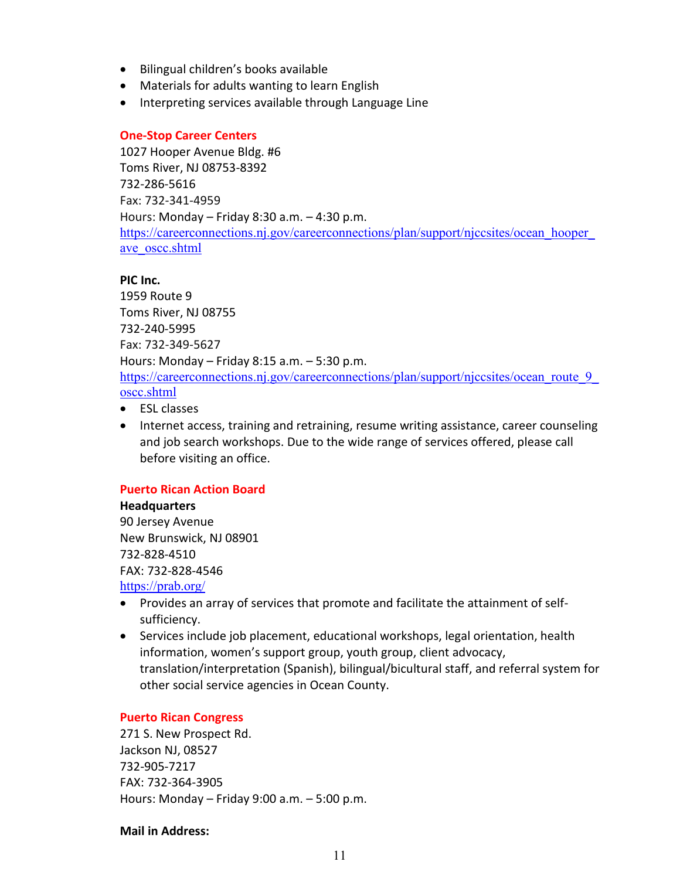- Bilingual children's books available
- Materials for adults wanting to learn English
- Interpreting services available through Language Line

### One-Stop Career Centers

1027 Hooper Avenue Bldg. #6
Toms River, NJ 08753-8392
732-286-5616
Fax: 732-341-4959
Hours: Monday – Friday 8:30 a.m. – 4:30 p.m.
https://careerconnections.nj.gov/careerconnections/plan/support/njccsites/ocean_hooper_ave_oscc.shtml

**PIC Inc.**
1959 Route 9
Toms River, NJ 08755
732-240-5995
Fax: 732-349-5627
Hours: Monday – Friday 8:15 a.m. – 5:30 p.m.
https://careerconnections.nj.gov/careerconnections/plan/support/njccsites/ocean_route_9_oscc.shtml

- ESL classes
- Internet access, training and retraining, resume writing assistance, career counseling and job search workshops. Due to the wide range of services offered, please call before visiting an office.

### Puerto Rican Action Board

**Headquarters**
90 Jersey Avenue
New Brunswick, NJ 08901
732-828-4510
FAX: 732-828-4546
https://prab.org/

- Provides an array of services that promote and facilitate the attainment of self-sufficiency.
- Services include job placement, educational workshops, legal orientation, health information, women's support group, youth group, client advocacy, translation/interpretation (Spanish), bilingual/bicultural staff, and referral system for other social service agencies in Ocean County.

### Puerto Rican Congress

271 S. New Prospect Rd.
Jackson NJ, 08527
732-905-7217
FAX: 732-364-3905
Hours: Monday – Friday 9:00 a.m. – 5:00 p.m.

**Mail in Address:**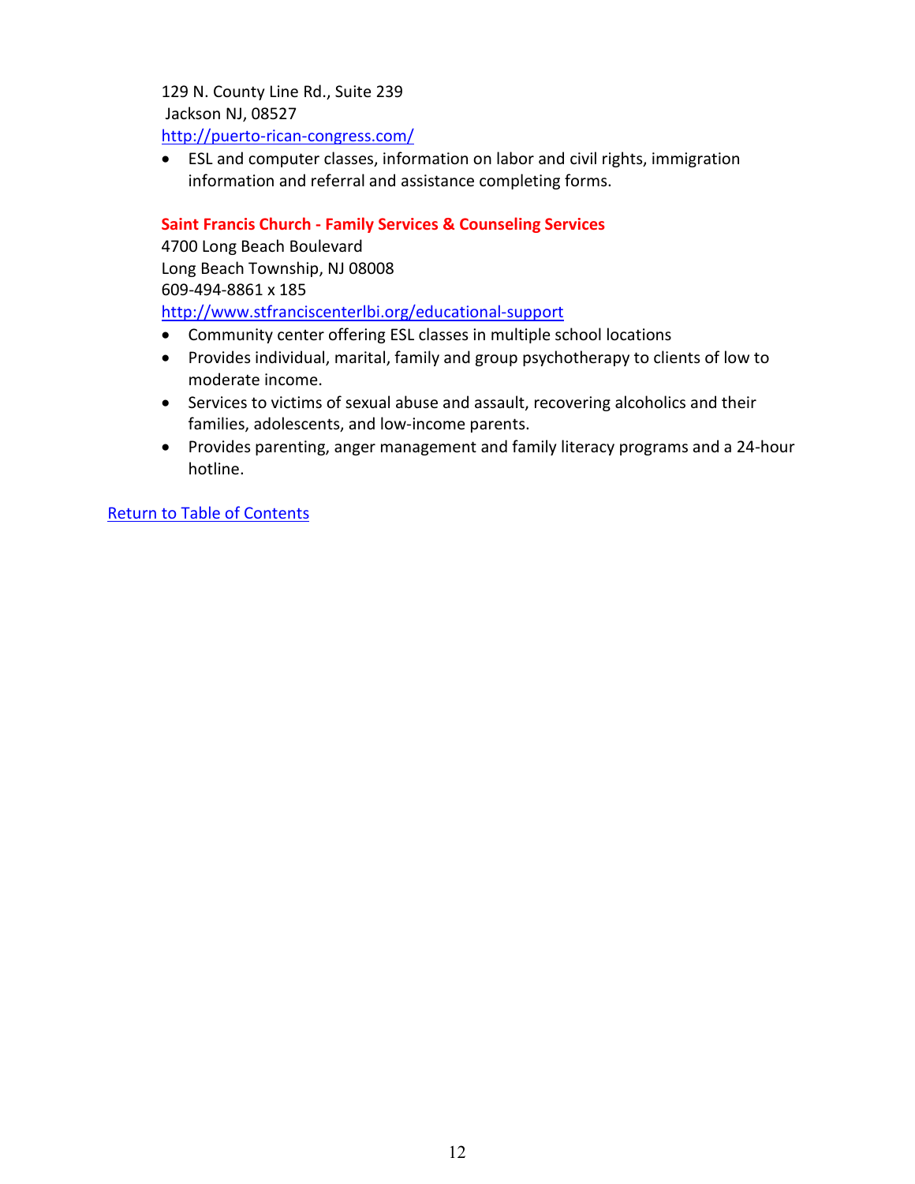129 N. County Line Rd., Suite 239
Jackson NJ, 08527
[http://puerto-rican-congress.com/](http://puerto-rican-congress.com/)

- ESL and computer classes, information on labor and civil rights, immigration information and referral and assistance completing forms.

### Saint Francis Church - Family Services & Counseling Services

4700 Long Beach Boulevard
Long Beach Township, NJ 08008
609-494-8861 x 185
[http://www.stfranciscenterlbi.org/educational-support](http://www.stfranciscenterlbi.org/educational-support)

- Community center offering ESL classes in multiple school locations
- Provides individual, marital, family and group psychotherapy to clients of low to moderate income.
- Services to victims of sexual abuse and assault, recovering alcoholics and their families, adolescents, and low-income parents.
- Provides parenting, anger management and family literacy programs and a 24-hour hotline.

Return to Table of Contents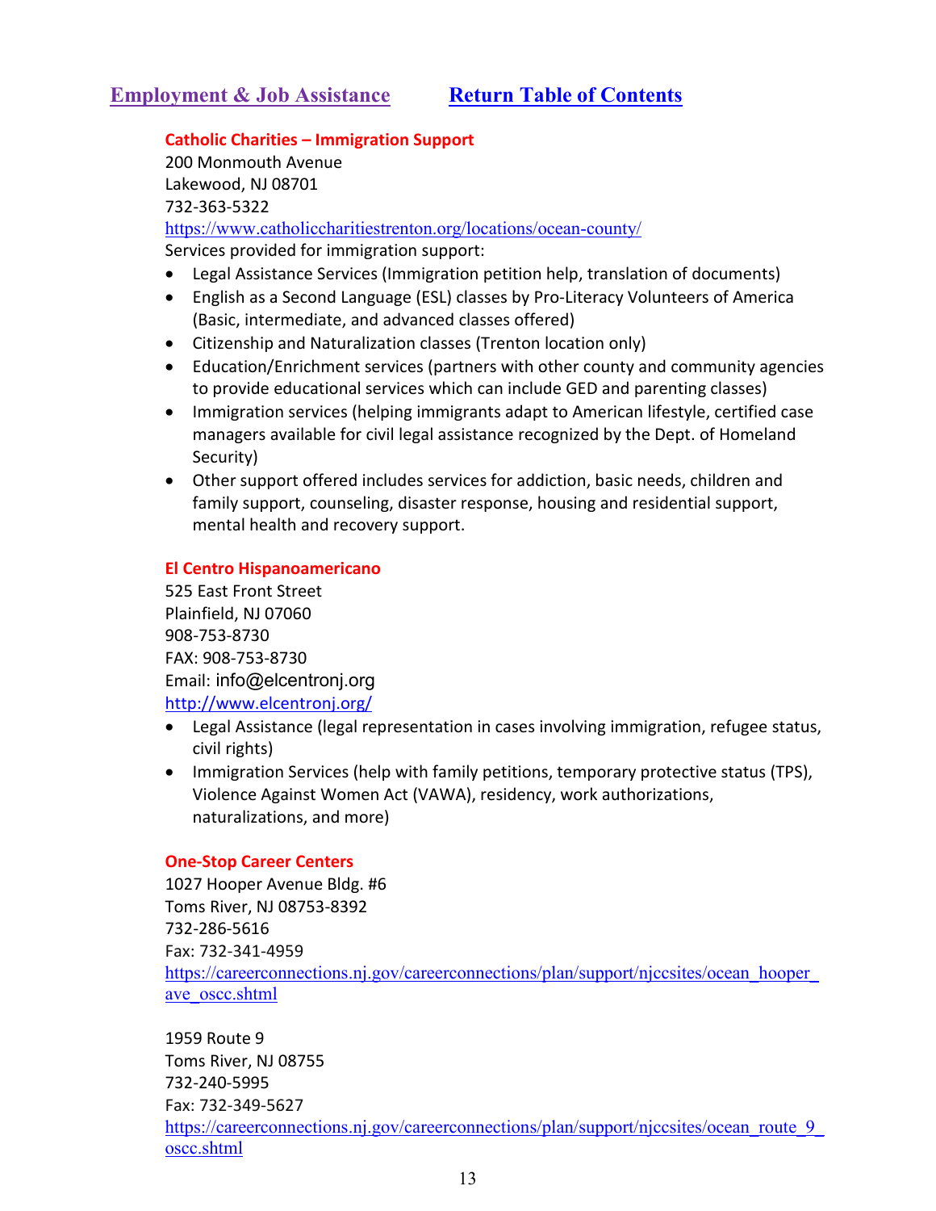## Employment & Job Assistance    Return Table of Contents

**Catholic Charities – Immigration Support**
200 Monmouth Avenue
Lakewood, NJ 08701
732-363-5322
https://www.catholiccharitiestrenton.org/locations/ocean-county/
Services provided for immigration support:

- Legal Assistance Services (Immigration petition help, translation of documents)
- English as a Second Language (ESL) classes by Pro-Literacy Volunteers of America (Basic, intermediate, and advanced classes offered)
- Citizenship and Naturalization classes (Trenton location only)
- Education/Enrichment services (partners with other county and community agencies to provide educational services which can include GED and parenting classes)
- Immigration services (helping immigrants adapt to American lifestyle, certified case managers available for civil legal assistance recognized by the Dept. of Homeland Security)
- Other support offered includes services for addiction, basic needs, children and family support, counseling, disaster response, housing and residential support, mental health and recovery support.

**El Centro Hispanoamericano**
525 East Front Street
Plainfield, NJ 07060
908-753-8730
FAX: 908-753-8730
Email: info@elcentronj.org
http://www.elcentronj.org/

- Legal Assistance (legal representation in cases involving immigration, refugee status, civil rights)
- Immigration Services (help with family petitions, temporary protective status (TPS), Violence Against Women Act (VAWA), residency, work authorizations, naturalizations, and more)

**One-Stop Career Centers**
1027 Hooper Avenue Bldg. #6
Toms River, NJ 08753-8392
732-286-5616
Fax: 732-341-4959
https://careerconnections.nj.gov/careerconnections/plan/support/njccsites/ocean_hooper_ave_oscc.shtml

1959 Route 9
Toms River, NJ 08755
732-240-5995
Fax: 732-349-5627
https://careerconnections.nj.gov/careerconnections/plan/support/njccsites/ocean_route_9_oscc.shtml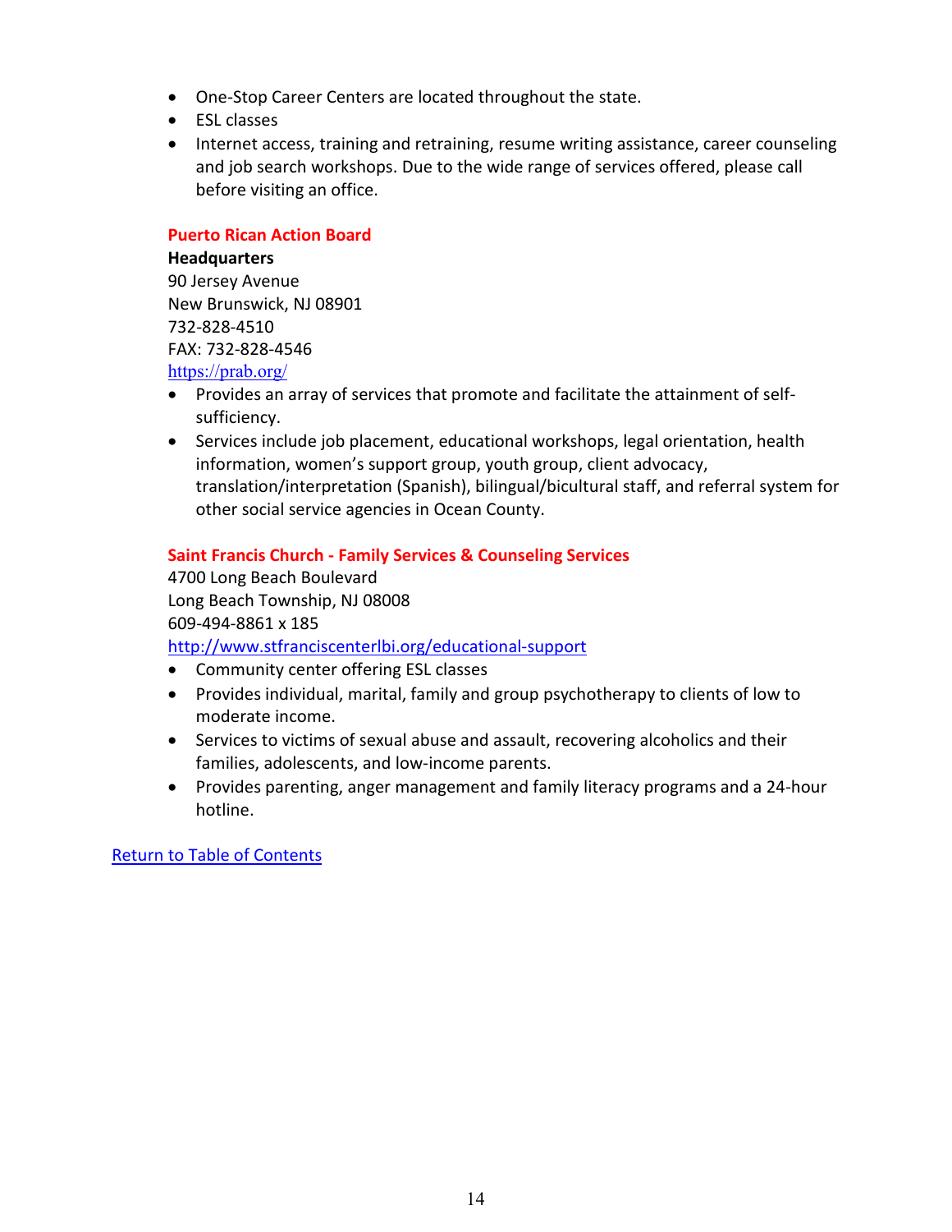- One-Stop Career Centers are located throughout the state.
- ESL classes
- Internet access, training and retraining, resume writing assistance, career counseling and job search workshops. Due to the wide range of services offered, please call before visiting an office.

### Puerto Rican Action Board

**Headquarters**
90 Jersey Avenue
New Brunswick, NJ 08901
732-828-4510
FAX: 732-828-4546
https://prab.org/

- Provides an array of services that promote and facilitate the attainment of self-sufficiency.
- Services include job placement, educational workshops, legal orientation, health information, women's support group, youth group, client advocacy, translation/interpretation (Spanish), bilingual/bicultural staff, and referral system for other social service agencies in Ocean County.

### Saint Francis Church - Family Services & Counseling Services

4700 Long Beach Boulevard
Long Beach Township, NJ 08008
609-494-8861 x 185
http://www.stfranciscenterlbi.org/educational-support

- Community center offering ESL classes
- Provides individual, marital, family and group psychotherapy to clients of low to moderate income.
- Services to victims of sexual abuse and assault, recovering alcoholics and their families, adolescents, and low-income parents.
- Provides parenting, anger management and family literacy programs and a 24-hour hotline.

Return to Table of Contents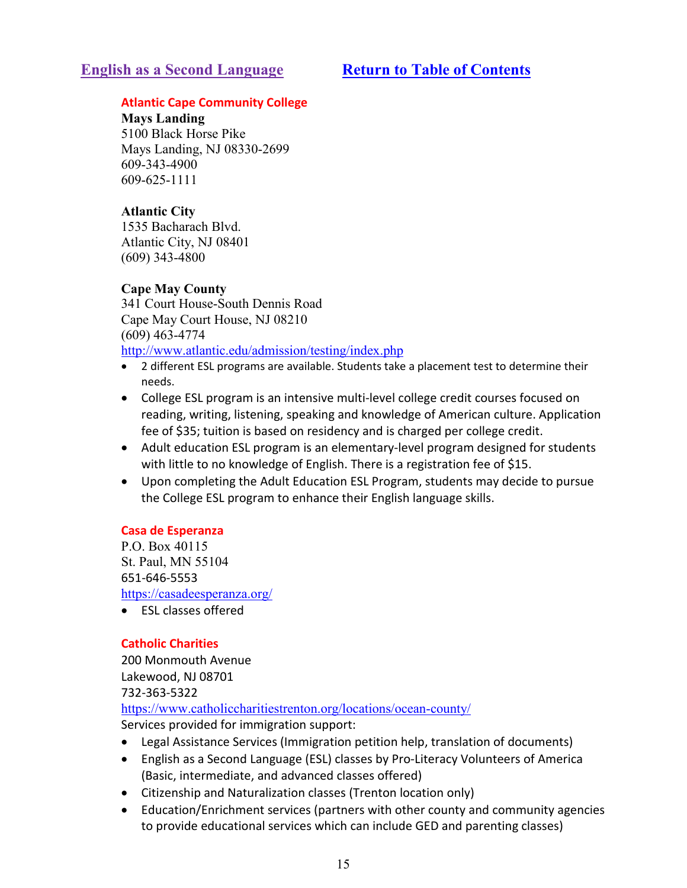## English as a Second Language        Return to Table of Contents

### Atlantic Cape Community College

**Mays Landing**
5100 Black Horse Pike
Mays Landing, NJ 08330-2699
609-343-4900
609-625-1111

**Atlantic City**
1535 Bacharach Blvd.
Atlantic City, NJ 08401
(609) 343-4800

**Cape May County**
341 Court House-South Dennis Road
Cape May Court House, NJ 08210
(609) 463-4774
http://www.atlantic.edu/admission/testing/index.php

- 2 different ESL programs are available. Students take a placement test to determine their needs.
- College ESL program is an intensive multi-level college credit courses focused on reading, writing, listening, speaking and knowledge of American culture. Application fee of $35; tuition is based on residency and is charged per college credit.
- Adult education ESL program is an elementary-level program designed for students with little to no knowledge of English. There is a registration fee of $15.
- Upon completing the Adult Education ESL Program, students may decide to pursue the College ESL program to enhance their English language skills.

### Casa de Esperanza

P.O. Box 40115
St. Paul, MN 55104
651-646-5553
https://casadeesperanza.org/

- ESL classes offered

### Catholic Charities

200 Monmouth Avenue
Lakewood, NJ 08701
732-363-5322
https://www.catholiccharitiestrenton.org/locations/ocean-county/
Services provided for immigration support:

- Legal Assistance Services (Immigration petition help, translation of documents)
- English as a Second Language (ESL) classes by Pro-Literacy Volunteers of America (Basic, intermediate, and advanced classes offered)
- Citizenship and Naturalization classes (Trenton location only)
- Education/Enrichment services (partners with other county and community agencies to provide educational services which can include GED and parenting classes)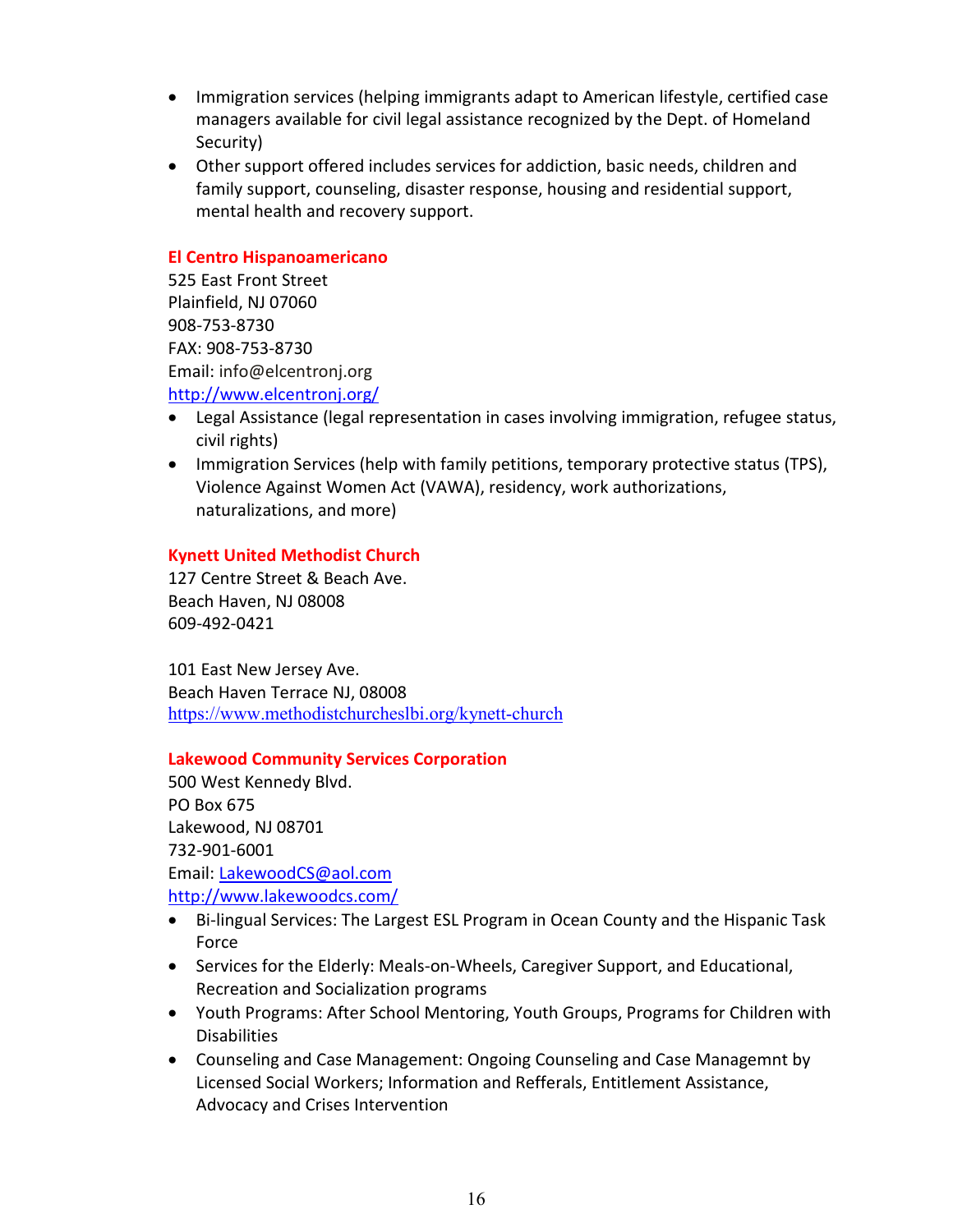- Immigration services (helping immigrants adapt to American lifestyle, certified case managers available for civil legal assistance recognized by the Dept. of Homeland Security)
- Other support offered includes services for addiction, basic needs, children and family support, counseling, disaster response, housing and residential support, mental health and recovery support.

**El Centro Hispanoamericano**
525 East Front Street
Plainfield, NJ 07060
908-753-8730
FAX: 908-753-8730
Email: info@elcentronj.org
http://www.elcentronj.org/

- Legal Assistance (legal representation in cases involving immigration, refugee status, civil rights)
- Immigration Services (help with family petitions, temporary protective status (TPS), Violence Against Women Act (VAWA), residency, work authorizations, naturalizations, and more)

**Kynett United Methodist Church**
127 Centre Street & Beach Ave.
Beach Haven, NJ 08008
609-492-0421

101 East New Jersey Ave.
Beach Haven Terrace NJ, 08008
https://www.methodistchurcheslbi.org/kynett-church

**Lakewood Community Services Corporation**
500 West Kennedy Blvd.
PO Box 675
Lakewood, NJ 08701
732-901-6001
Email: LakewoodCS@aol.com
http://www.lakewoodcs.com/

- Bi-lingual Services: The Largest ESL Program in Ocean County and the Hispanic Task Force
- Services for the Elderly: Meals-on-Wheels, Caregiver Support, and Educational, Recreation and Socialization programs
- Youth Programs: After School Mentoring, Youth Groups, Programs for Children with Disabilities
- Counseling and Case Management: Ongoing Counseling and Case Managemnt by Licensed Social Workers; Information and Refferals, Entitlement Assistance, Advocacy and Crises Intervention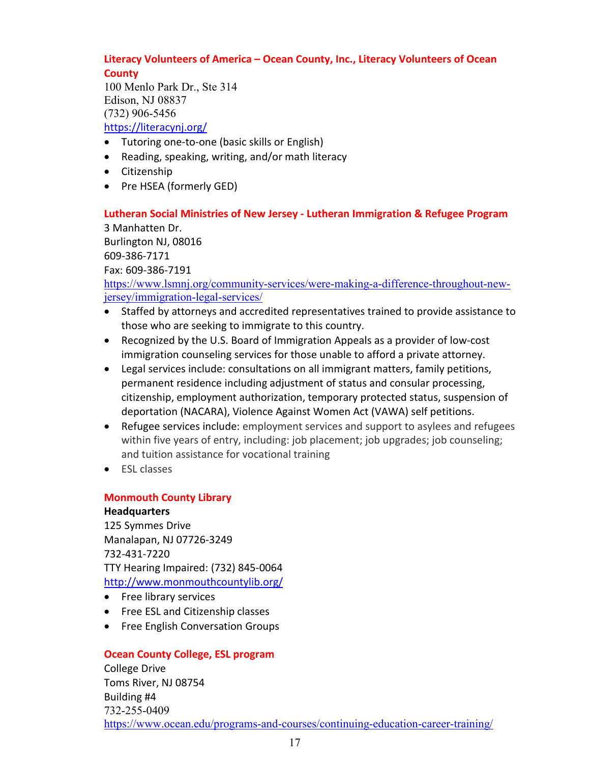### Literacy Volunteers of America – Ocean County, Inc., Literacy Volunteers of Ocean County

100 Menlo Park Dr., Ste 314
Edison, NJ 08837
(732) 906-5456
https://literacynj.org/

- Tutoring one-to-one (basic skills or English)
- Reading, speaking, writing, and/or math literacy
- Citizenship
- Pre HSEA (formerly GED)

### Lutheran Social Ministries of New Jersey - Lutheran Immigration & Refugee Program

3 Manhatten Dr.
Burlington NJ, 08016
609-386-7171
Fax: 609-386-7191
https://www.lsmnj.org/community-services/were-making-a-difference-throughout-new-jersey/immigration-legal-services/

- Staffed by attorneys and accredited representatives trained to provide assistance to those who are seeking to immigrate to this country.
- Recognized by the U.S. Board of Immigration Appeals as a provider of low-cost immigration counseling services for those unable to afford a private attorney.
- Legal services include: consultations on all immigrant matters, family petitions, permanent residence including adjustment of status and consular processing, citizenship, employment authorization, temporary protected status, suspension of deportation (NACARA), Violence Against Women Act (VAWA) self petitions.
- Refugee services include: employment services and support to asylees and refugees within five years of entry, including: job placement; job upgrades; job counseling; and tuition assistance for vocational training
- ESL classes

### Monmouth County Library

**Headquarters**
125 Symmes Drive
Manalapan, NJ 07726-3249
732-431-7220
TTY Hearing Impaired: (732) 845-0064
http://www.monmouthcountylib.org/

- Free library services
- Free ESL and Citizenship classes
- Free English Conversation Groups

### Ocean County College, ESL program

College Drive
Toms River, NJ 08754
Building #4
732-255-0409
https://www.ocean.edu/programs-and-courses/continuing-education-career-training/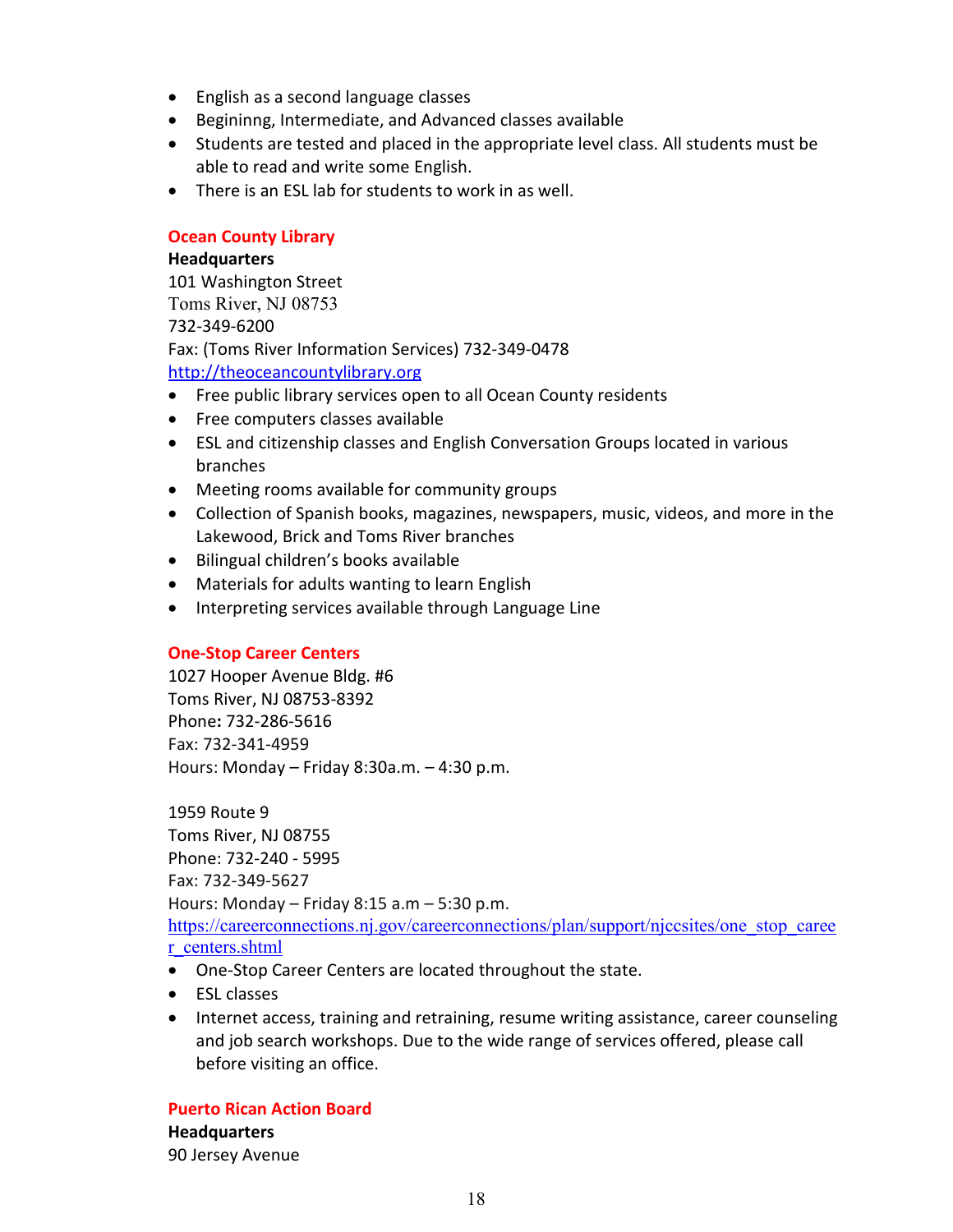- English as a second language classes
- Begininng, Intermediate, and Advanced classes available
- Students are tested and placed in the appropriate level class. All students must be able to read and write some English.
- There is an ESL lab for students to work in as well.

### Ocean County Library

**Headquarters**
101 Washington Street
Toms River, NJ 08753
732-349-6200
Fax: (Toms River Information Services) 732-349-0478
http://theoceancountylibrary.org

- Free public library services open to all Ocean County residents
- Free computers classes available
- ESL and citizenship classes and English Conversation Groups located in various branches
- Meeting rooms available for community groups
- Collection of Spanish books, magazines, newspapers, music, videos, and more in the Lakewood, Brick and Toms River branches
- Bilingual children's books available
- Materials for adults wanting to learn English
- Interpreting services available through Language Line

### One-Stop Career Centers

1027 Hooper Avenue Bldg. #6
Toms River, NJ 08753-8392
Phone**:** 732-286-5616
Fax: 732-341-4959
Hours: Monday – Friday 8:30a.m. – 4:30 p.m.

1959 Route 9
Toms River, NJ 08755
Phone: 732-240 - 5995
Fax: 732-349-5627
Hours: Monday – Friday 8:15 a.m – 5:30 p.m.
https://careerconnections.nj.gov/careerconnections/plan/support/njccsites/one_stop_career_centers.shtml

- One-Stop Career Centers are located throughout the state.
- ESL classes
- Internet access, training and retraining, resume writing assistance, career counseling and job search workshops. Due to the wide range of services offered, please call before visiting an office.

### Puerto Rican Action Board

**Headquarters**
90 Jersey Avenue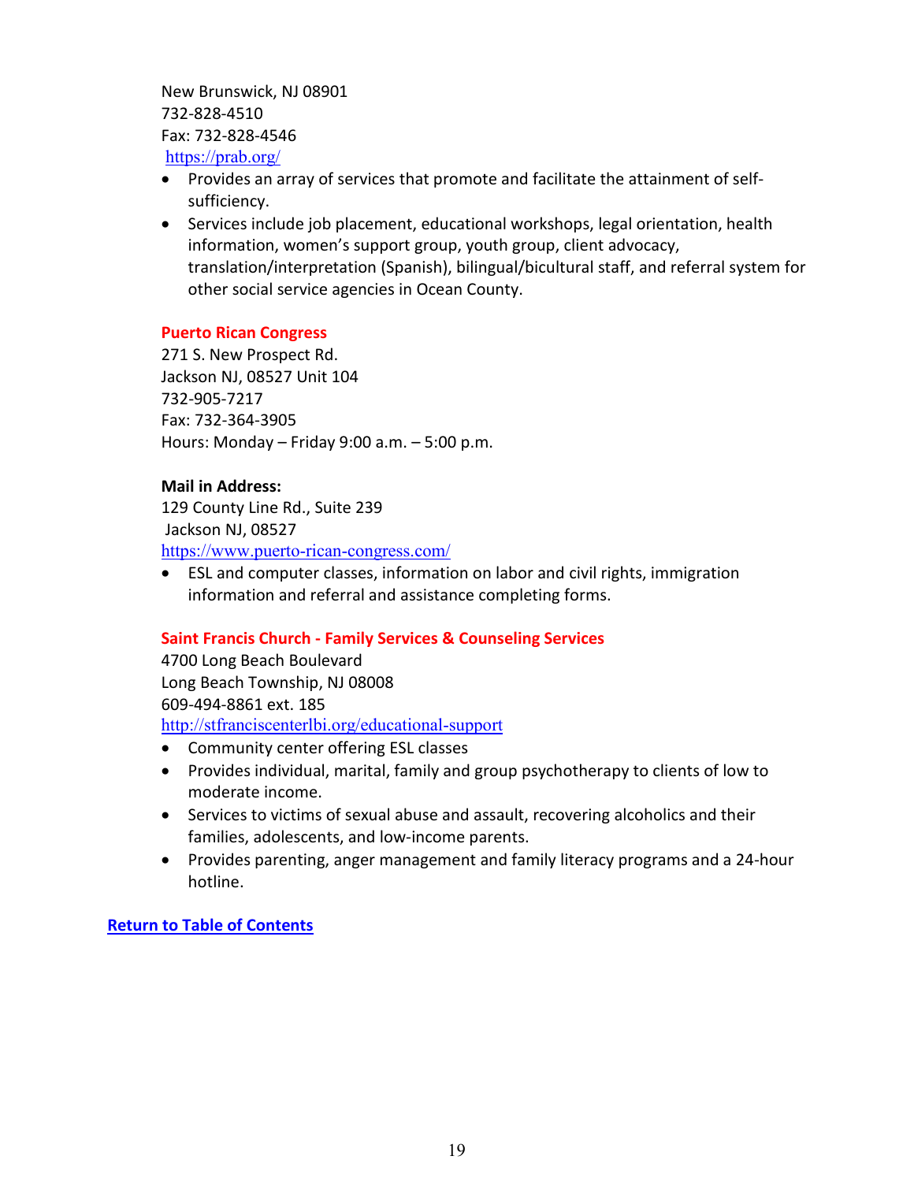New Brunswick, NJ 08901
732-828-4510
Fax: 732-828-4546
https://prab.org/

- Provides an array of services that promote and facilitate the attainment of self-sufficiency.
- Services include job placement, educational workshops, legal orientation, health information, women's support group, youth group, client advocacy, translation/interpretation (Spanish), bilingual/bicultural staff, and referral system for other social service agencies in Ocean County.

### Puerto Rican Congress

271 S. New Prospect Rd.
Jackson NJ, 08527 Unit 104
732-905-7217
Fax: 732-364-3905
Hours: Monday – Friday 9:00 a.m. – 5:00 p.m.

**Mail in Address:**
129 County Line Rd., Suite 239
Jackson NJ, 08527
https://www.puerto-rican-congress.com/

- ESL and computer classes, information on labor and civil rights, immigration information and referral and assistance completing forms.

### Saint Francis Church - Family Services & Counseling Services

4700 Long Beach Boulevard
Long Beach Township, NJ 08008
609-494-8861 ext. 185
http://stfranciscenterlbi.org/educational-support

- Community center offering ESL classes
- Provides individual, marital, family and group psychotherapy to clients of low to moderate income.
- Services to victims of sexual abuse and assault, recovering alcoholics and their families, adolescents, and low-income parents.
- Provides parenting, anger management and family literacy programs and a 24-hour hotline.

**Return to Table of Contents**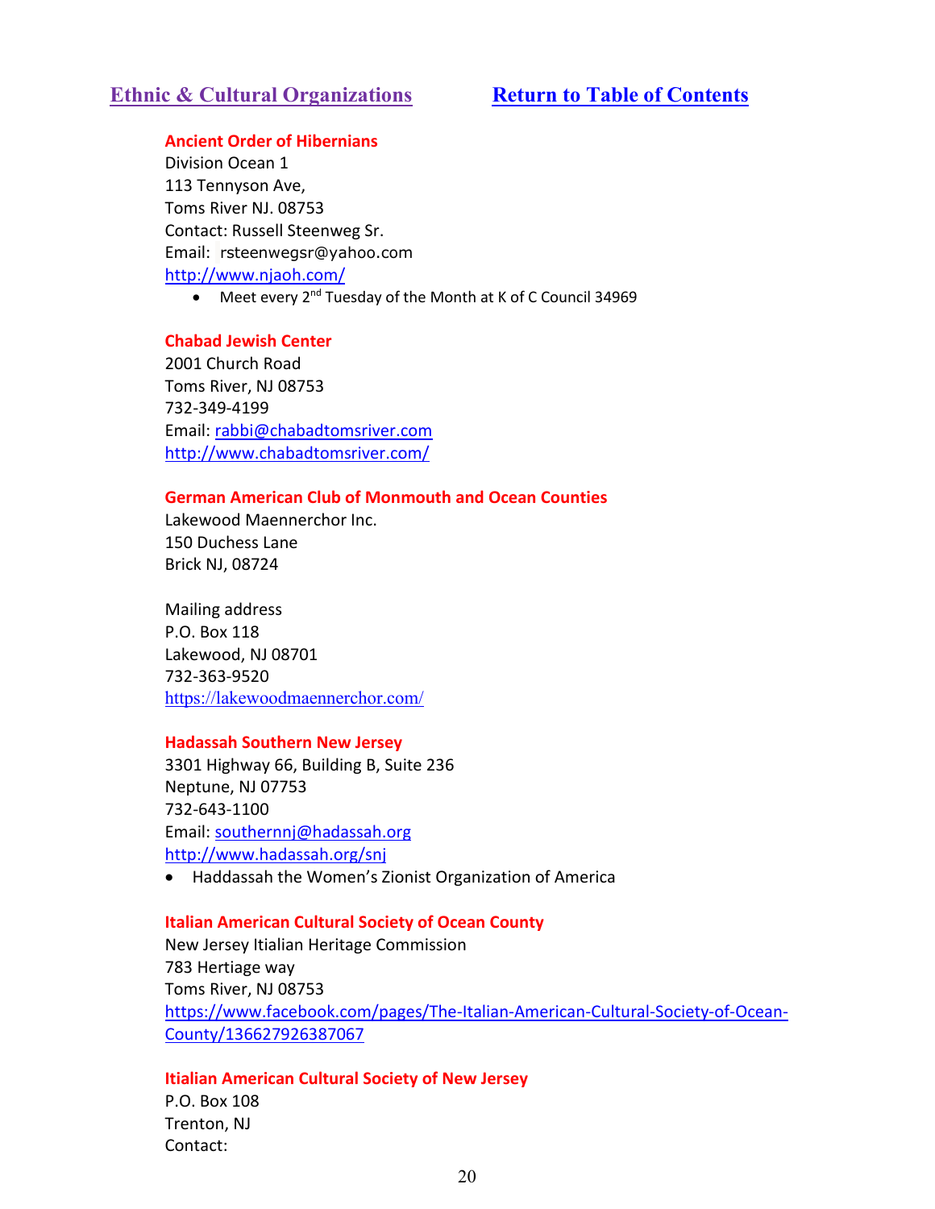## Ethic & Cultural Organizations

[Return to Table of Contents](#)

**Ancient Order of Hibernians**
Division Ocean 1
113 Tennyson Ave,
Toms River NJ. 08753
Contact: Russell Steenweg Sr.
Email: rsteenwegsr@yahoo.com
http://www.njaoh.com/

- Meet every 2nd Tuesday of the Month at K of C Council 34969

**Chabad Jewish Center**
2001 Church Road
Toms River, NJ 08753
732-349-4199
Email: rabbi@chabadtomsriver.com
http://www.chabadtomsriver.com/

**German American Club of Monmouth and Ocean Counties**
Lakewood Maennerchor Inc.
150 Duchess Lane
Brick NJ, 08724

Mailing address
P.O. Box 118
Lakewood, NJ 08701
732-363-9520
https://lakewoodmaennerchor.com/

**Hadassah Southern New Jersey**
3301 Highway 66, Building B, Suite 236
Neptune, NJ 07753
732-643-1100
Email: southernnj@hadassah.org
http://www.hadassah.org/snj

- Haddassah the Women's Zionist Organization of America

**Italian American Cultural Society of Ocean County**
New Jersey Itialian Heritage Commission
783 Hertiage way
Toms River, NJ 08753
https://www.facebook.com/pages/The-Italian-American-Cultural-Society-of-Ocean-County/136627926387067

**Itialian American Cultural Society of New Jersey**
P.O. Box 108
Trenton, NJ
Contact: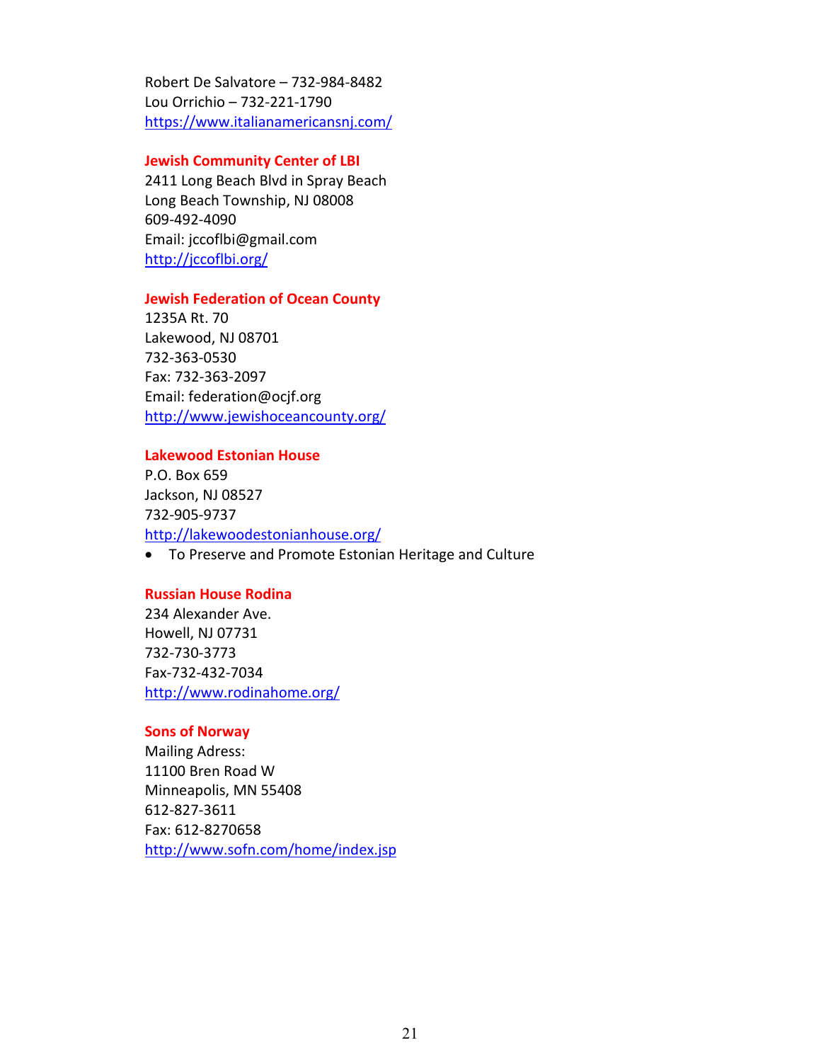Robert De Salvatore – 732-984-8482
Lou Orrichio – 732-221-1790
https://www.italianamericansnj.com/

**Jewish Community Center of LBI**
2411 Long Beach Blvd in Spray Beach
Long Beach Township, NJ 08008
609-492-4090
Email: jccoflbi@gmail.com
http://jccoflbi.org/

**Jewish Federation of Ocean County**
1235A Rt. 70
Lakewood, NJ 08701
732-363-0530
Fax: 732-363-2097
Email: federation@ocjf.org
http://www.jewishoceancounty.org/

**Lakewood Estonian House**
P.O. Box 659
Jackson, NJ 08527
732-905-9737
http://lakewoodestonianhouse.org/

- To Preserve and Promote Estonian Heritage and Culture

**Russian House Rodina**
234 Alexander Ave.
Howell, NJ 07731
732-730-3773
Fax-732-432-7034
http://www.rodinahome.org/

**Sons of Norway**
Mailing Adress:
11100 Bren Road W
Minneapolis, MN 55408
612-827-3611
Fax: 612-8270658
http://www.sofn.com/home/index.jsp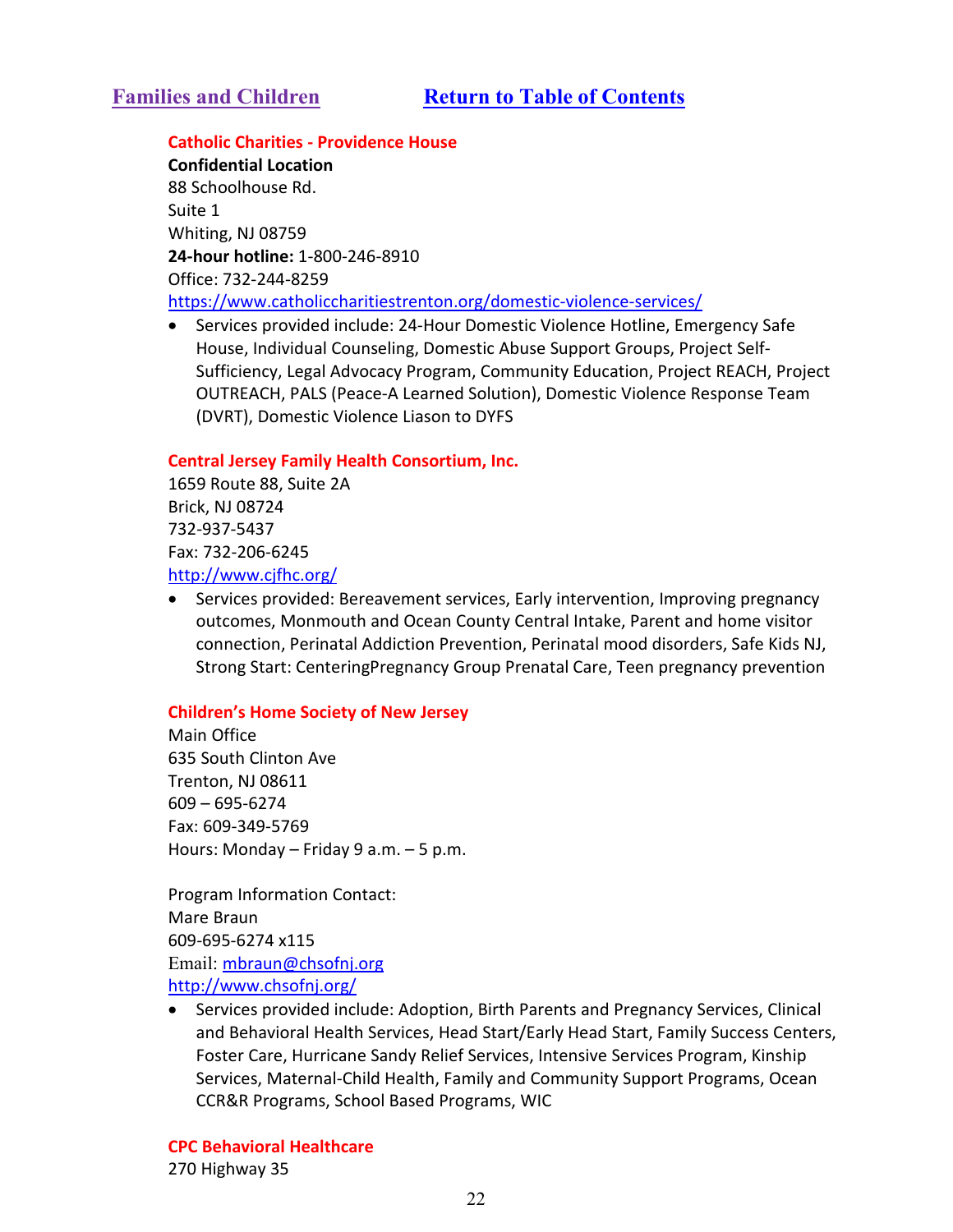## [Families and Children](#) [Return to Table of Contents](#)

### Catholic Charities - Providence House

**Confidential Location**
88 Schoolhouse Rd.
Suite 1
Whiting, NJ 08759
**24-hour hotline:** 1-800-246-8910
Office: 732-244-8259
https://www.catholiccharitiestrenton.org/domestic-violence-services/

- Services provided include: 24-Hour Domestic Violence Hotline, Emergency Safe House, Individual Counseling, Domestic Abuse Support Groups, Project Self-Sufficiency, Legal Advocacy Program, Community Education, Project REACH, Project OUTREACH, PALS (Peace-A Learned Solution), Domestic Violence Response Team (DVRT), Domestic Violence Liason to DYFS

### Central Jersey Family Health Consortium, Inc.

1659 Route 88, Suite 2A
Brick, NJ 08724
732-937-5437
Fax: 732-206-6245
http://www.cjfhc.org/

- Services provided: Bereavement services, Early intervention, Improving pregnancy outcomes, Monmouth and Ocean County Central Intake, Parent and home visitor connection, Perinatal Addiction Prevention, Perinatal mood disorders, Safe Kids NJ, Strong Start: CenteringPregnancy Group Prenatal Care, Teen pregnancy prevention

### Children's Home Society of New Jersey

Main Office
635 South Clinton Ave
Trenton, NJ 08611
609 – 695-6274
Fax: 609-349-5769
Hours: Monday – Friday 9 a.m. – 5 p.m.

Program Information Contact:
Mare Braun
609-695-6274 x115
Email: mbraun@chsofnj.org
http://www.chsofnj.org/

- Services provided include: Adoption, Birth Parents and Pregnancy Services, Clinical and Behavioral Health Services, Head Start/Early Head Start, Family Success Centers, Foster Care, Hurricane Sandy Relief Services, Intensive Services Program, Kinship Services, Maternal-Child Health, Family and Community Support Programs, Ocean CCR&R Programs, School Based Programs, WIC

### CPC Behavioral Healthcare

270 Highway 35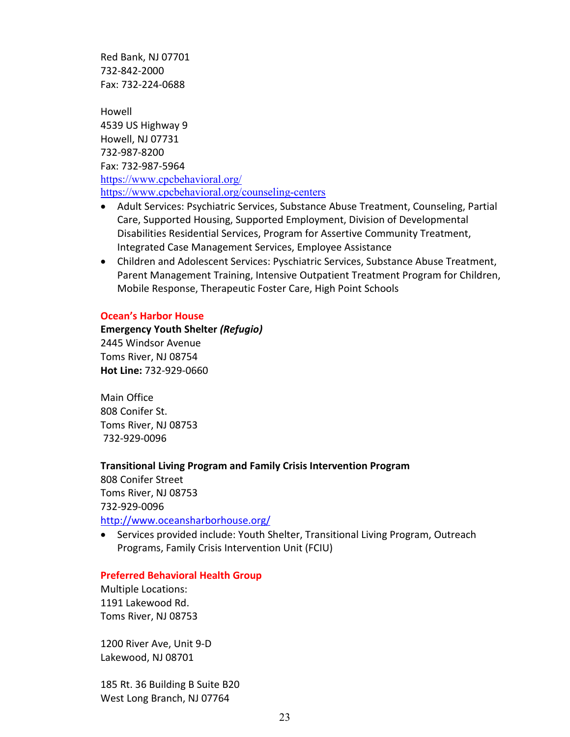Red Bank, NJ 07701
732-842-2000
Fax: 732-224-0688

Howell
4539 US Highway 9
Howell, NJ 07731
732-987-8200
Fax: 732-987-5964
https://www.cpcbehavioral.org/
https://www.cpcbehavioral.org/counseling-centers

- Adult Services: Psychiatric Services, Substance Abuse Treatment, Counseling, Partial Care, Supported Housing, Supported Employment, Division of Developmental Disabilities Residential Services, Program for Assertive Community Treatment, Integrated Case Management Services, Employee Assistance
- Children and Adolescent Services: Psychiatric Services, Substance Abuse Treatment, Parent Management Training, Intensive Outpatient Treatment Program for Children, Mobile Response, Therapeutic Foster Care, High Point Schools

### Ocean's Harbor House

**Emergency Youth Shelter *(Refugio)***
2445 Windsor Avenue
Toms River, NJ 08754
**Hot Line:** 732-929-0660

Main Office
808 Conifer St.
Toms River, NJ 08753
732-929-0096

**Transitional Living Program and Family Crisis Intervention Program**
808 Conifer Street
Toms River, NJ 08753
732-929-0096
http://www.oceansharborhouse.org/

- Services provided include: Youth Shelter, Transitional Living Program, Outreach Programs, Family Crisis Intervention Unit (FCIU)

### Preferred Behavioral Health Group

Multiple Locations:
1191 Lakewood Rd.
Toms River, NJ 08753

1200 River Ave, Unit 9-D
Lakewood, NJ 08701

185 Rt. 36 Building B Suite B20
West Long Branch, NJ 07764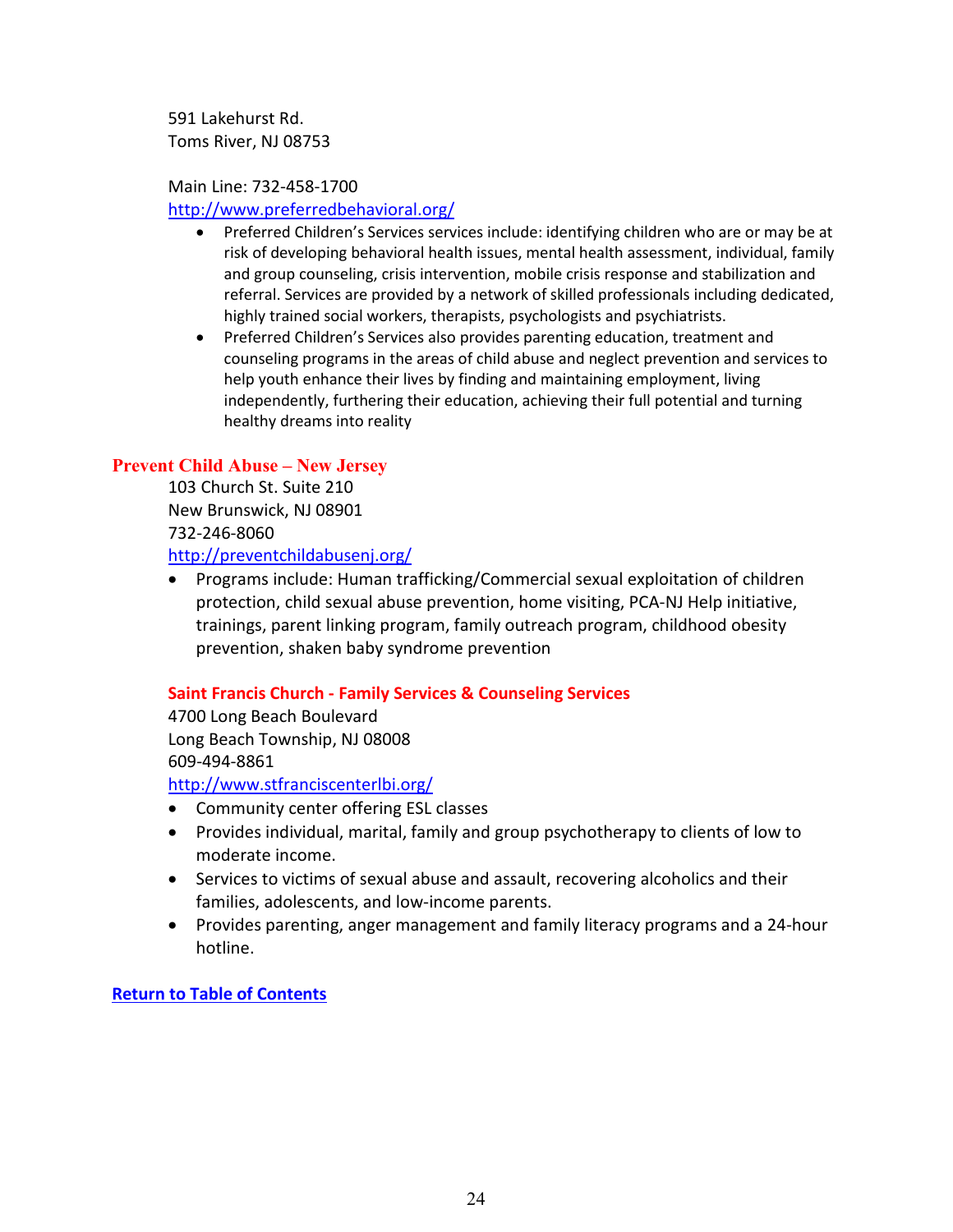591 Lakehurst Rd.
Toms River, NJ 08753

Main Line: 732-458-1700
[http://www.preferredbehavioral.org/](http://www.preferredbehavioral.org/)

- Preferred Children's Services services include: identifying children who are or may be at risk of developing behavioral health issues, mental health assessment, individual, family and group counseling, crisis intervention, mobile crisis response and stabilization and referral. Services are provided by a network of skilled professionals including dedicated, highly trained social workers, therapists, psychologists and psychiatrists.
- Preferred Children's Services also provides parenting education, treatment and counseling programs in the areas of child abuse and neglect prevention and services to help youth enhance their lives by finding and maintaining employment, living independently, furthering their education, achieving their full potential and turning healthy dreams into reality

### Prevent Child Abuse – New Jersey

103 Church St. Suite 210
New Brunswick, NJ 08901
732-246-8060
[http://preventchildabusenj.org/](http://preventchildabusenj.org/)

- Programs include: Human trafficking/Commercial sexual exploitation of children protection, child sexual abuse prevention, home visiting, PCA-NJ Help initiative, trainings, parent linking program, family outreach program, childhood obesity prevention, shaken baby syndrome prevention

### Saint Francis Church - Family Services & Counseling Services

4700 Long Beach Boulevard
Long Beach Township, NJ 08008
609-494-8861
[http://www.stfranciscenterlbi.org/](http://www.stfranciscenterlbi.org/)

- Community center offering ESL classes
- Provides individual, marital, family and group psychotherapy to clients of low to moderate income.
- Services to victims of sexual abuse and assault, recovering alcoholics and their families, adolescents, and low-income parents.
- Provides parenting, anger management and family literacy programs and a 24-hour hotline.

**Return to Table of Contents**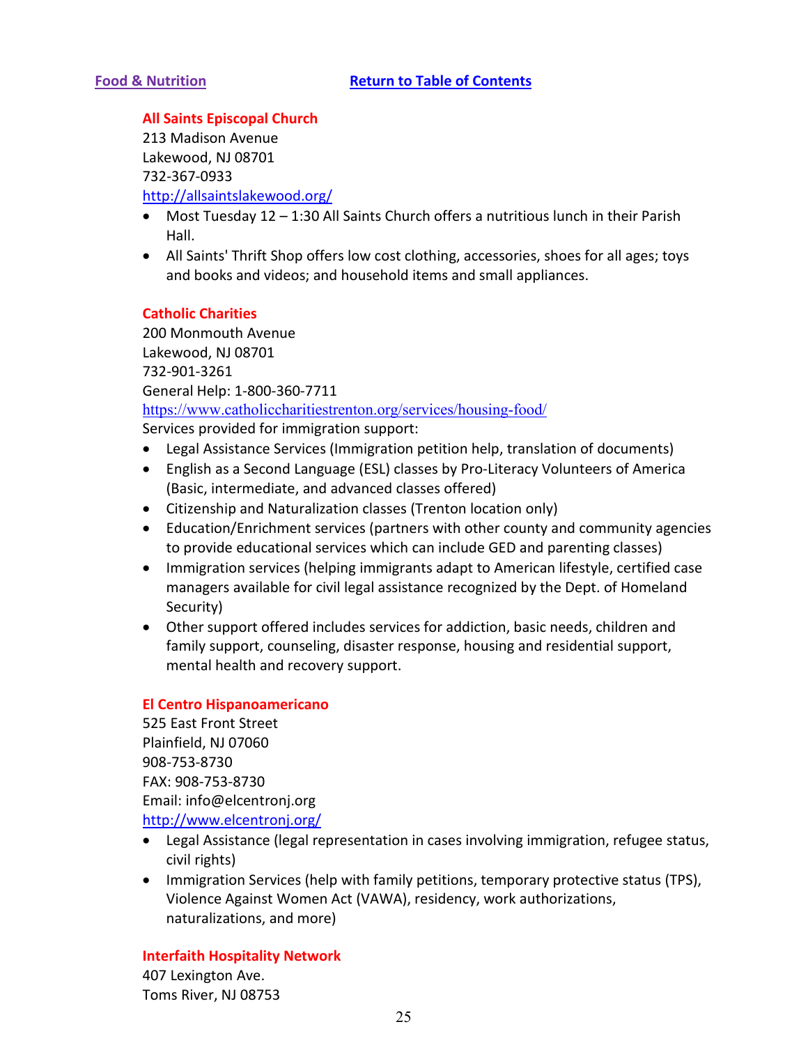[Food & Nutrition](#) [Return to Table of Contents](#)

### All Saints Episcopal Church

213 Madison Avenue
Lakewood, NJ 08701
732-367-0933
http://allsaintslakewood.org/

- Most Tuesday 12 – 1:30 All Saints Church offers a nutritious lunch in their Parish Hall.
- All Saints' Thrift Shop offers low cost clothing, accessories, shoes for all ages; toys and books and videos; and household items and small appliances.

### Catholic Charities

200 Monmouth Avenue
Lakewood, NJ 08701
732-901-3261
General Help: 1-800-360-7711
https://www.catholiccharitiestrenton.org/services/housing-food/
Services provided for immigration support:

- Legal Assistance Services (Immigration petition help, translation of documents)
- English as a Second Language (ESL) classes by Pro-Literacy Volunteers of America (Basic, intermediate, and advanced classes offered)
- Citizenship and Naturalization classes (Trenton location only)
- Education/Enrichment services (partners with other county and community agencies to provide educational services which can include GED and parenting classes)
- Immigration services (helping immigrants adapt to American lifestyle, certified case managers available for civil legal assistance recognized by the Dept. of Homeland Security)
- Other support offered includes services for addiction, basic needs, children and family support, counseling, disaster response, housing and residential support, mental health and recovery support.

### El Centro Hispanoamericano

525 East Front Street
Plainfield, NJ 07060
908-753-8730
FAX: 908-753-8730
Email: info@elcentronj.org
http://www.elcentronj.org/

- Legal Assistance (legal representation in cases involving immigration, refugee status, civil rights)
- Immigration Services (help with family petitions, temporary protective status (TPS), Violence Against Women Act (VAWA), residency, work authorizations, naturalizations, and more)

### Interfaith Hospitality Network

407 Lexington Ave.
Toms River, NJ 08753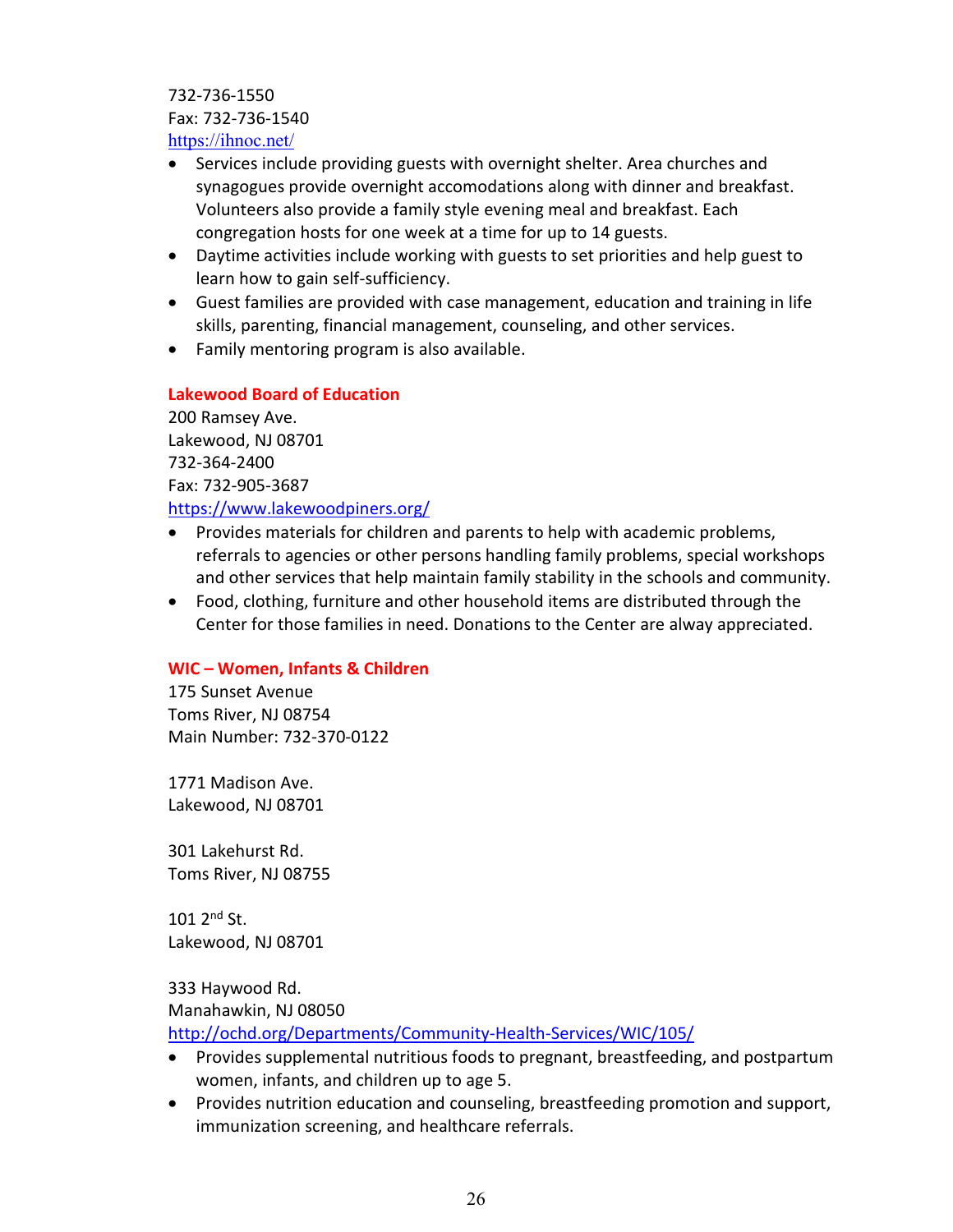732-736-1550
Fax: 732-736-1540
https://ihnoc.net/

- Services include providing guests with overnight shelter. Area churches and synagogues provide overnight accomodations along with dinner and breakfast. Volunteers also provide a family style evening meal and breakfast. Each congregation hosts for one week at a time for up to 14 guests.
- Daytime activities include working with guests to set priorities and help guest to learn how to gain self-sufficiency.
- Guest families are provided with case management, education and training in life skills, parenting, financial management, counseling, and other services.
- Family mentoring program is also available.

**Lakewood Board of Education**
200 Ramsey Ave.
Lakewood, NJ 08701
732-364-2400
Fax: 732-905-3687
https://www.lakewoodpiners.org/

- Provides materials for children and parents to help with academic problems, referrals to agencies or other persons handling family problems, special workshops and other services that help maintain family stability in the schools and community.
- Food, clothing, furniture and other household items are distributed through the Center for those families in need. Donations to the Center are alway appreciated.

**WIC – Women, Infants & Children**
175 Sunset Avenue
Toms River, NJ 08754
Main Number: 732-370-0122

1771 Madison Ave.
Lakewood, NJ 08701

301 Lakehurst Rd.
Toms River, NJ 08755

101 2nd St.
Lakewood, NJ 08701

333 Haywood Rd.
Manahawkin, NJ 08050
http://ochd.org/Departments/Community-Health-Services/WIC/105/

- Provides supplemental nutritious foods to pregnant, breastfeeding, and postpartum women, infants, and children up to age 5.
- Provides nutrition education and counseling, breastfeeding promotion and support, immunization screening, and healthcare referrals.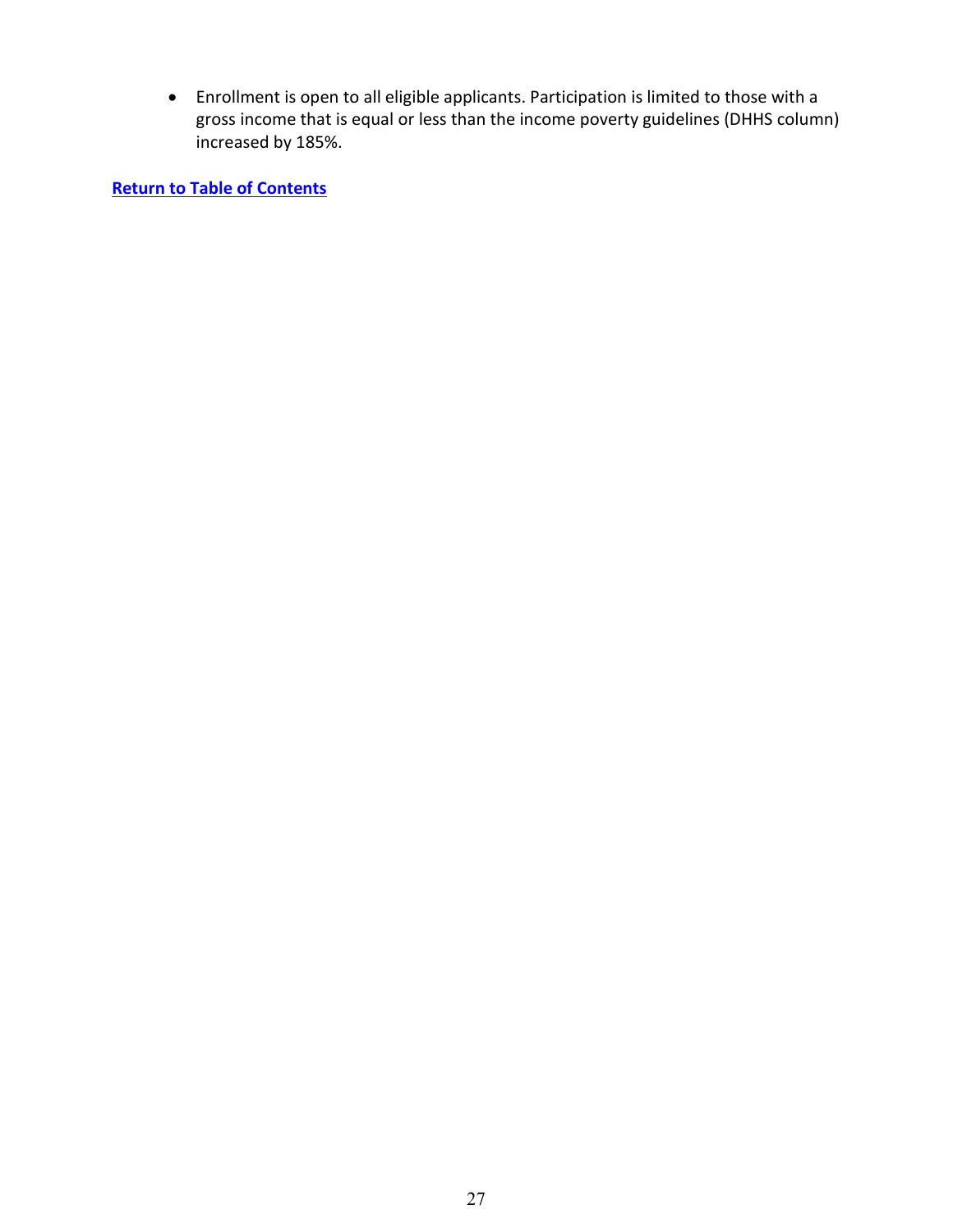- Enrollment is open to all eligible applicants. Participation is limited to those with a gross income that is equal or less than the income poverty guidelines (DHHS column) increased by 185%.

**Return to Table of Contents**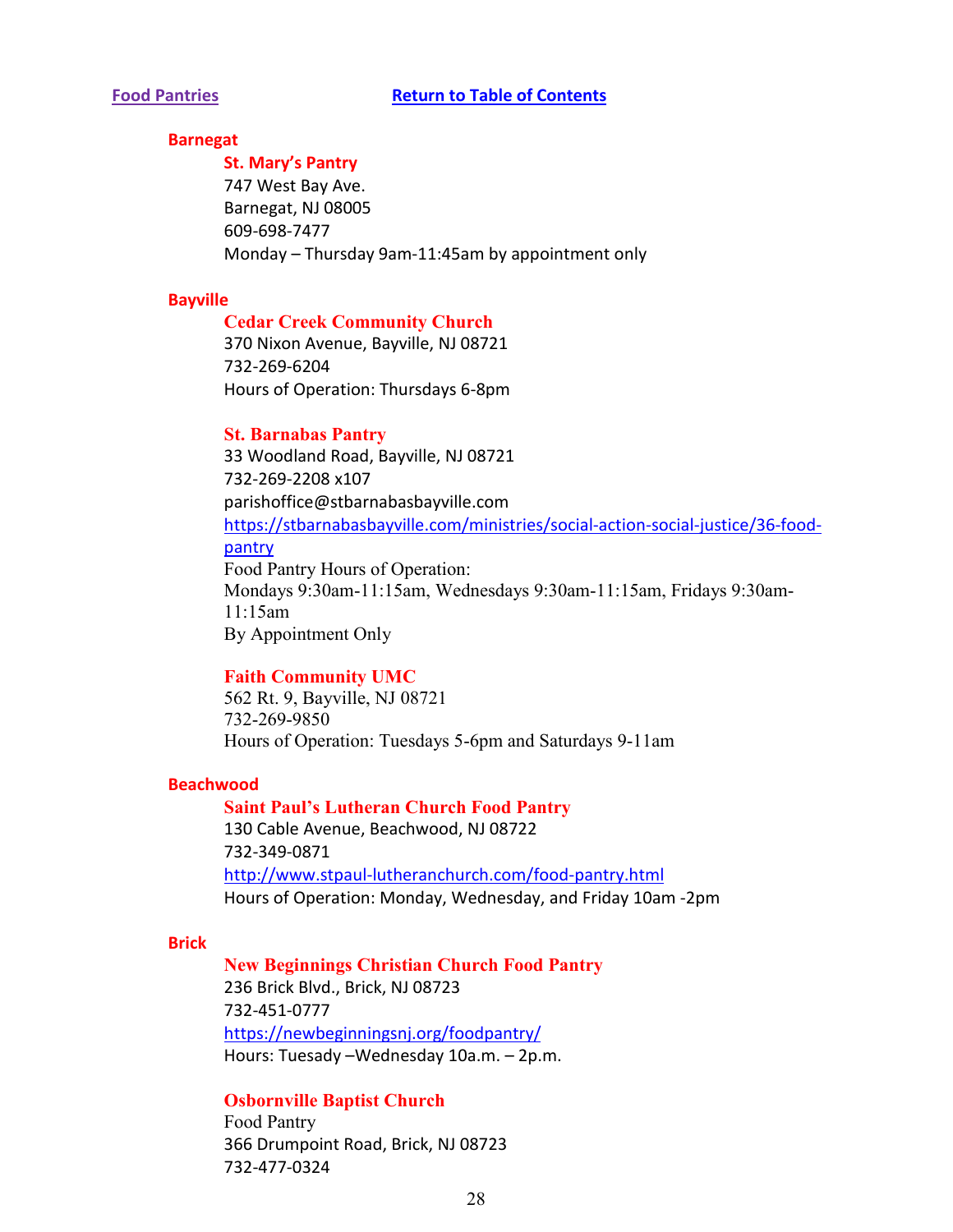## Food Pantries

Return to Table of Contents

### Barnegat

**St. Mary's Pantry**
747 West Bay Ave.
Barnegat, NJ 08005
609-698-7477
Monday – Thursday 9am-11:45am by appointment only

### Bayville

**Cedar Creek Community Church**
370 Nixon Avenue, Bayville, NJ 08721
732-269-6204
Hours of Operation: Thursdays 6-8pm

**St. Barnabas Pantry**
33 Woodland Road, Bayville, NJ 08721
732-269-2208 x107
parishoffice@stbarnabasbayville.com
https://stbarnabasbayville.com/ministries/social-action-social-justice/36-food-pantry
Food Pantry Hours of Operation:
Mondays 9:30am-11:15am, Wednesdays 9:30am-11:15am, Fridays 9:30am-11:15am
By Appointment Only

**Faith Community UMC**
562 Rt. 9, Bayville, NJ 08721
732-269-9850
Hours of Operation: Tuesdays 5-6pm and Saturdays 9-11am

### Beachwood

**Saint Paul's Lutheran Church Food Pantry**
130 Cable Avenue, Beachwood, NJ 08722
732-349-0871
http://www.stpaul-lutheranchurch.com/food-pantry.html
Hours of Operation: Monday, Wednesday, and Friday 10am -2pm

### Brick

**New Beginnings Christian Church Food Pantry**
236 Brick Blvd., Brick, NJ 08723
732-451-0777
https://newbeginningsnj.org/foodpantry/
Hours: Tuesady –Wednesday 10a.m. – 2p.m.

**Osbornville Baptist Church**
Food Pantry
366 Drumpoint Road, Brick, NJ 08723
732-477-0324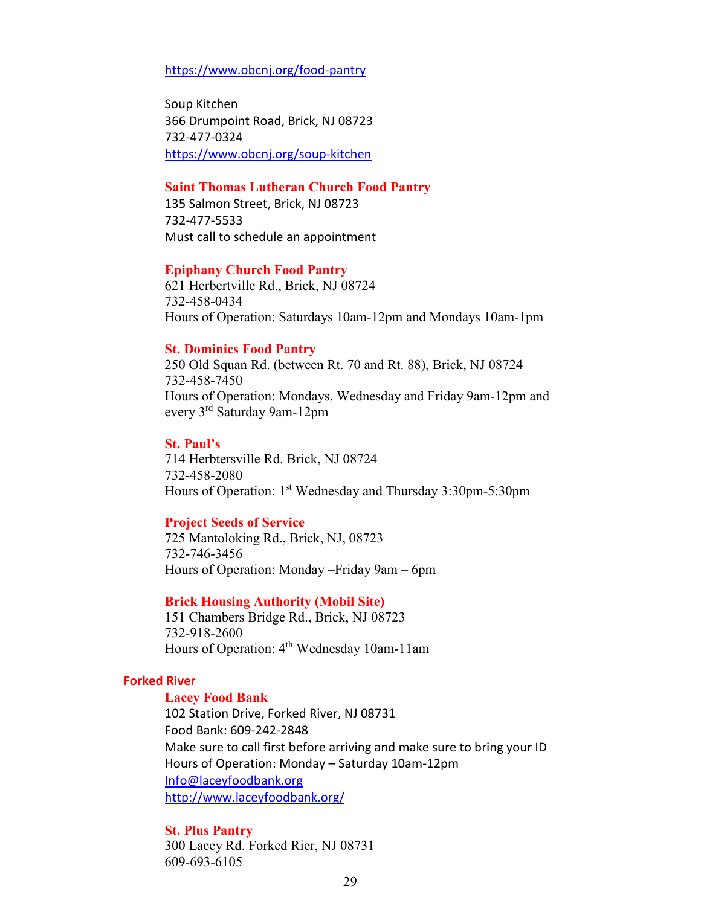https://www.obcnj.org/food-pantry

Soup Kitchen
366 Drumpoint Road, Brick, NJ 08723
732-477-0324
https://www.obcnj.org/soup-kitchen

**Saint Thomas Lutheran Church Food Pantry**
135 Salmon Street, Brick, NJ 08723
732-477-5533
Must call to schedule an appointment

**Epiphany Church Food Pantry**
621 Herbertville Rd., Brick, NJ 08724
732-458-0434
Hours of Operation: Saturdays 10am-12pm and Mondays 10am-1pm

**St. Dominics Food Pantry**
250 Old Squan Rd. (between Rt. 70 and Rt. 88), Brick, NJ 08724
732-458-7450
Hours of Operation: Mondays, Wednesday and Friday 9am-12pm and every 3rd Saturday 9am-12pm

**St. Paul's**
714 Herbtersville Rd. Brick, NJ 08724
732-458-2080
Hours of Operation: 1st Wednesday and Thursday 3:30pm-5:30pm

**Project Seeds of Service**
725 Mantoloking Rd., Brick, NJ, 08723
732-746-3456
Hours of Operation: Monday –Friday 9am – 6pm

**Brick Housing Authority (Mobil Site)**
151 Chambers Bridge Rd., Brick, NJ 08723
732-918-2600
Hours of Operation: 4th Wednesday 10am-11am

## Forked River

**Lacey Food Bank**
102 Station Drive, Forked River, NJ 08731
Food Bank: 609-242-2848
Make sure to call first before arriving and make sure to bring your ID
Hours of Operation: Monday – Saturday 10am-12pm
Info@laceyfoodbank.org
http://www.laceyfoodbank.org/

**St. Plus Pantry**
300 Lacey Rd. Forked Rier, NJ 08731
609-693-6105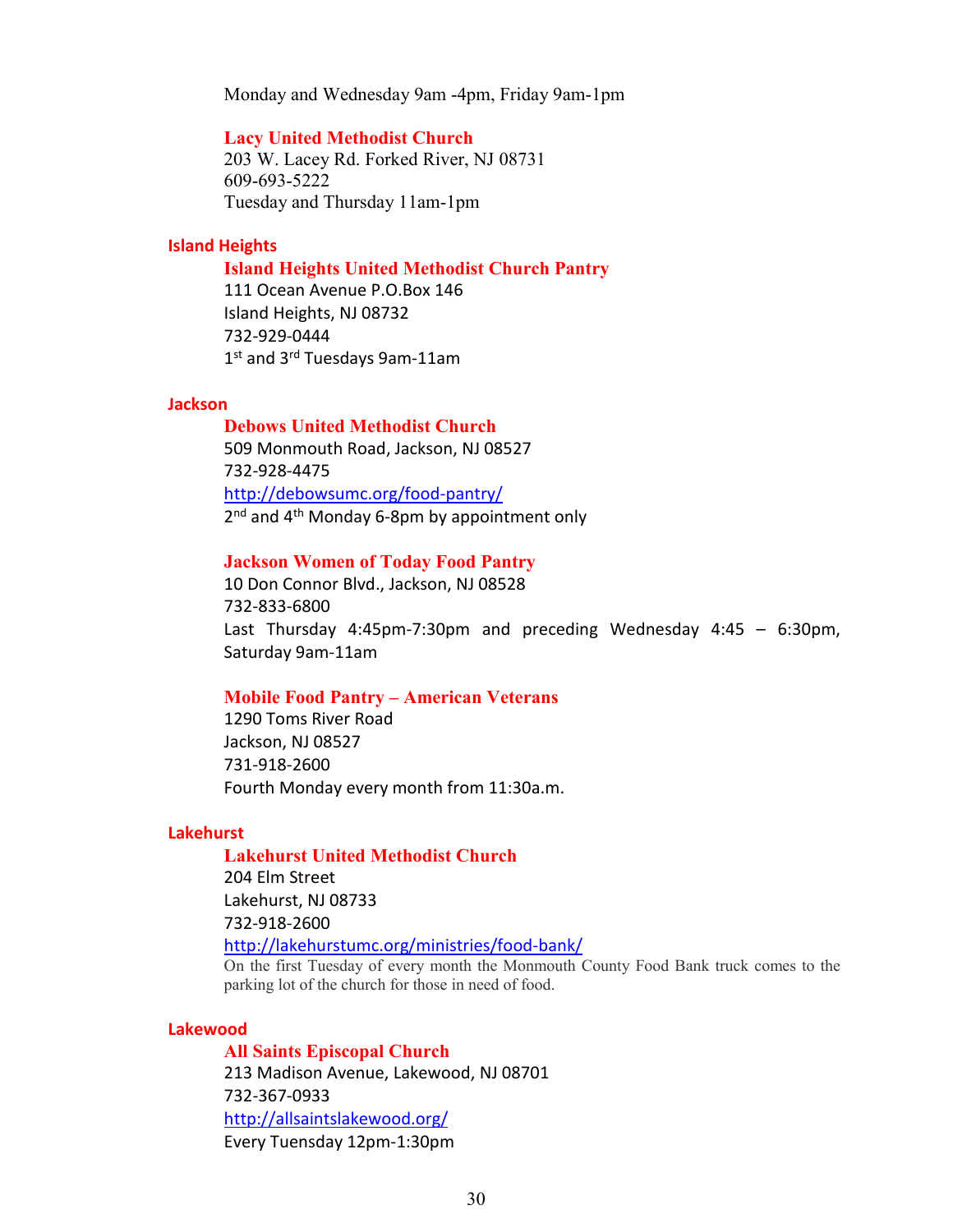Monday and Wednesday 9am -4pm, Friday 9am-1pm

**Lacy United Methodist Church**
203 W. Lacey Rd. Forked River, NJ 08731
609-693-5222
Tuesday and Thursday 11am-1pm

## Island Heights

**Island Heights United Methodist Church Pantry**
111 Ocean Avenue P.O.Box 146
Island Heights, NJ 08732
732-929-0444
1st and 3rd Tuesdays 9am-11am

## Jackson

**Debows United Methodist Church**
509 Monmouth Road, Jackson, NJ 08527
732-928-4475
http://debowsumc.org/food-pantry/
2nd and 4th Monday 6-8pm by appointment only

**Jackson Women of Today Food Pantry**
10 Don Connor Blvd., Jackson, NJ 08528
732-833-6800
Last Thursday 4:45pm-7:30pm and preceding Wednesday 4:45 – 6:30pm, Saturday 9am-11am

**Mobile Food Pantry – American Veterans**
1290 Toms River Road
Jackson, NJ 08527
731-918-2600
Fourth Monday every month from 11:30a.m.

## Lakehurst

**Lakehurst United Methodist Church**
204 Elm Street
Lakehurst, NJ 08733
732-918-2600
http://lakehurstumc.org/ministries/food-bank/
On the first Tuesday of every month the Monmouth County Food Bank truck comes to the parking lot of the church for those in need of food.

## Lakewood

**All Saints Episcopal Church**
213 Madison Avenue, Lakewood, NJ 08701
732-367-0933
http://allsaintslakewood.org/
Every Tuesday 12pm-1:30pm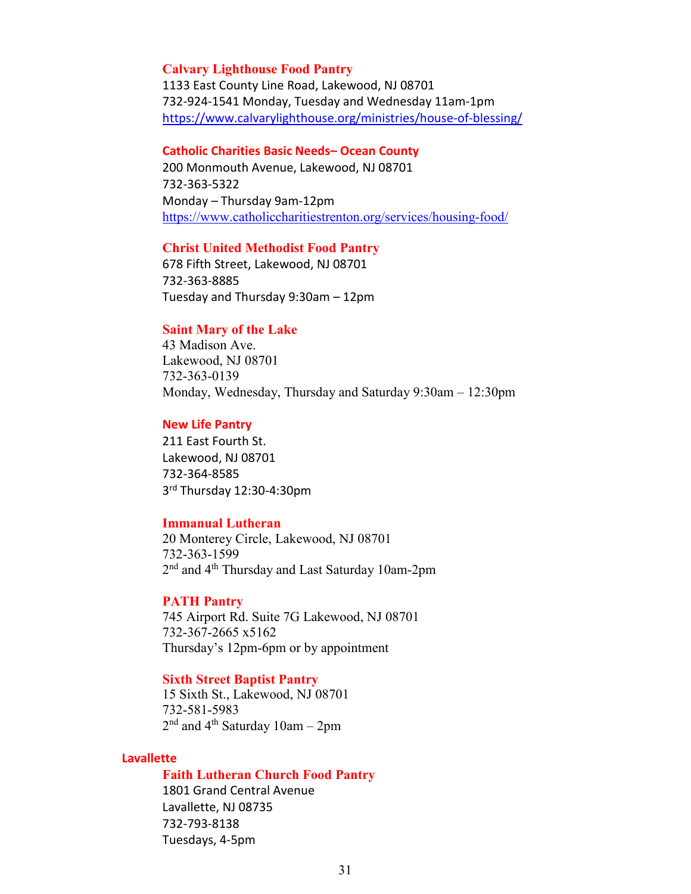### Calvary Lighthouse Food Pantry

1133 East County Line Road, Lakewood, NJ 08701
732-924-1541 Monday, Tuesday and Wednesday 11am-1pm
https://www.calvarylighthouse.org/ministries/house-of-blessing/

### Catholic Charities Basic Needs– Ocean County

200 Monmouth Avenue, Lakewood, NJ 08701
732-363-5322
Monday – Thursday 9am-12pm
https://www.catholiccharitiestrenton.org/services/housing-food/

### Christ United Methodist Food Pantry

678 Fifth Street, Lakewood, NJ 08701
732-363-8885
Tuesday and Thursday 9:30am – 12pm

### Saint Mary of the Lake

43 Madison Ave.
Lakewood, NJ 08701
732-363-0139
Monday, Wednesday, Thursday and Saturday 9:30am – 12:30pm

### New Life Pantry

211 East Fourth St.
Lakewood, NJ 08701
732-364-8585
3rd Thursday 12:30-4:30pm

### Immanual Lutheran

20 Monterey Circle, Lakewood, NJ 08701
732-363-1599
2nd and 4th Thursday and Last Saturday 10am-2pm

### PATH Pantry

745 Airport Rd. Suite 7G Lakewood, NJ 08701
732-367-2665 x5162
Thursday's 12pm-6pm or by appointment

### Sixth Street Baptist Pantry

15 Sixth St., Lakewood, NJ 08701
732-581-5983
2nd and 4th Saturday 10am – 2pm

## Lavallette

### Faith Lutheran Church Food Pantry

1801 Grand Central Avenue
Lavallette, NJ 08735
732-793-8138
Tuesdays, 4-5pm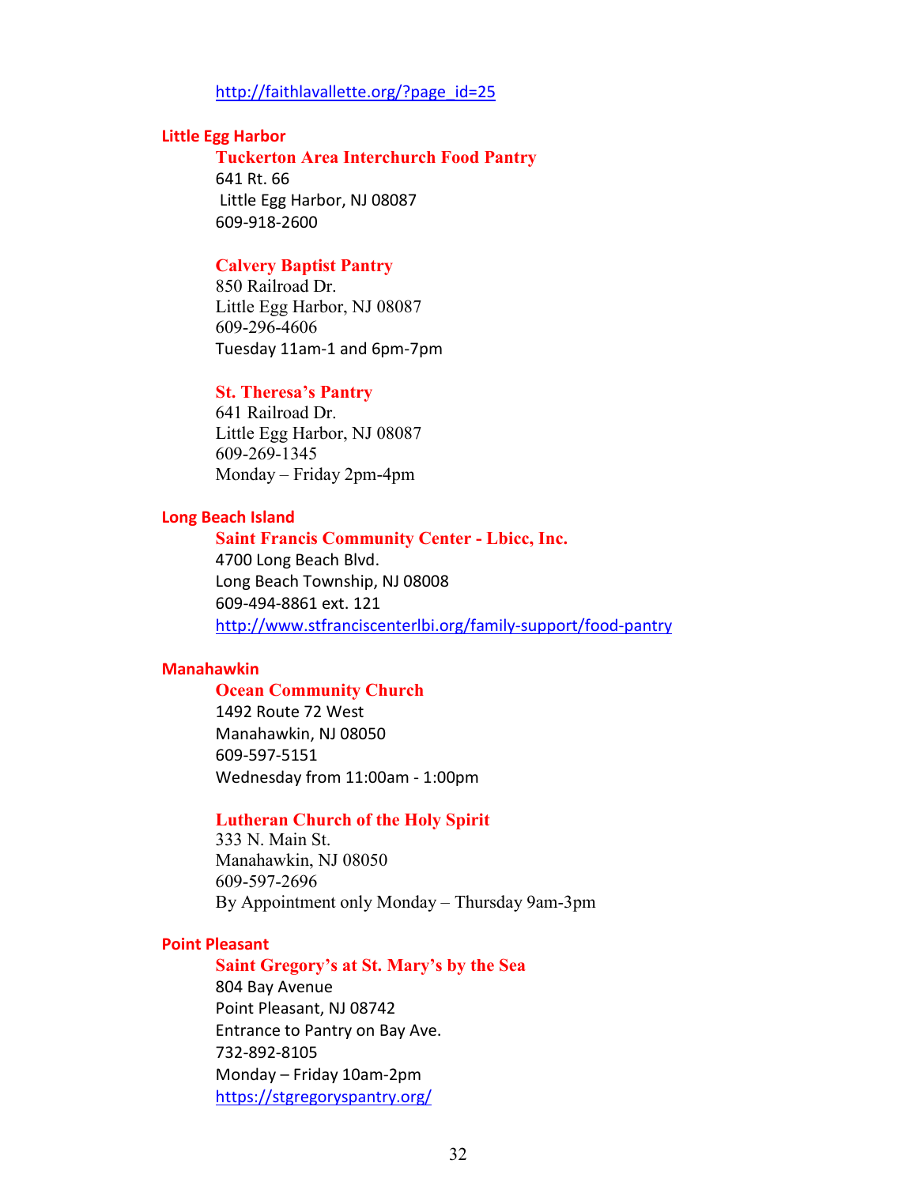http://faithlavallette.org/?page_id=25

## Little Egg Harbor

### Tuckerton Area Interchurch Food Pantry
641 Rt. 66
Little Egg Harbor, NJ 08087
609-918-2600

### Calvery Baptist Pantry
850 Railroad Dr.
Little Egg Harbor, NJ 08087
609-296-4606
Tuesday 11am-1 and 6pm-7pm

### St. Theresa's Pantry
641 Railroad Dr.
Little Egg Harbor, NJ 08087
609-269-1345
Monday – Friday 2pm-4pm

## Long Beach Island

### Saint Francis Community Center - Lbicc, Inc.
4700 Long Beach Blvd.
Long Beach Township, NJ 08008
609-494-8861 ext. 121
http://www.stfranciscenterlbi.org/family-support/food-pantry

## Manahawkin

### Ocean Community Church
1492 Route 72 West
Manahawkin, NJ 08050
609-597-5151
Wednesday from 11:00am - 1:00pm

### Lutheran Church of the Holy Spirit
333 N. Main St.
Manahawkin, NJ 08050
609-597-2696
By Appointment only Monday – Thursday 9am-3pm

## Point Pleasant

### Saint Gregory's at St. Mary's by the Sea
804 Bay Avenue
Point Pleasant, NJ 08742
Entrance to Pantry on Bay Ave.
732-892-8105
Monday – Friday 10am-2pm
https://stgregoryspantry.org/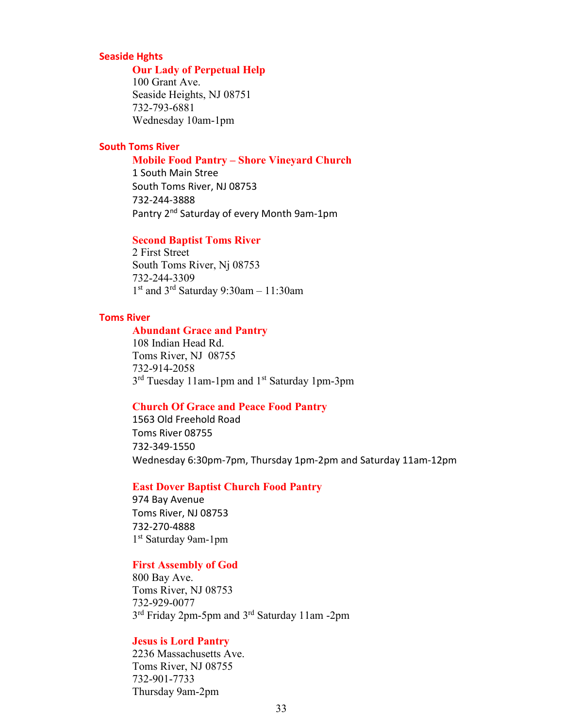## Seaside Hghts

### Our Lady of Perpetual Help

100 Grant Ave.
Seaside Heights, NJ 08751
732-793-6881
Wednesday 10am-1pm

## South Toms River

### Mobile Food Pantry – Shore Vineyard Church

1 South Main Stree
South Toms River, NJ 08753
732-244-3888
Pantry 2nd Saturday of every Month 9am-1pm

### Second Baptist Toms River

2 First Street
South Toms River, Nj 08753
732-244-3309
1st and 3rd Saturday 9:30am – 11:30am

## Toms River

### Abundant Grace and Pantry

108 Indian Head Rd.
Toms River, NJ 08755
732-914-2058
3rd Tuesday 11am-1pm and 1st Saturday 1pm-3pm

### Church Of Grace and Peace Food Pantry

1563 Old Freehold Road
Toms River 08755
732-349-1550
Wednesday 6:30pm-7pm, Thursday 1pm-2pm and Saturday 11am-12pm

### East Dover Baptist Church Food Pantry

974 Bay Avenue
Toms River, NJ 08753
732-270-4888
1st Saturday 9am-1pm

### First Assembly of God

800 Bay Ave.
Toms River, NJ 08753
732-929-0077
3rd Friday 2pm-5pm and 3rd Saturday 11am -2pm

### Jesus is Lord Pantry

2236 Massachusetts Ave.
Toms River, NJ 08755
732-901-7733
Thursday 9am-2pm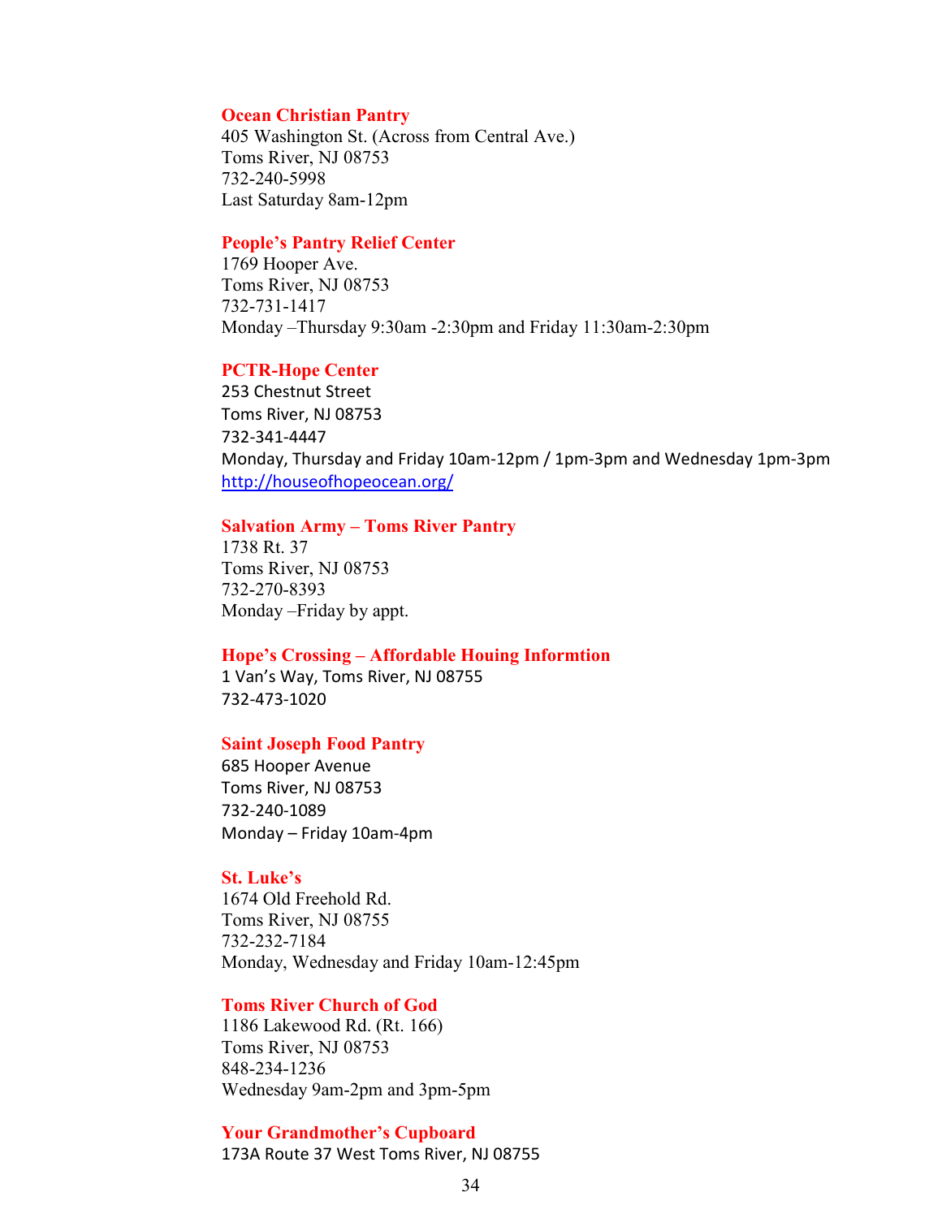**Ocean Christian Pantry**
405 Washington St. (Across from Central Ave.)
Toms River, NJ 08753
732-240-5998
Last Saturday 8am-12pm

**People's Pantry Relief Center**
1769 Hooper Ave.
Toms River, NJ 08753
732-731-1417
Monday –Thursday 9:30am -2:30pm and Friday 11:30am-2:30pm

**PCTR-Hope Center**
253 Chestnut Street
Toms River, NJ 08753
732-341-4447
Monday, Thursday and Friday 10am-12pm / 1pm-3pm and Wednesday 1pm-3pm
http://houseofhopeocean.org/

**Salvation Army – Toms River Pantry**
1738 Rt. 37
Toms River, NJ 08753
732-270-8393
Monday –Friday by appt.

**Hope's Crossing – Affordable Houing Informtion**
1 Van's Way, Toms River, NJ 08755
732-473-1020

**Saint Joseph Food Pantry**
685 Hooper Avenue
Toms River, NJ 08753
732-240-1089
Monday – Friday 10am-4pm

**St. Luke's**
1674 Old Freehold Rd.
Toms River, NJ 08755
732-232-7184
Monday, Wednesday and Friday 10am-12:45pm

**Toms River Church of God**
1186 Lakewood Rd. (Rt. 166)
Toms River, NJ 08753
848-234-1236
Wednesday 9am-2pm and 3pm-5pm

**Your Grandmother's Cupboard**
173A Route 37 West Toms River, NJ 08755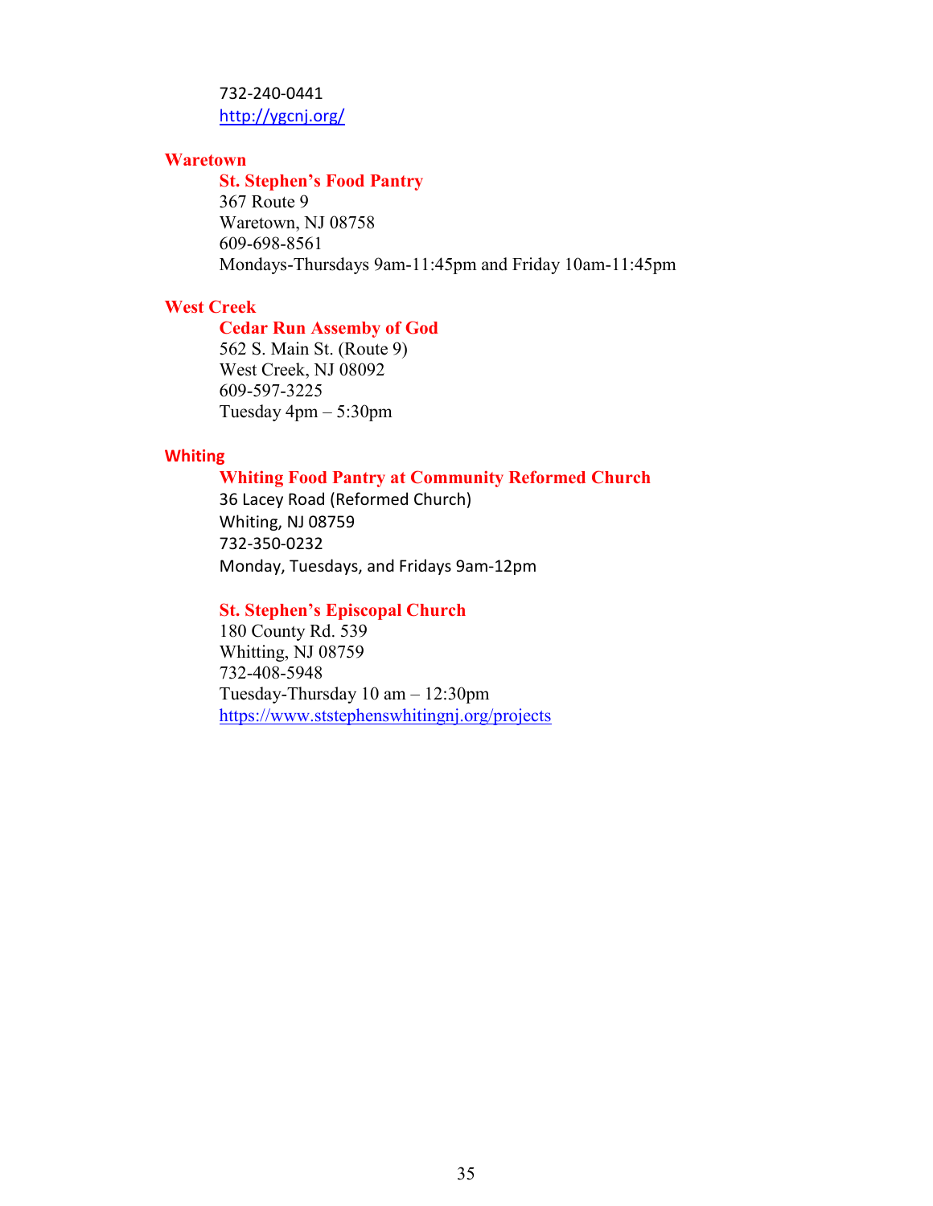732-240-0441
http://ygcnj.org/

## Waretown

### St. Stephen's Food Pantry

367 Route 9
Waretown, NJ 08758
609-698-8561
Mondays-Thursdays 9am-11:45pm and Friday 10am-11:45pm

## West Creek

### Cedar Run Assemby of God

562 S. Main St. (Route 9)
West Creek, NJ 08092
609-597-3225
Tuesday 4pm – 5:30pm

## Whiting

### Whiting Food Pantry at Community Reformed Church

36 Lacey Road (Reformed Church)
Whiting, NJ 08759
732-350-0232
Monday, Tuesdays, and Fridays 9am-12pm

### St. Stephen's Episcopal Church

180 County Rd. 539
Whitting, NJ 08759
732-408-5948
Tuesday-Thursday 10 am – 12:30pm
https://www.ststephenswhitingnj.org/projects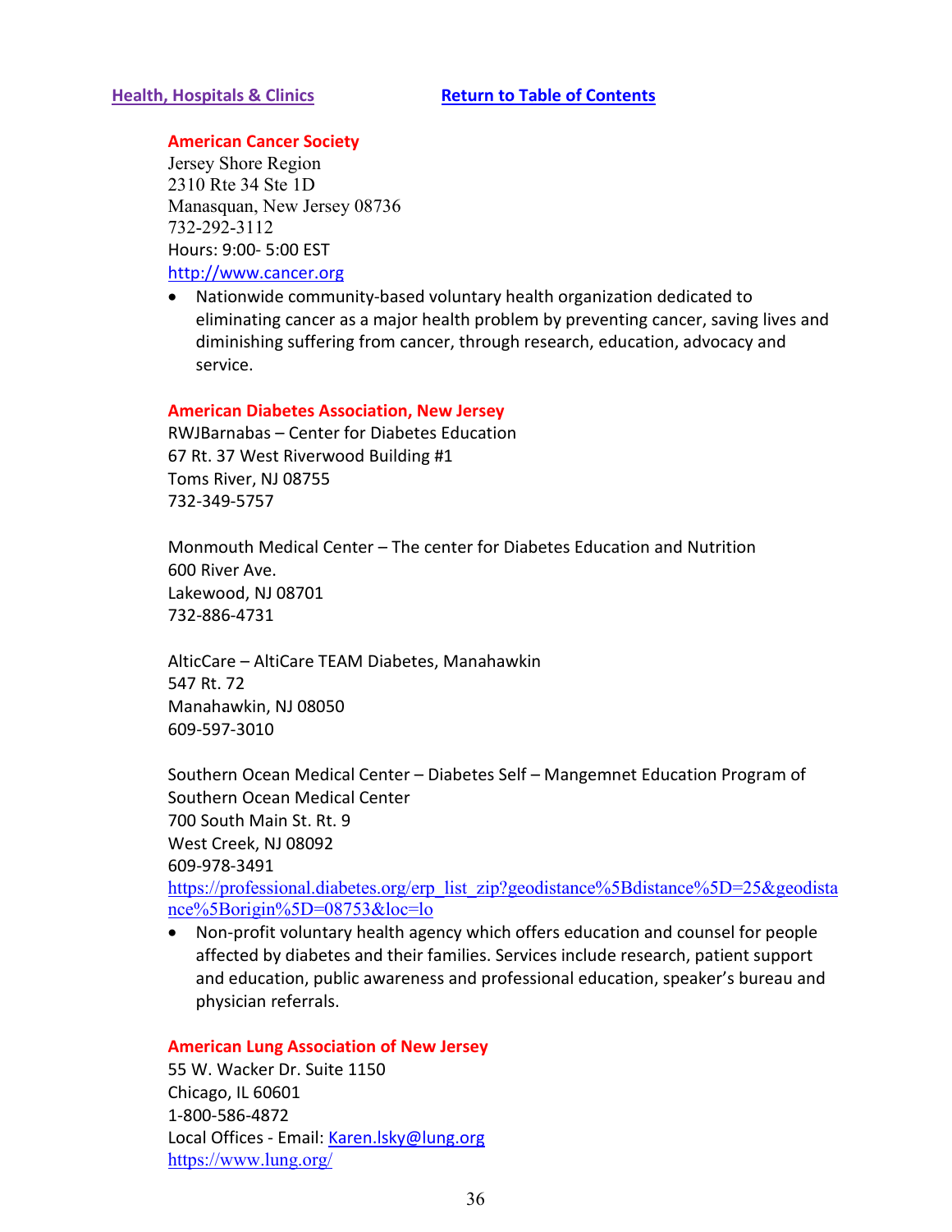**Health, Hospitals & Clinics** **Return to Table of Contents**

**American Cancer Society**
Jersey Shore Region
2310 Rte 34 Ste 1D
Manasquan, New Jersey 08736
732-292-3112
Hours: 9:00- 5:00 EST
http://www.cancer.org

- Nationwide community-based voluntary health organization dedicated to eliminating cancer as a major health problem by preventing cancer, saving lives and diminishing suffering from cancer, through research, education, advocacy and service.

**American Diabetes Association, New Jersey**
RWJBarnabas – Center for Diabetes Education
67 Rt. 37 West Riverwood Building #1
Toms River, NJ 08755
732-349-5757

Monmouth Medical Center – The center for Diabetes Education and Nutrition
600 River Ave.
Lakewood, NJ 08701
732-886-4731

AlticCare – AltiCare TEAM Diabetes, Manahawkin
547 Rt. 72
Manahawkin, NJ 08050
609-597-3010

Southern Ocean Medical Center – Diabetes Self – Mangemnet Education Program of Southern Ocean Medical Center
700 South Main St. Rt. 9
West Creek, NJ 08092
609-978-3491
https://professional.diabetes.org/erp_list_zip?geodistance%5Bdistance%5D=25&geodistance%5Borigin%5D=08753&loc=lo

- Non-profit voluntary health agency which offers education and counsel for people affected by diabetes and their families. Services include research, patient support and education, public awareness and professional education, speaker's bureau and physician referrals.

**American Lung Association of New Jersey**
55 W. Wacker Dr. Suite 1150
Chicago, IL 60601
1-800-586-4872
Local Offices - Email: Karen.lsky@lung.org
https://www.lung.org/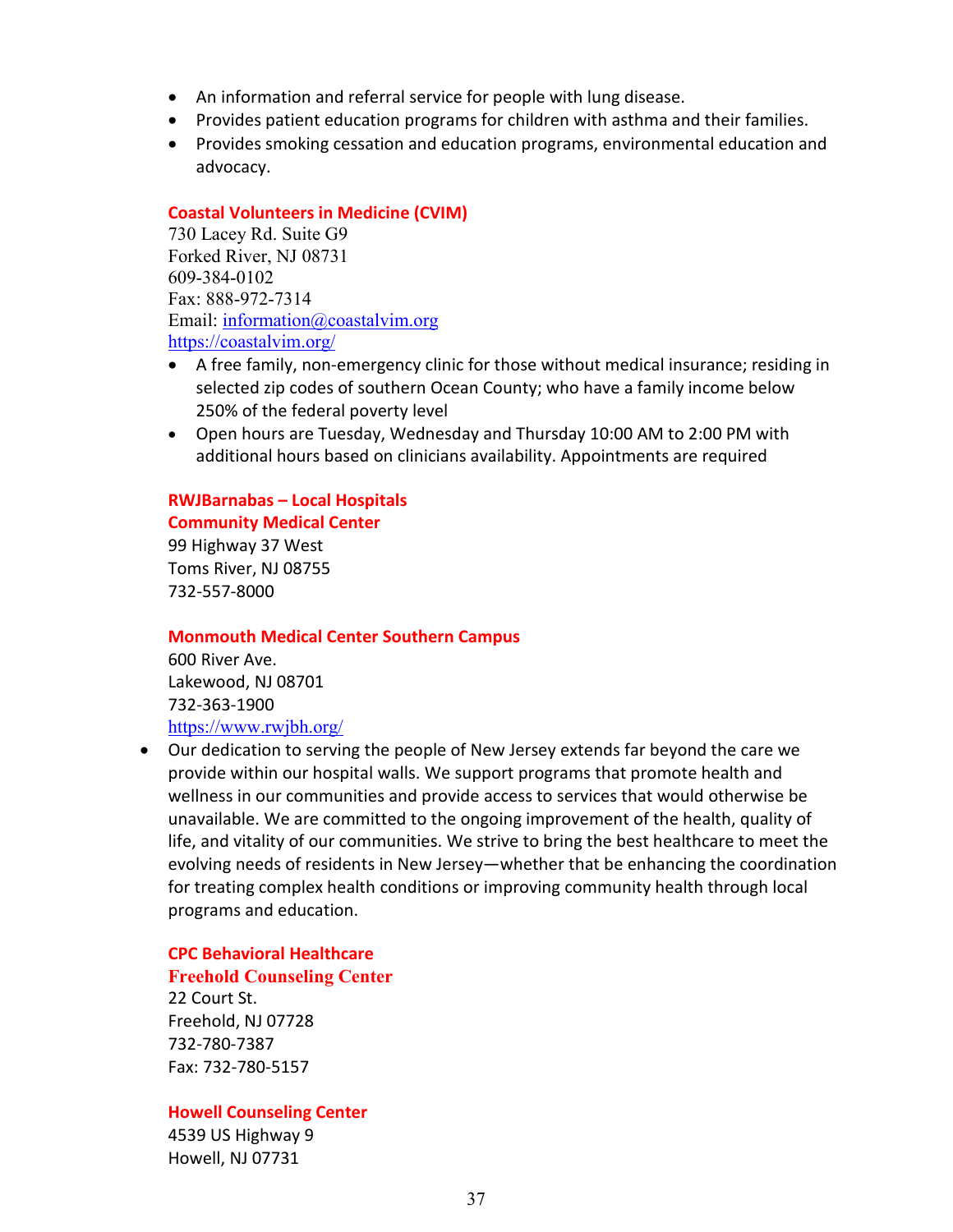- An information and referral service for people with lung disease.
- Provides patient education programs for children with asthma and their families.
- Provides smoking cessation and education programs, environmental education and advocacy.

**Coastal Volunteers in Medicine (CVIM)**
730 Lacey Rd. Suite G9
Forked River, NJ 08731
609-384-0102
Fax: 888-972-7314
Email: information@coastalvim.org
https://coastalvim.org/

- A free family, non-emergency clinic for those without medical insurance; residing in selected zip codes of southern Ocean County; who have a family income below 250% of the federal poverty level
- Open hours are Tuesday, Wednesday and Thursday 10:00 AM to 2:00 PM with additional hours based on clinicians availability. Appointments are required

**RWJBarnabas – Local Hospitals**
**Community Medical Center**
99 Highway 37 West
Toms River, NJ 08755
732-557-8000

**Monmouth Medical Center Southern Campus**
600 River Ave.
Lakewood, NJ 08701
732-363-1900
https://www.rwjbh.org/

- Our dedication to serving the people of New Jersey extends far beyond the care we provide within our hospital walls. We support programs that promote health and wellness in our communities and provide access to services that would otherwise be unavailable. We are committed to the ongoing improvement of the health, quality of life, and vitality of our communities. We strive to bring the best healthcare to meet the evolving needs of residents in New Jersey—whether that be enhancing the coordination for treating complex health conditions or improving community health through local programs and education.

**CPC Behavioral Healthcare**
**Freehold Counseling Center**
22 Court St.
Freehold, NJ 07728
732-780-7387
Fax: 732-780-5157

**Howell Counseling Center**
4539 US Highway 9
Howell, NJ 07731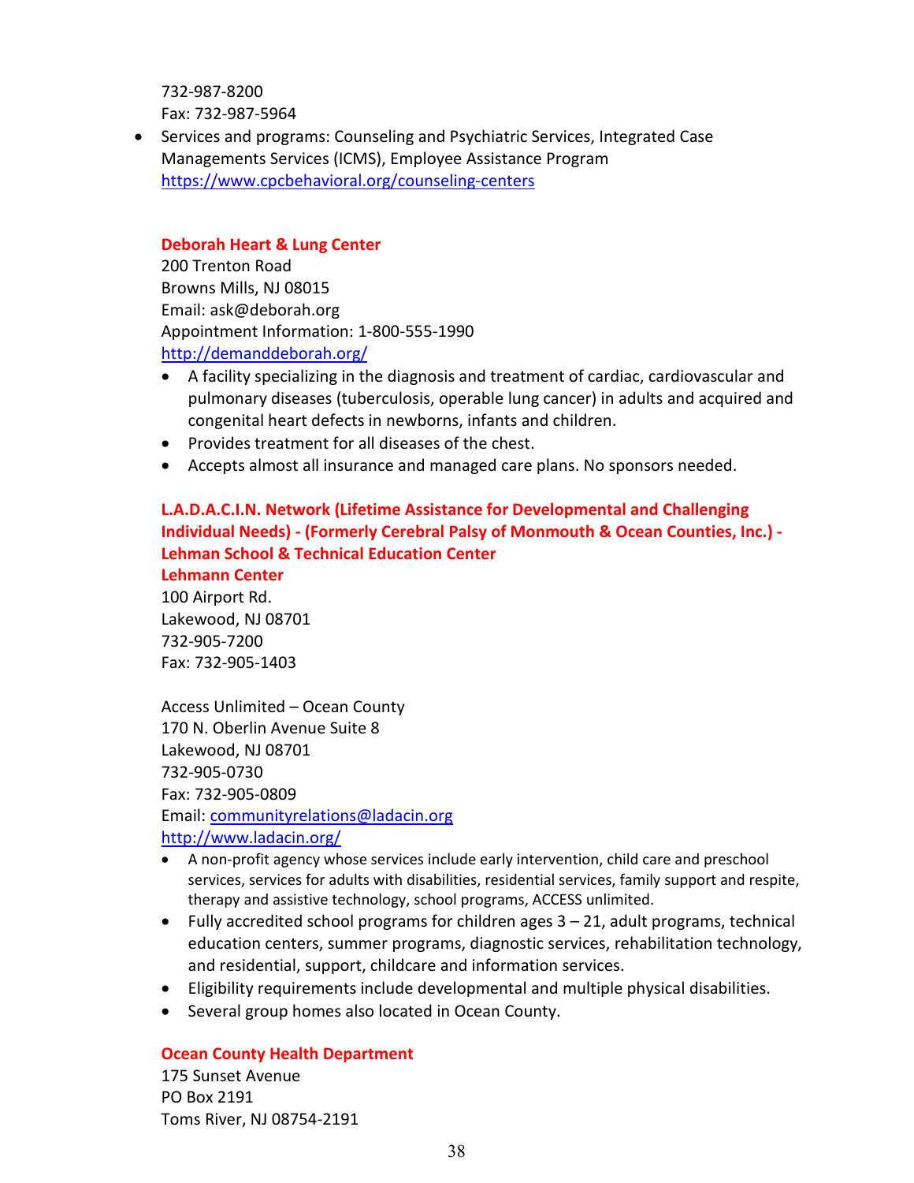732-987-8200
Fax: 732-987-5964

- Services and programs: Counseling and Psychiatric Services, Integrated Case Managements Services (ICMS), Employee Assistance Program
  https://www.cpcbehavioral.org/counseling-centers

**Deborah Heart & Lung Center**
200 Trenton Road
Browns Mills, NJ 08015
Email: ask@deborah.org
Appointment Information: 1-800-555-1990
http://demanddeborah.org/

- A facility specializing in the diagnosis and treatment of cardiac, cardiovascular and pulmonary diseases (tuberculosis, operable lung cancer) in adults and acquired and congenital heart defects in newborns, infants and children.
- Provides treatment for all diseases of the chest.
- Accepts almost all insurance and managed care plans. No sponsors needed.

**L.A.D.A.C.I.N. Network (Lifetime Assistance for Developmental and Challenging Individual Needs) - (Formerly Cerebral Palsy of Monmouth & Ocean Counties, Inc.) - Lehman School & Technical Education Center**
**Lehmann Center**
100 Airport Rd.
Lakewood, NJ 08701
732-905-7200
Fax: 732-905-1403

Access Unlimited – Ocean County
170 N. Oberlin Avenue Suite 8
Lakewood, NJ 08701
732-905-0730
Fax: 732-905-0809
Email: communityrelations@ladacin.org
http://www.ladacin.org/

- A non-profit agency whose services include early intervention, child care and preschool services, services for adults with disabilities, residential services, family support and respite, therapy and assistive technology, school programs, ACCESS unlimited.
- Fully accredited school programs for children ages 3 – 21, adult programs, technical education centers, summer programs, diagnostic services, rehabilitation technology, and residential, support, childcare and information services.
- Eligibility requirements include developmental and multiple physical disabilities.
- Several group homes also located in Ocean County.

**Ocean County Health Department**
175 Sunset Avenue
PO Box 2191
Toms River, NJ 08754-2191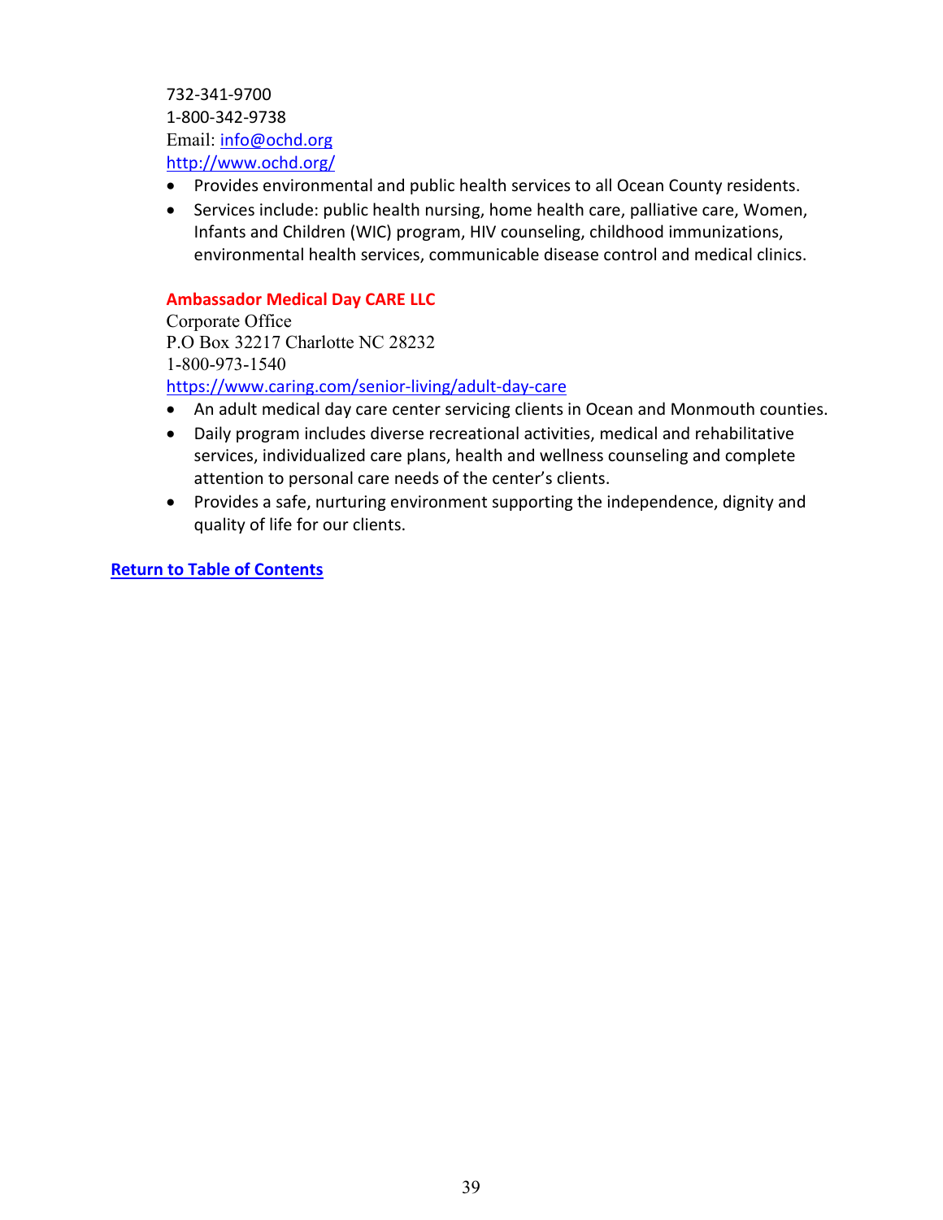732-341-9700
1-800-342-9738
Email: [info@ochd.org](mailto:info@ochd.org)
[http://www.ochd.org/](http://www.ochd.org/)

- Provides environmental and public health services to all Ocean County residents.
- Services include: public health nursing, home health care, palliative care, Women, Infants and Children (WIC) program, HIV counseling, childhood immunizations, environmental health services, communicable disease control and medical clinics.

**Ambassador Medical Day CARE LLC**
Corporate Office
P.O Box 32217 Charlotte NC 28232
1-800-973-1540
[https://www.caring.com/senior-living/adult-day-care](https://www.caring.com/senior-living/adult-day-care)

- An adult medical day care center servicing clients in Ocean and Monmouth counties.
- Daily program includes diverse recreational activities, medical and rehabilitative services, individualized care plans, health and wellness counseling and complete attention to personal care needs of the center's clients.
- Provides a safe, nurturing environment supporting the independence, dignity and quality of life for our clients.

**Return to Table of Contents**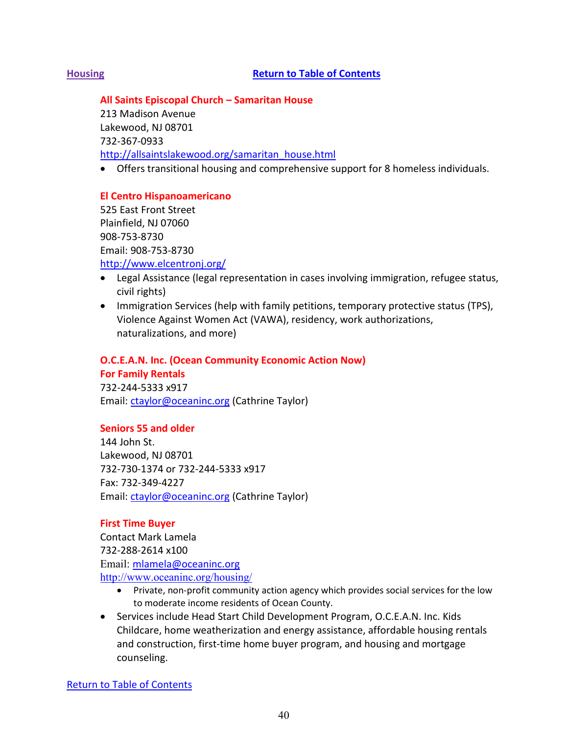## Housing

Return to Table of Contents

### All Saints Episcopal Church – Samaritan House

213 Madison Avenue
Lakewood, NJ 08701
732-367-0933
http://allsaintslakewood.org/samaritan_house.html

- Offers transitional housing and comprehensive support for 8 homeless individuals.

### El Centro Hispanoamericano

525 East Front Street
Plainfield, NJ 07060
908-753-8730
Email: 908-753-8730
http://www.elcentronj.org/

- Legal Assistance (legal representation in cases involving immigration, refugee status, civil rights)
- Immigration Services (help with family petitions, temporary protective status (TPS), Violence Against Women Act (VAWA), residency, work authorizations, naturalizations, and more)

### O.C.E.A.N. Inc. (Ocean Community Economic Action Now)

**For Family Rentals**

732-244-5333 x917
Email: ctaylor@oceaninc.org (Cathrine Taylor)

**Seniors 55 and older**

144 John St.
Lakewood, NJ 08701
732-730-1374 or 732-244-5333 x917
Fax: 732-349-4227
Email: ctaylor@oceaninc.org (Cathrine Taylor)

**First Time Buyer**

Contact Mark Lamela
732-288-2614 x100
Email: mlamela@oceaninc.org
http://www.oceaninc.org/housing/

- Private, non-profit community action agency which provides social services for the low to moderate income residents of Ocean County.
- Services include Head Start Child Development Program, O.C.E.A.N. Inc. Kids Childcare, home weatherization and energy assistance, affordable housing rentals and construction, first-time home buyer program, and housing and mortgage counseling.

Return to Table of Contents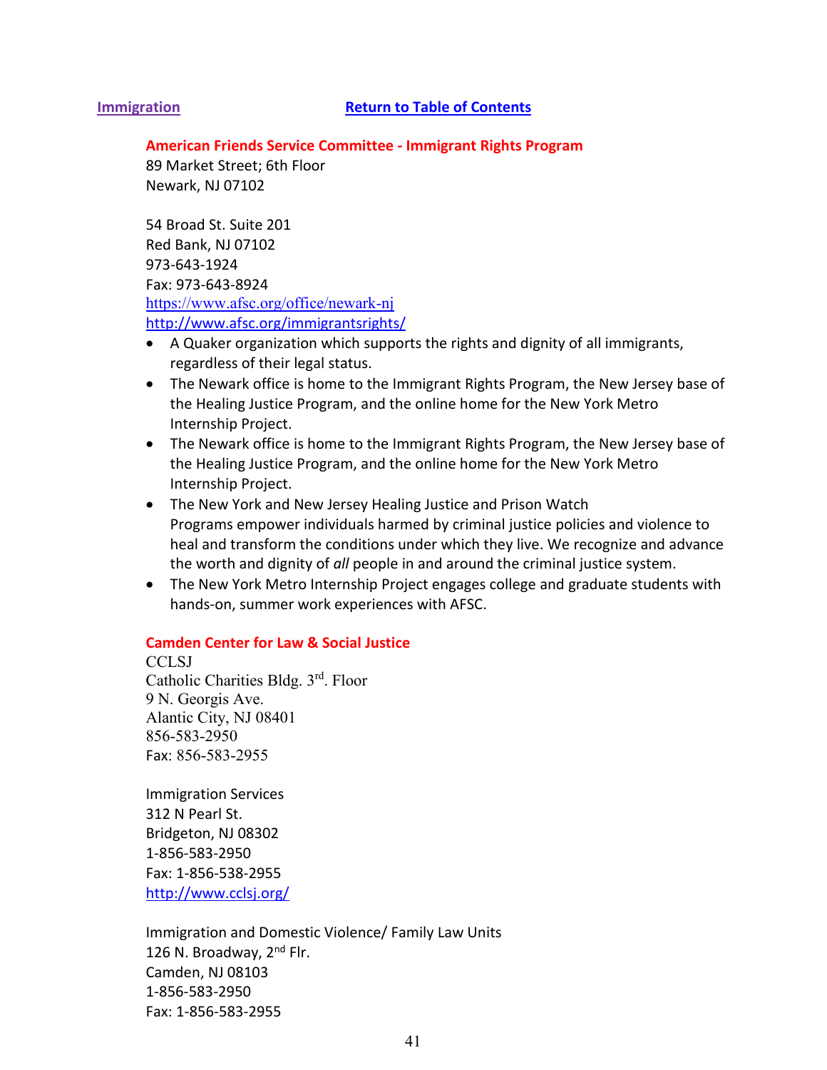[Immigration](#)                    [Return to Table of Contents](#)

**American Friends Service Committee - Immigrant Rights Program**
89 Market Street; 6th Floor
Newark, NJ 07102

54 Broad St. Suite 201
Red Bank, NJ 07102
973-643-1924
Fax: 973-643-8924
https://www.afsc.org/office/newark-nj
http://www.afsc.org/immigrantsrights/

- A Quaker organization which supports the rights and dignity of all immigrants, regardless of their legal status.
- The Newark office is home to the Immigrant Rights Program, the New Jersey base of the Healing Justice Program, and the online home for the New York Metro Internship Project.
- The Newark office is home to the Immigrant Rights Program, the New Jersey base of the Healing Justice Program, and the online home for the New York Metro Internship Project.
- The New York and New Jersey Healing Justice and Prison Watch Programs empower individuals harmed by criminal justice policies and violence to heal and transform the conditions under which they live. We recognize and advance the worth and dignity of *all* people in and around the criminal justice system.
- The New York Metro Internship Project engages college and graduate students with hands-on, summer work experiences with AFSC.

**Camden Center for Law & Social Justice**
CCLSJ
Catholic Charities Bldg. 3rd. Floor
9 N. Georgis Ave.
Alantic City, NJ 08401
856-583-2950
Fax: 856-583-2955

Immigration Services
312 N Pearl St.
Bridgeton, NJ 08302
1-856-583-2950
Fax: 1-856-538-2955
http://www.cclsj.org/

Immigration and Domestic Violence/ Family Law Units
126 N. Broadway, 2nd Flr.
Camden, NJ 08103
1-856-583-2950
Fax: 1-856-583-2955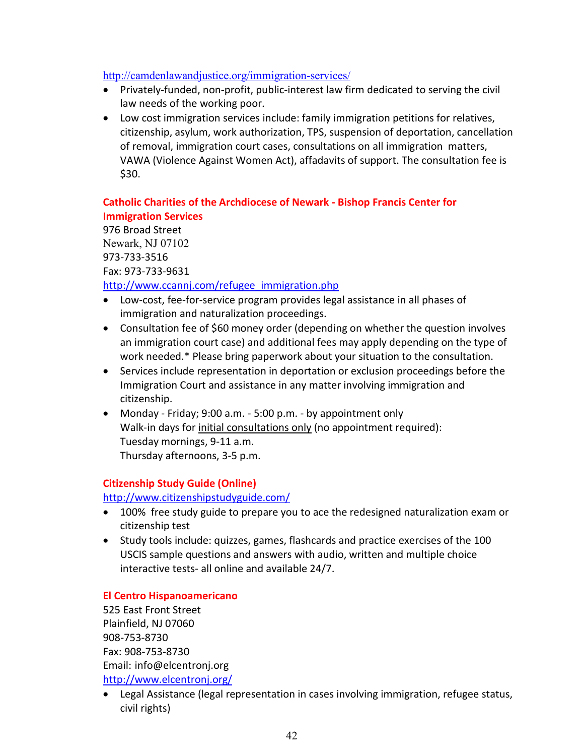http://camdenlawandjustice.org/immigration-services/

- Privately-funded, non-profit, public-interest law firm dedicated to serving the civil law needs of the working poor.
- Low cost immigration services include: family immigration petitions for relatives, citizenship, asylum, work authorization, TPS, suspension of deportation, cancellation of removal, immigration court cases, consultations on all immigration matters, VAWA (Violence Against Women Act), affadavits of support. The consultation fee is $30.

**Catholic Charities of the Archdiocese of Newark - Bishop Francis Center for Immigration Services**

976 Broad Street
Newark, NJ 07102
973-733-3516
Fax: 973-733-9631
http://www.ccannj.com/refugee_immigration.php

- Low-cost, fee-for-service program provides legal assistance in all phases of immigration and naturalization proceedings.
- Consultation fee of $60 money order (depending on whether the question involves an immigration court case) and additional fees may apply depending on the type of work needed.* Please bring paperwork about your situation to the consultation.
- Services include representation in deportation or exclusion proceedings before the Immigration Court and assistance in any matter involving immigration and citizenship.
- Monday - Friday; 9:00 a.m. - 5:00 p.m. - by appointment only
  Walk-in days for <u>initial consultations only</u> (no appointment required):
  Tuesday mornings, 9-11 a.m.
  Thursday afternoons, 3-5 p.m.

**Citizenship Study Guide (Online)**

http://www.citizenshipstudyguide.com/

- 100% free study guide to prepare you to ace the redesigned naturalization exam or citizenship test
- Study tools include: quizzes, games, flashcards and practice exercises of the 100 USCIS sample questions and answers with audio, written and multiple choice interactive tests- all online and available 24/7.

**El Centro Hispanoamericano**

525 East Front Street
Plainfield, NJ 07060
908-753-8730
Fax: 908-753-8730
Email: info@elcentronj.org
http://www.elcentronj.org/

- Legal Assistance (legal representation in cases involving immigration, refugee status, civil rights)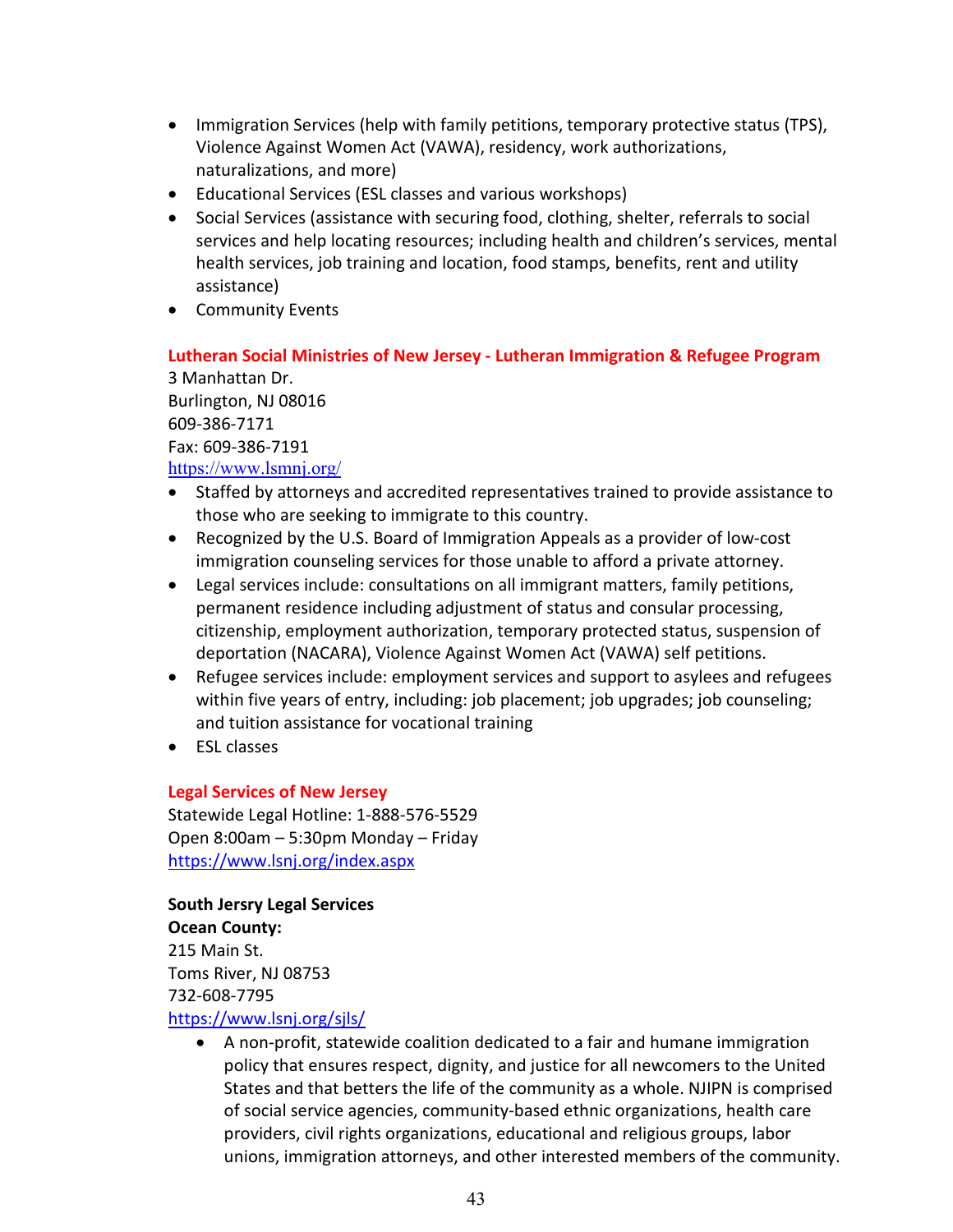- Immigration Services (help with family petitions, temporary protective status (TPS), Violence Against Women Act (VAWA), residency, work authorizations, naturalizations, and more)
- Educational Services (ESL classes and various workshops)
- Social Services (assistance with securing food, clothing, shelter, referrals to social services and help locating resources; including health and children's services, mental health services, job training and location, food stamps, benefits, rent and utility assistance)
- Community Events

**Lutheran Social Ministries of New Jersey - Lutheran Immigration & Refugee Program**
3 Manhattan Dr.
Burlington, NJ 08016
609-386-7171
Fax: 609-386-7191
https://www.lsmnj.org/

- Staffed by attorneys and accredited representatives trained to provide assistance to those who are seeking to immigrate to this country.
- Recognized by the U.S. Board of Immigration Appeals as a provider of low-cost immigration counseling services for those unable to afford a private attorney.
- Legal services include: consultations on all immigrant matters, family petitions, permanent residence including adjustment of status and consular processing, citizenship, employment authorization, temporary protected status, suspension of deportation (NACARA), Violence Against Women Act (VAWA) self petitions.
- Refugee services include: employment services and support to asylees and refugees within five years of entry, including: job placement; job upgrades; job counseling; and tuition assistance for vocational training
- ESL classes

**Legal Services of New Jersey**
Statewide Legal Hotline: 1-888-576-5529
Open 8:00am – 5:30pm Monday – Friday
https://www.lsnj.org/index.aspx

**South Jersry Legal Services**
**Ocean County:**
215 Main St.
Toms River, NJ 08753
732-608-7795
https://www.lsnj.org/sjls/

- A non-profit, statewide coalition dedicated to a fair and humane immigration policy that ensures respect, dignity, and justice for all newcomers to the United States and that betters the life of the community as a whole. NJIPN is comprised of social service agencies, community-based ethnic organizations, health care providers, civil rights organizations, educational and religious groups, labor unions, immigration attorneys, and other interested members of the community.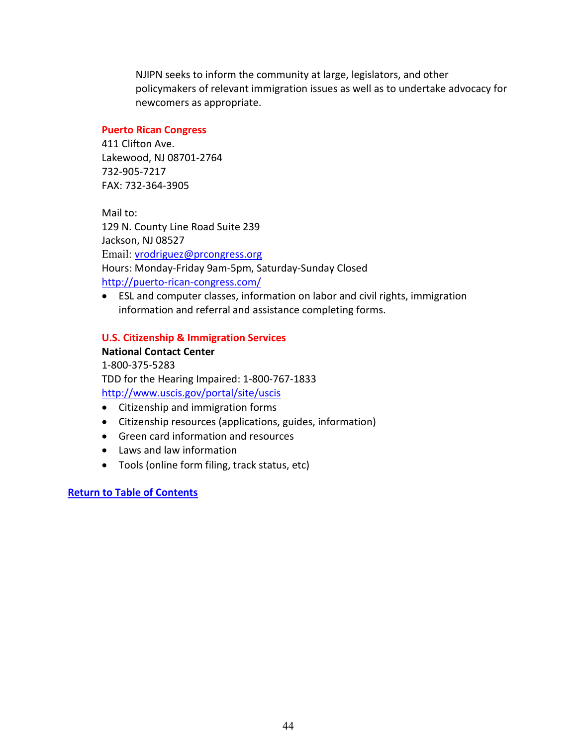NJIPN seeks to inform the community at large, legislators, and other policymakers of relevant immigration issues as well as to undertake advocacy for newcomers as appropriate.

**Puerto Rican Congress**

411 Clifton Ave.
Lakewood, NJ 08701-2764
732-905-7217
FAX: 732-364-3905

Mail to:
129 N. County Line Road Suite 239
Jackson, NJ 08527
Email: vrodriguez@prcongress.org
Hours: Monday-Friday 9am-5pm, Saturday-Sunday Closed
http://puerto-rican-congress.com/

- ESL and computer classes, information on labor and civil rights, immigration information and referral and assistance completing forms.

**U.S. Citizenship & Immigration Services**

**National Contact Center**
1-800-375-5283
TDD for the Hearing Impaired: 1-800-767-1833
http://www.uscis.gov/portal/site/uscis

- Citizenship and immigration forms
- Citizenship resources (applications, guides, information)
- Green card information and resources
- Laws and law information
- Tools (online form filing, track status, etc)

**Return to Table of Contents**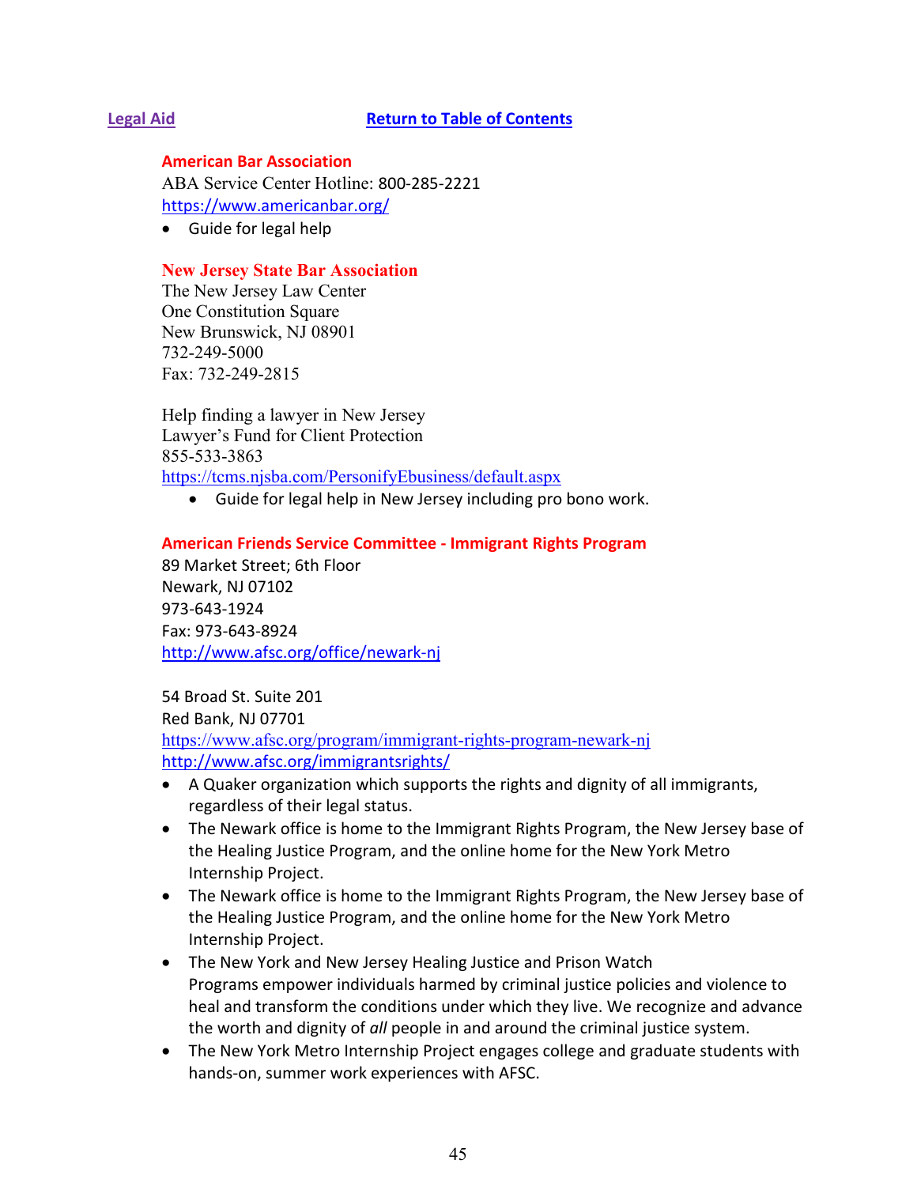## Legal Aid

Return to Table of Contents

**American Bar Association**

ABA Service Center Hotline: 800-285-2221

https://www.americanbar.org/

- Guide for legal help

**New Jersey State Bar Association**

The New Jersey Law Center
One Constitution Square
New Brunswick, NJ 08901
732-249-5000
Fax: 732-249-2815

Help finding a lawyer in New Jersey
Lawyer's Fund for Client Protection
855-533-3863
https://tcms.njsba.com/PersonifyEbusiness/default.aspx

- Guide for legal help in New Jersey including pro bono work.

**American Friends Service Committee - Immigrant Rights Program**

89 Market Street; 6th Floor
Newark, NJ 07102
973-643-1924
Fax: 973-643-8924
http://www.afsc.org/office/newark-nj

54 Broad St. Suite 201
Red Bank, NJ 07701
https://www.afsc.org/program/immigrant-rights-program-newark-nj
http://www.afsc.org/immigrantsrights/

- A Quaker organization which supports the rights and dignity of all immigrants, regardless of their legal status.
- The Newark office is home to the Immigrant Rights Program, the New Jersey base of the Healing Justice Program, and the online home for the New York Metro Internship Project.
- The Newark office is home to the Immigrant Rights Program, the New Jersey base of the Healing Justice Program, and the online home for the New York Metro Internship Project.
- The New York and New Jersey Healing Justice and Prison Watch Programs empower individuals harmed by criminal justice policies and violence to heal and transform the conditions under which they live. We recognize and advance the worth and dignity of *all* people in and around the criminal justice system.
- The New York Metro Internship Project engages college and graduate students with hands-on, summer work experiences with AFSC.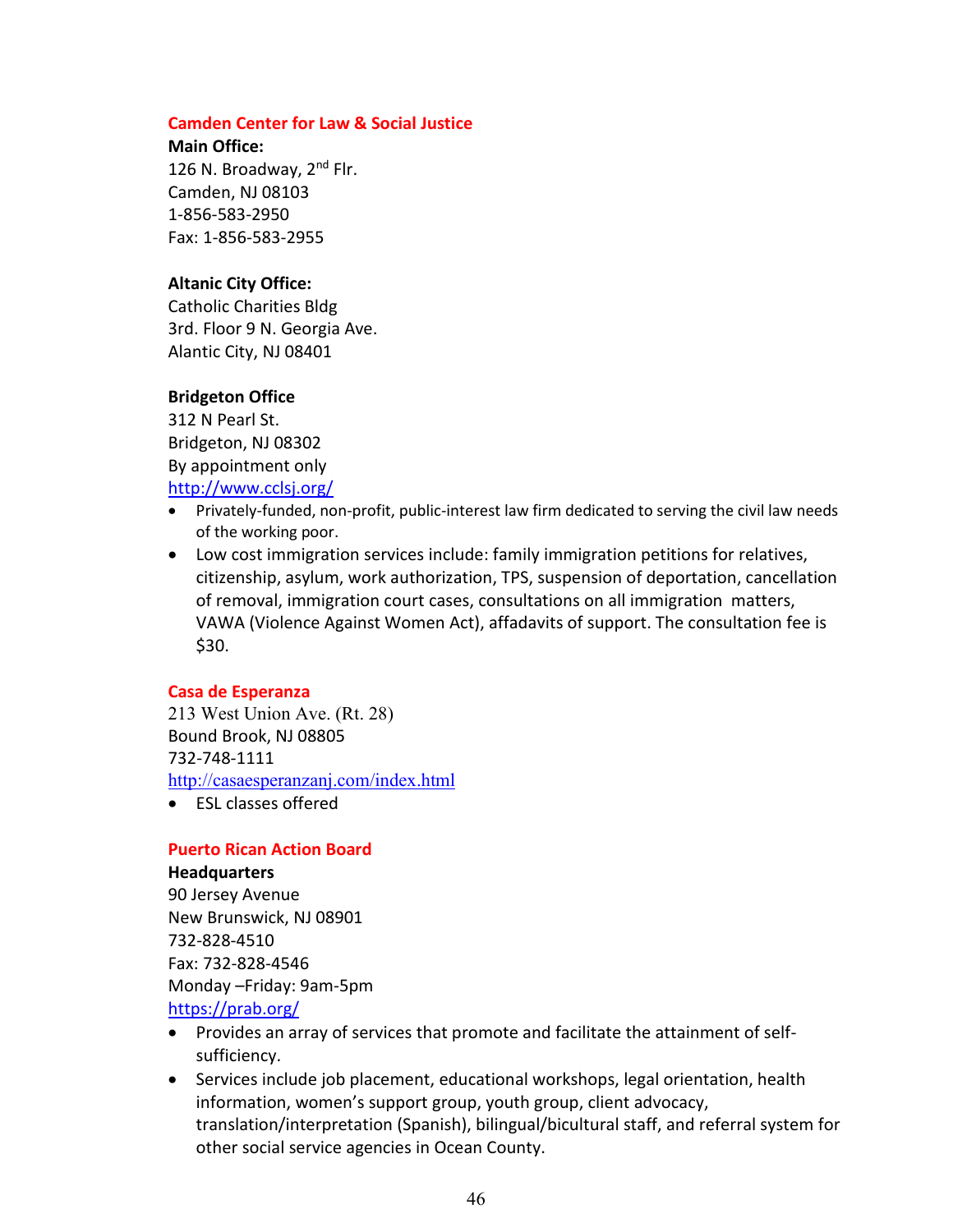### Camden Center for Law & Social Justice

**Main Office:**
126 N. Broadway, 2nd Flr.
Camden, NJ 08103
1-856-583-2950
Fax: 1-856-583-2955

**Altanic City Office:**
Catholic Charities Bldg
3rd. Floor 9 N. Georgia Ave.
Alantic City, NJ 08401

**Bridgeton Office**
312 N Pearl St.
Bridgeton, NJ 08302
By appointment only
http://www.cclsj.org/

- Privately-funded, non-profit, public-interest law firm dedicated to serving the civil law needs of the working poor.
- Low cost immigration services include: family immigration petitions for relatives, citizenship, asylum, work authorization, TPS, suspension of deportation, cancellation of removal, immigration court cases, consultations on all immigration matters, VAWA (Violence Against Women Act), affadavits of support. The consultation fee is $30.

### Casa de Esperanza

213 West Union Ave. (Rt. 28)
Bound Brook, NJ 08805
732-748-1111
http://casaesperanzanj.com/index.html

- ESL classes offered

### Puerto Rican Action Board

**Headquarters**
90 Jersey Avenue
New Brunswick, NJ 08901
732-828-4510
Fax: 732-828-4546
Monday –Friday: 9am-5pm
https://prab.org/

- Provides an array of services that promote and facilitate the attainment of self-sufficiency.
- Services include job placement, educational workshops, legal orientation, health information, women's support group, youth group, client advocacy, translation/interpretation (Spanish), bilingual/bicultural staff, and referral system for other social service agencies in Ocean County.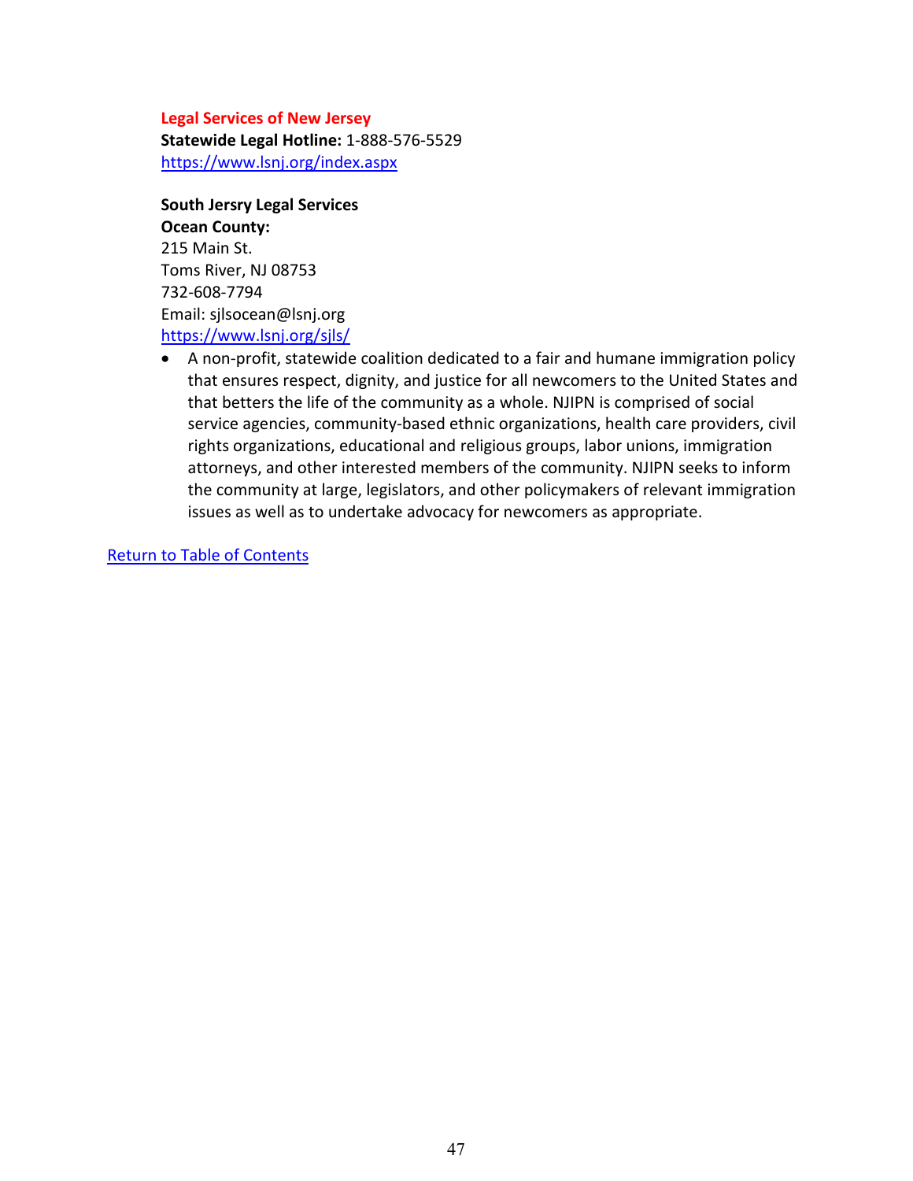**Legal Services of New Jersey**
**Statewide Legal Hotline:** 1-888-576-5529
[https://www.lsnj.org/index.aspx](https://www.lsnj.org/index.aspx)

**South Jersry Legal Services**
**Ocean County:**
215 Main St.
Toms River, NJ 08753
732-608-7794
Email: sjlsocean@lsnj.org
[https://www.lsnj.org/sjls/](https://www.lsnj.org/sjls/)

- A non-profit, statewide coalition dedicated to a fair and humane immigration policy that ensures respect, dignity, and justice for all newcomers to the United States and that betters the life of the community as a whole. NJIPN is comprised of social service agencies, community-based ethnic organizations, health care providers, civil rights organizations, educational and religious groups, labor unions, immigration attorneys, and other interested members of the community. NJIPN seeks to inform the community at large, legislators, and other policymakers of relevant immigration issues as well as to undertake advocacy for newcomers as appropriate.

Return to Table of Contents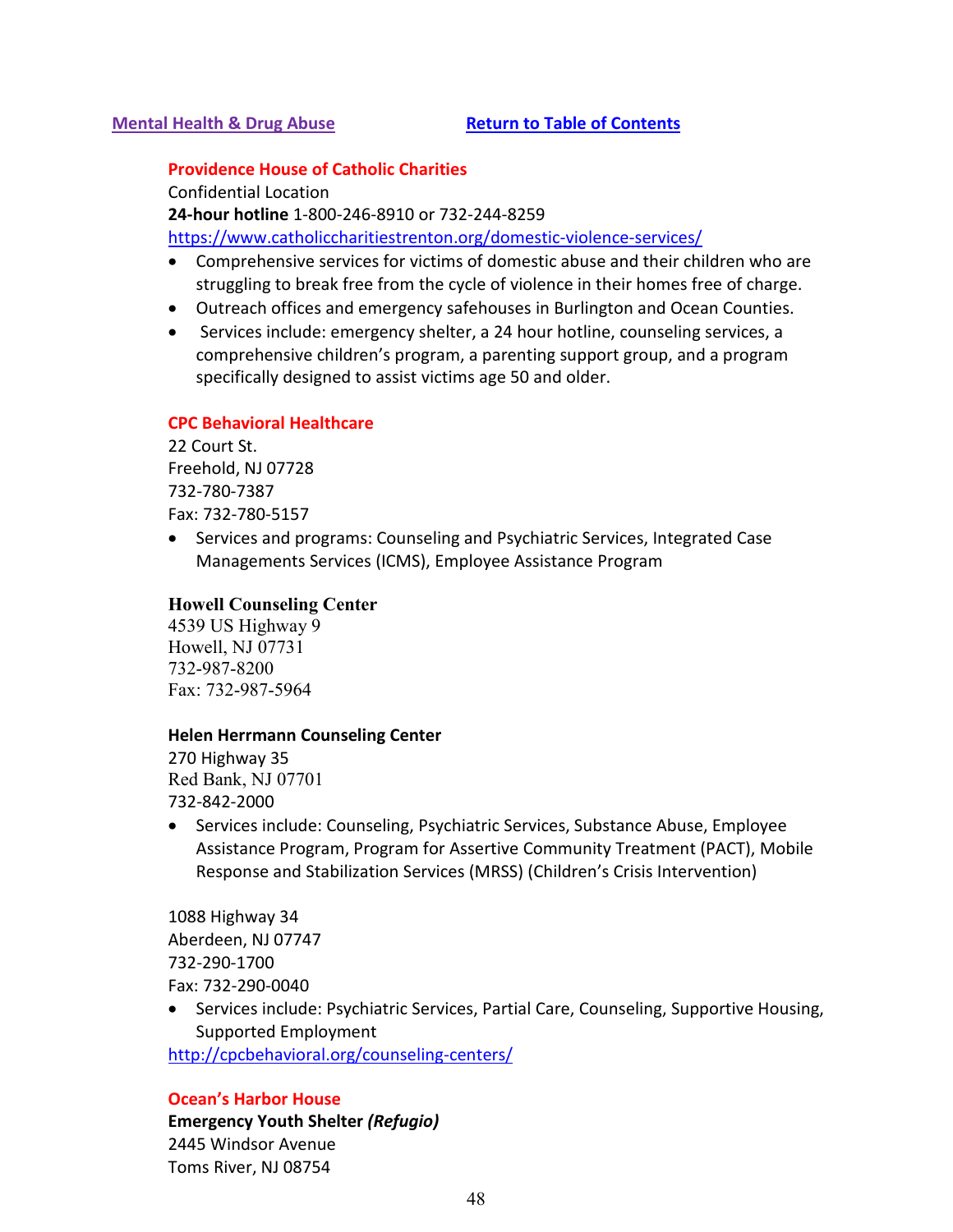**Mental Health & Drug Abuse** **Return to Table of Contents**

**Providence House of Catholic Charities**
Confidential Location
**24-hour hotline** 1-800-246-8910 or 732-244-8259
https://www.catholiccharitiestrenton.org/domestic-violence-services/

- Comprehensive services for victims of domestic abuse and their children who are struggling to break free from the cycle of violence in their homes free of charge.
- Outreach offices and emergency safehouses in Burlington and Ocean Counties.
- Services include: emergency shelter, a 24 hour hotline, counseling services, a comprehensive children's program, a parenting support group, and a program specifically designed to assist victims age 50 and older.

**CPC Behavioral Healthcare**
22 Court St.
Freehold, NJ 07728
732-780-7387
Fax: 732-780-5157

- Services and programs: Counseling and Psychiatric Services, Integrated Case Managements Services (ICMS), Employee Assistance Program

**Howell Counseling Center**
4539 US Highway 9
Howell, NJ 07731
732-987-8200
Fax: 732-987-5964

**Helen Herrmann Counseling Center**
270 Highway 35
Red Bank, NJ 07701
732-842-2000

- Services include: Counseling, Psychiatric Services, Substance Abuse, Employee Assistance Program, Program for Assertive Community Treatment (PACT), Mobile Response and Stabilization Services (MRSS) (Children's Crisis Intervention)

1088 Highway 34
Aberdeen, NJ 07747
732-290-1700
Fax: 732-290-0040

- Services include: Psychiatric Services, Partial Care, Counseling, Supportive Housing, Supported Employment

http://cpcbehavioral.org/counseling-centers/

**Ocean's Harbor House**
**Emergency Youth Shelter *(Refugio)***
2445 Windsor Avenue
Toms River, NJ 08754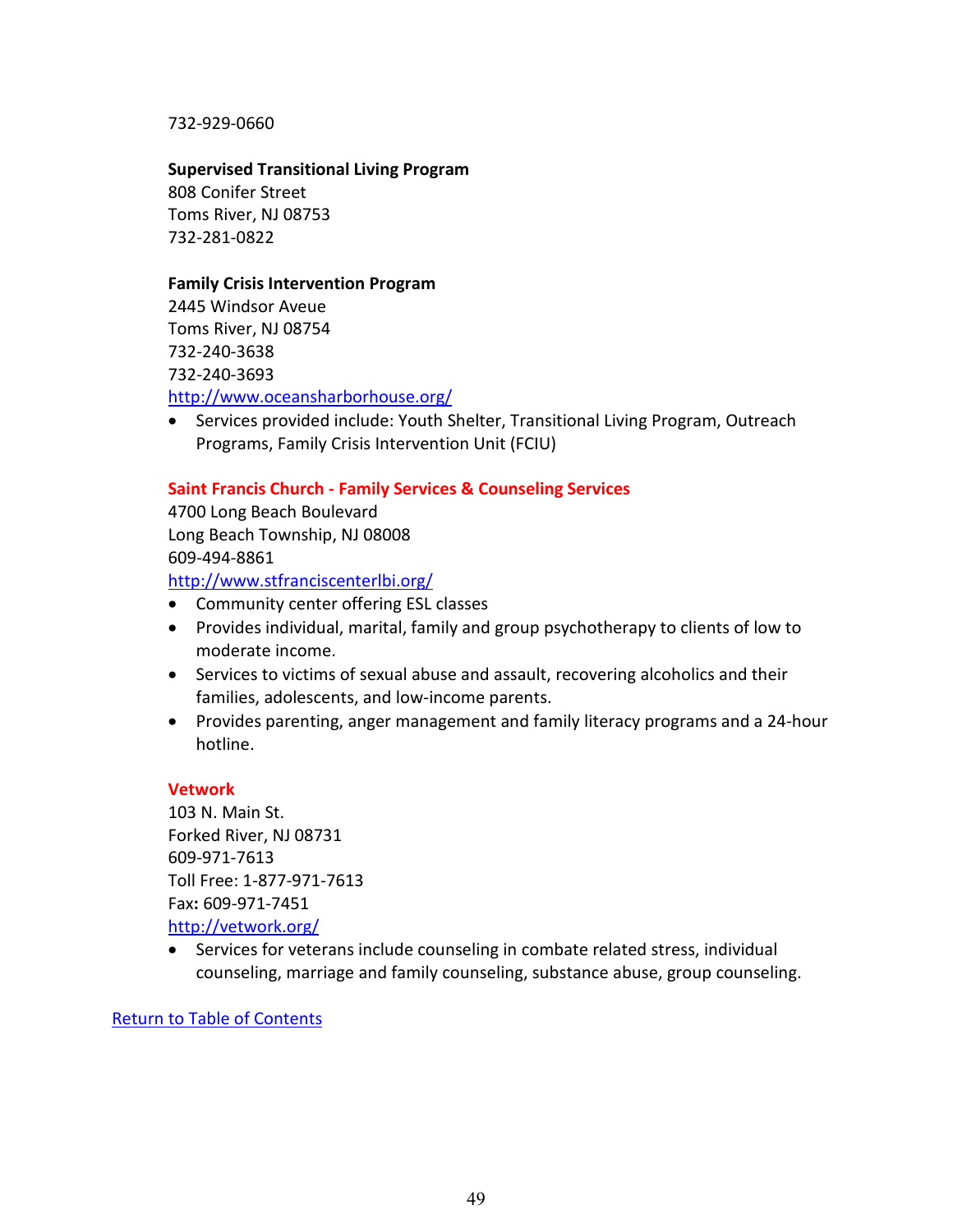732-929-0660

**Supervised Transitional Living Program**
808 Conifer Street
Toms River, NJ 08753
732-281-0822

**Family Crisis Intervention Program**
2445 Windsor Aveue
Toms River, NJ 08754
732-240-3638
732-240-3693
http://www.oceansharborhouse.org/

- Services provided include: Youth Shelter, Transitional Living Program, Outreach Programs, Family Crisis Intervention Unit (FCIU)

**Saint Francis Church - Family Services & Counseling Services**
4700 Long Beach Boulevard
Long Beach Township, NJ 08008
609-494-8861
http://www.stfranciscenterlbi.org/

- Community center offering ESL classes
- Provides individual, marital, family and group psychotherapy to clients of low to moderate income.
- Services to victims of sexual abuse and assault, recovering alcoholics and their families, adolescents, and low-income parents.
- Provides parenting, anger management and family literacy programs and a 24-hour hotline.

**Vetwork**
103 N. Main St.
Forked River, NJ 08731
609-971-7613
Toll Free: 1-877-971-7613
Fax**:** 609-971-7451
http://vetwork.org/

- Services for veterans include counseling in combate related stress, individual counseling, marriage and family counseling, substance abuse, group counseling.

Return to Table of Contents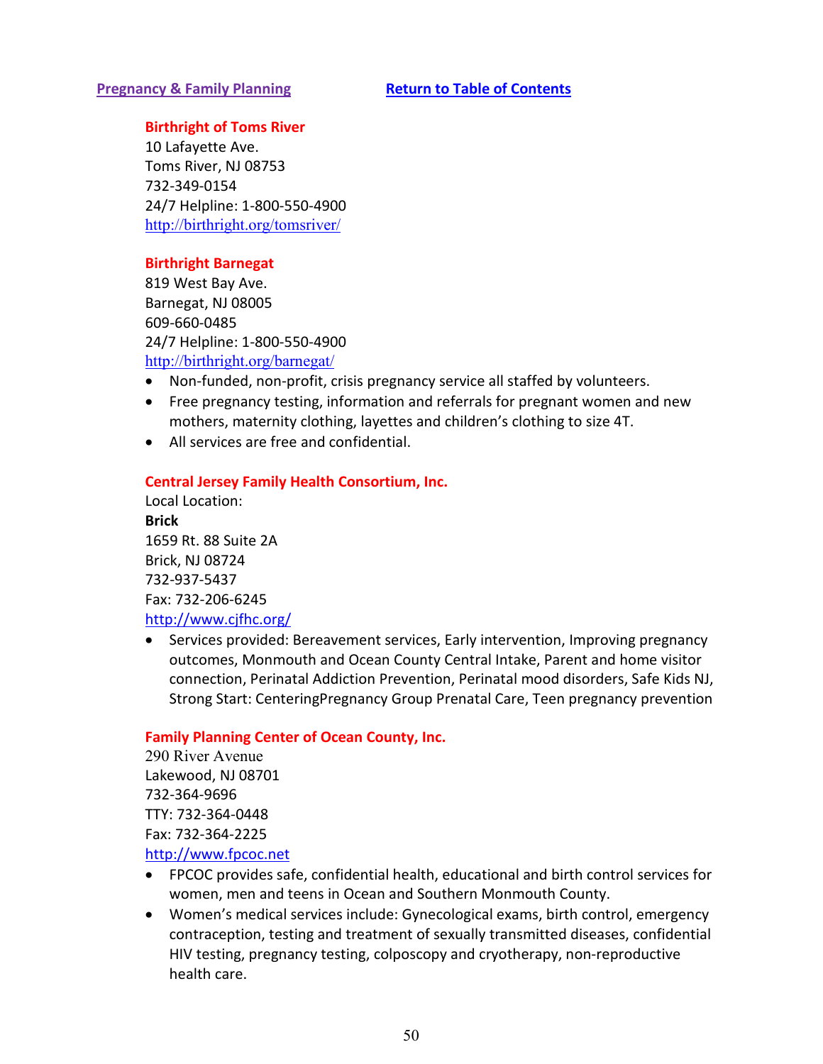## Pregnancy & Family Planning

Return to Table of Contents

### Birthright of Toms River

10 Lafayette Ave.
Toms River, NJ 08753
732-349-0154
24/7 Helpline: 1-800-550-4900
http://birthright.org/tomsriver/

### Birthright Barnegat

819 West Bay Ave.
Barnegat, NJ 08005
609-660-0485
24/7 Helpline: 1-800-550-4900
http://birthright.org/barnegat/

- Non-funded, non-profit, crisis pregnancy service all staffed by volunteers.
- Free pregnancy testing, information and referrals for pregnant women and new mothers, maternity clothing, layettes and children's clothing to size 4T.
- All services are free and confidential.

### Central Jersey Family Health Consortium, Inc.

Local Location:
**Brick**
1659 Rt. 88 Suite 2A
Brick, NJ 08724
732-937-5437
Fax: 732-206-6245
http://www.cjfhc.org/

- Services provided: Bereavement services, Early intervention, Improving pregnancy outcomes, Monmouth and Ocean County Central Intake, Parent and home visitor connection, Perinatal Addiction Prevention, Perinatal mood disorders, Safe Kids NJ, Strong Start: CenteringPregnancy Group Prenatal Care, Teen pregnancy prevention

### Family Planning Center of Ocean County, Inc.

290 River Avenue
Lakewood, NJ 08701
732-364-9696
TTY: 732-364-0448
Fax: 732-364-2225
http://www.fpcoc.net

- FPCOC provides safe, confidential health, educational and birth control services for women, men and teens in Ocean and Southern Monmouth County.
- Women's medical services include: Gynecological exams, birth control, emergency contraception, testing and treatment of sexually transmitted diseases, confidential HIV testing, pregnancy testing, colposcopy and cryotherapy, non-reproductive health care.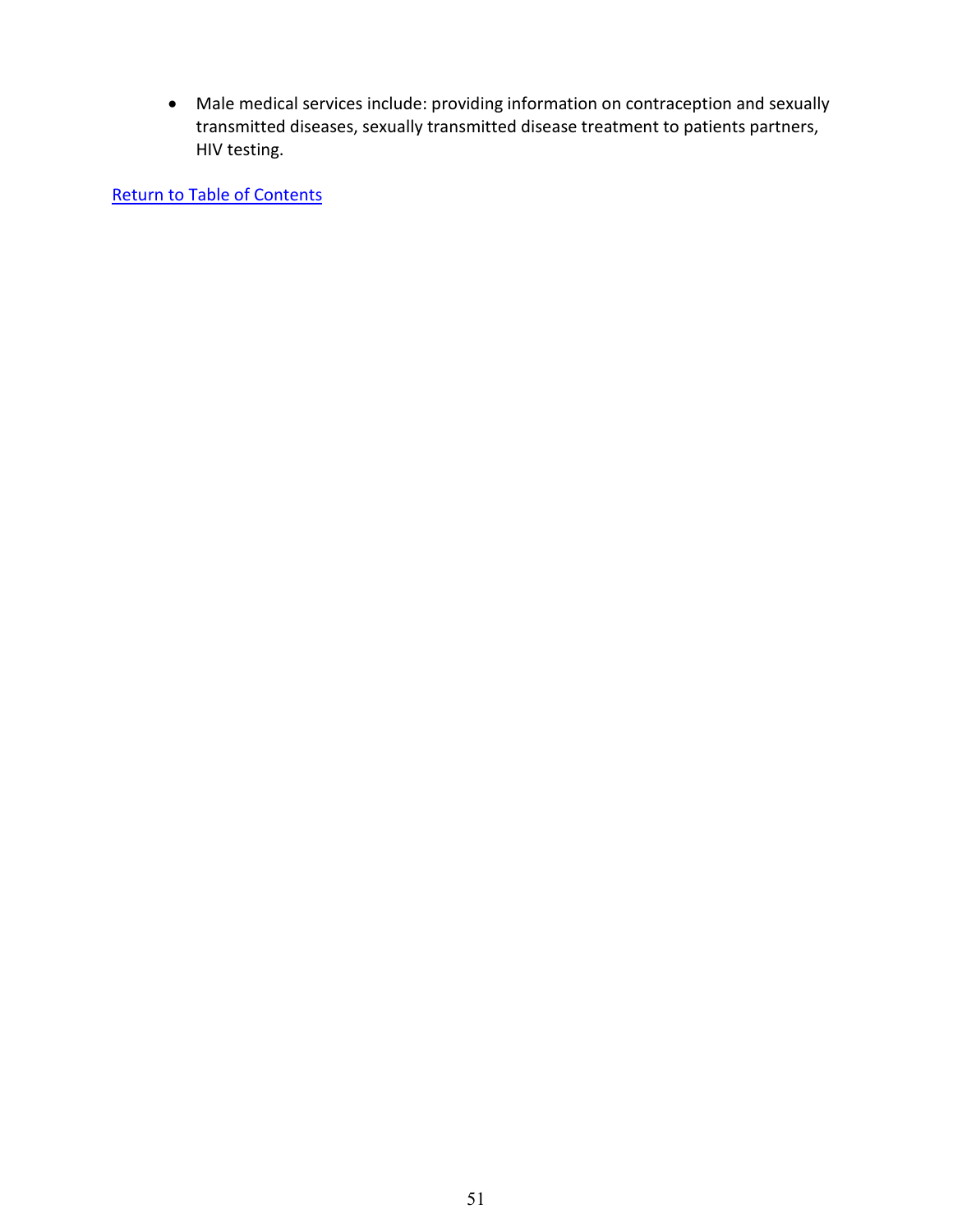- Male medical services include: providing information on contraception and sexually transmitted diseases, sexually transmitted disease treatment to patients partners, HIV testing.

Return to Table of Contents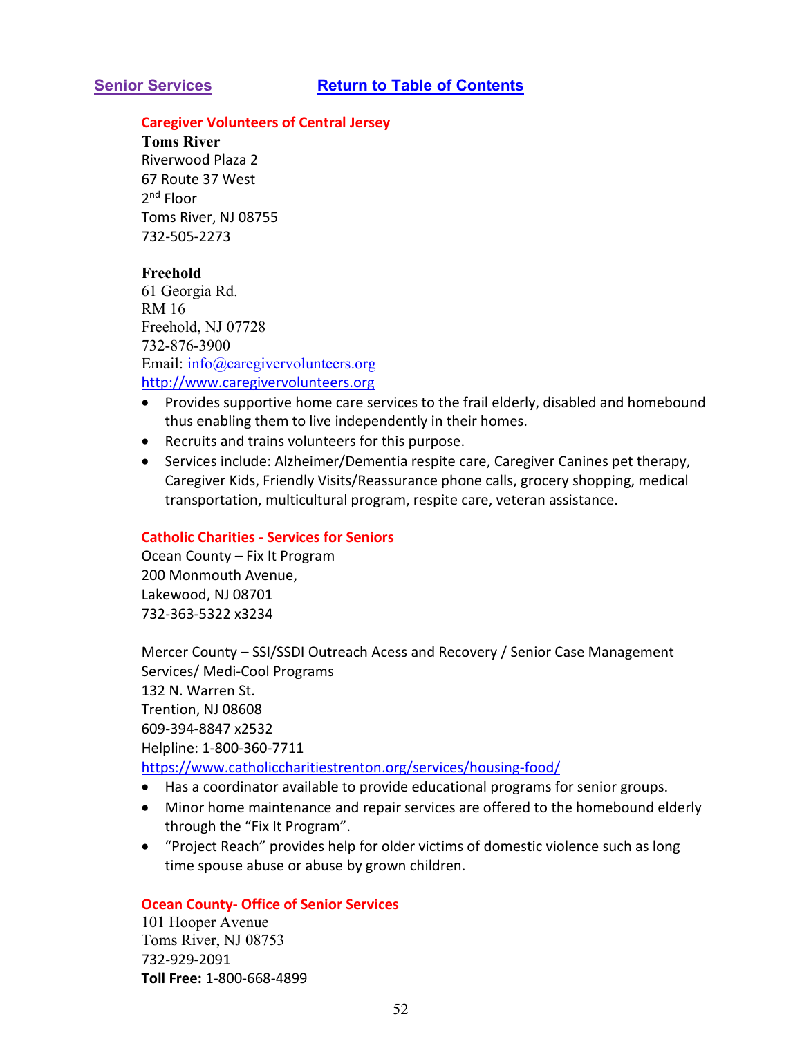## Senior Services [Return to Table of Contents]

### Caregiver Volunteers of Central Jersey

**Toms River**
Riverwood Plaza 2
67 Route 37 West
2nd Floor
Toms River, NJ 08755
732-505-2273

**Freehold**
61 Georgia Rd.
RM 16
Freehold, NJ 07728
732-876-3900
Email: info@caregivervolunteers.org
http://www.caregivervolunteers.org

- Provides supportive home care services to the frail elderly, disabled and homebound thus enabling them to live independently in their homes.
- Recruits and trains volunteers for this purpose.
- Services include: Alzheimer/Dementia respite care, Caregiver Canines pet therapy, Caregiver Kids, Friendly Visits/Reassurance phone calls, grocery shopping, medical transportation, multicultural program, respite care, veteran assistance.

### Catholic Charities - Services for Seniors

Ocean County – Fix It Program
200 Monmouth Avenue,
Lakewood, NJ 08701
732-363-5322 x3234

Mercer County – SSI/SSDI Outreach Acess and Recovery / Senior Case Management Services/ Medi-Cool Programs
132 N. Warren St.
Trenton, NJ 08608
609-394-8847 x2532
Helpline: 1-800-360-7711
https://www.catholiccharitiestrenton.org/services/housing-food/

- Has a coordinator available to provide educational programs for senior groups.
- Minor home maintenance and repair services are offered to the homebound elderly through the "Fix It Program".
- "Project Reach" provides help for older victims of domestic violence such as long time spouse abuse or abuse by grown children.

### Ocean County- Office of Senior Services

101 Hooper Avenue
Toms River, NJ 08753
732-929-2091
**Toll Free:** 1-800-668-4899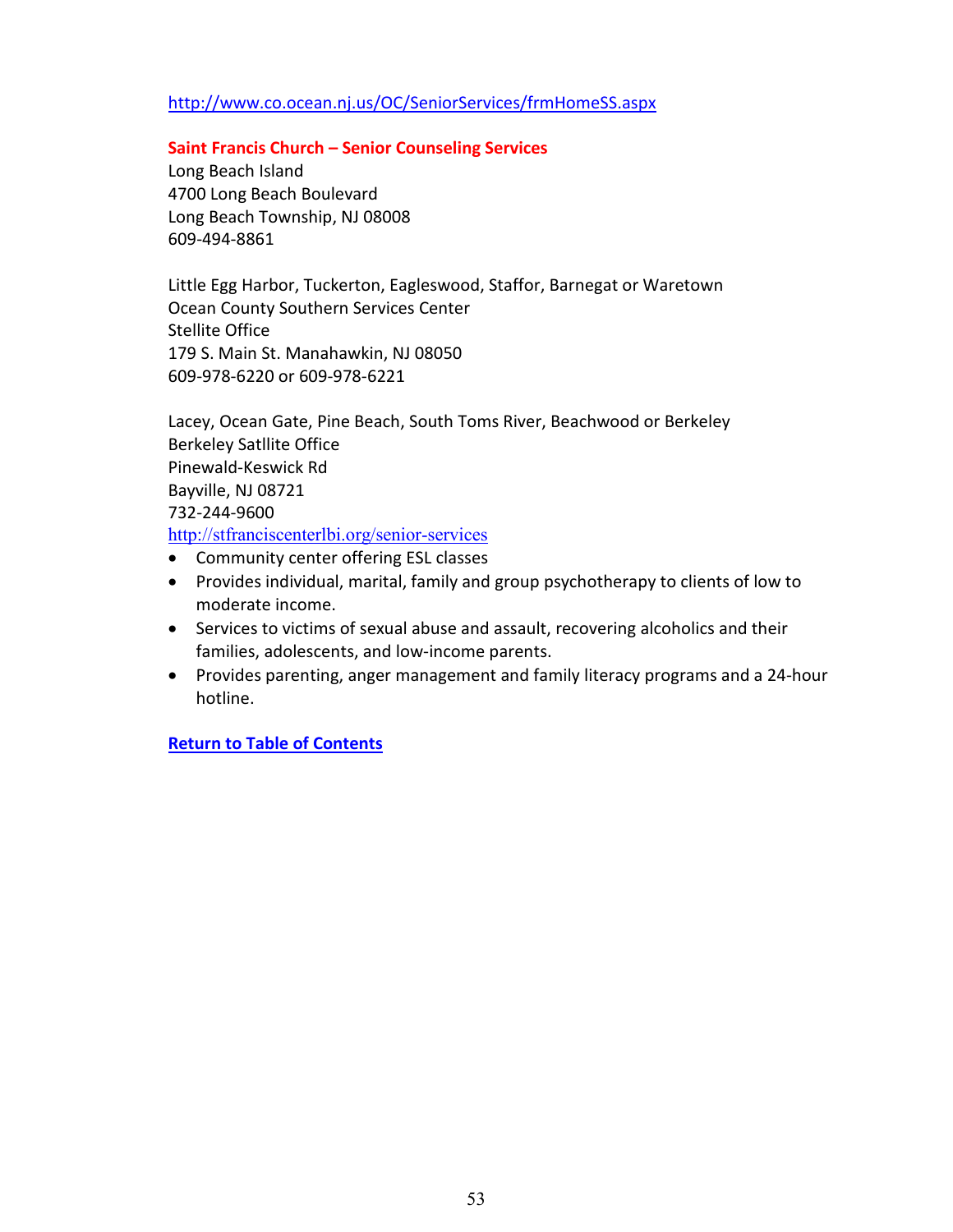http://www.co.ocean.nj.us/OC/SeniorServices/frmHomeSS.aspx

**Saint Francis Church – Senior Counseling Services**

Long Beach Island
4700 Long Beach Boulevard
Long Beach Township, NJ 08008
609-494-8861

Little Egg Harbor, Tuckerton, Eagleswood, Staffor, Barnegat or Waretown
Ocean County Southern Services Center
Stellite Office
179 S. Main St. Manahawkin, NJ 08050
609-978-6220 or 609-978-6221

Lacey, Ocean Gate, Pine Beach, South Toms River, Beachwood or Berkeley
Berkeley Satllite Office
Pinewald-Keswick Rd
Bayville, NJ 08721
732-244-9600
http://stfranciscenterlbi.org/senior-services

- Community center offering ESL classes
- Provides individual, marital, family and group psychotherapy to clients of low to moderate income.
- Services to victims of sexual abuse and assault, recovering alcoholics and their families, adolescents, and low-income parents.
- Provides parenting, anger management and family literacy programs and a 24-hour hotline.

**Return to Table of Contents**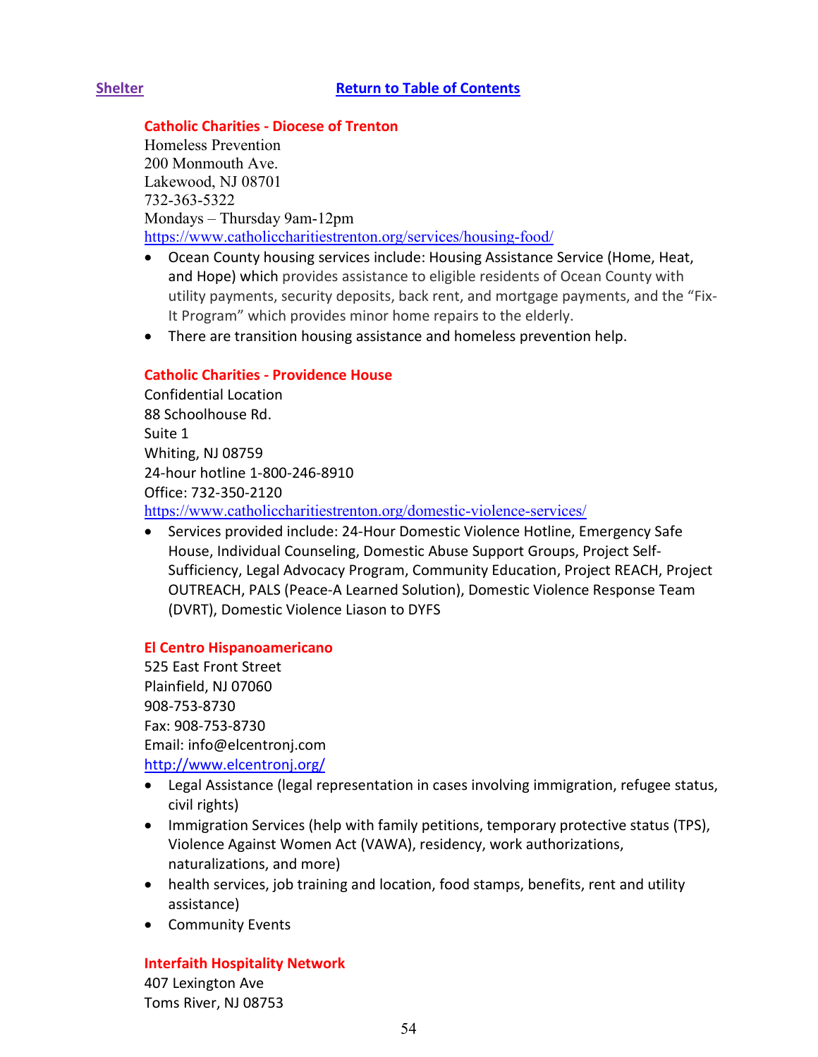[Shelter](#) [Return to Table of Contents](#)

### Catholic Charities - Diocese of Trenton

Homeless Prevention
200 Monmouth Ave.
Lakewood, NJ 08701
732-363-5322
Mondays – Thursday 9am-12pm
https://www.catholiccharitiestrenton.org/services/housing-food/

- Ocean County housing services include: Housing Assistance Service (Home, Heat, and Hope) which provides assistance to eligible residents of Ocean County with utility payments, security deposits, back rent, and mortgage payments, and the "Fix-It Program" which provides minor home repairs to the elderly.
- There are transition housing assistance and homeless prevention help.

### Catholic Charities - Providence House

Confidential Location
88 Schoolhouse Rd.
Suite 1
Whiting, NJ 08759
24-hour hotline 1-800-246-8910
Office: 732-350-2120
https://www.catholiccharitiestrenton.org/domestic-violence-services/

- Services provided include: 24-Hour Domestic Violence Hotline, Emergency Safe House, Individual Counseling, Domestic Abuse Support Groups, Project Self-Sufficiency, Legal Advocacy Program, Community Education, Project REACH, Project OUTREACH, PALS (Peace-A Learned Solution), Domestic Violence Response Team (DVRT), Domestic Violence Liason to DYFS

### El Centro Hispanoamericano

525 East Front Street
Plainfield, NJ 07060
908-753-8730
Fax: 908-753-8730
Email: info@elcentronj.com
http://www.elcentronj.org/

- Legal Assistance (legal representation in cases involving immigration, refugee status, civil rights)
- Immigration Services (help with family petitions, temporary protective status (TPS), Violence Against Women Act (VAWA), residency, work authorizations, naturalizations, and more)
- health services, job training and location, food stamps, benefits, rent and utility assistance)
- Community Events

### Interfaith Hospitality Network

407 Lexington Ave
Toms River, NJ 08753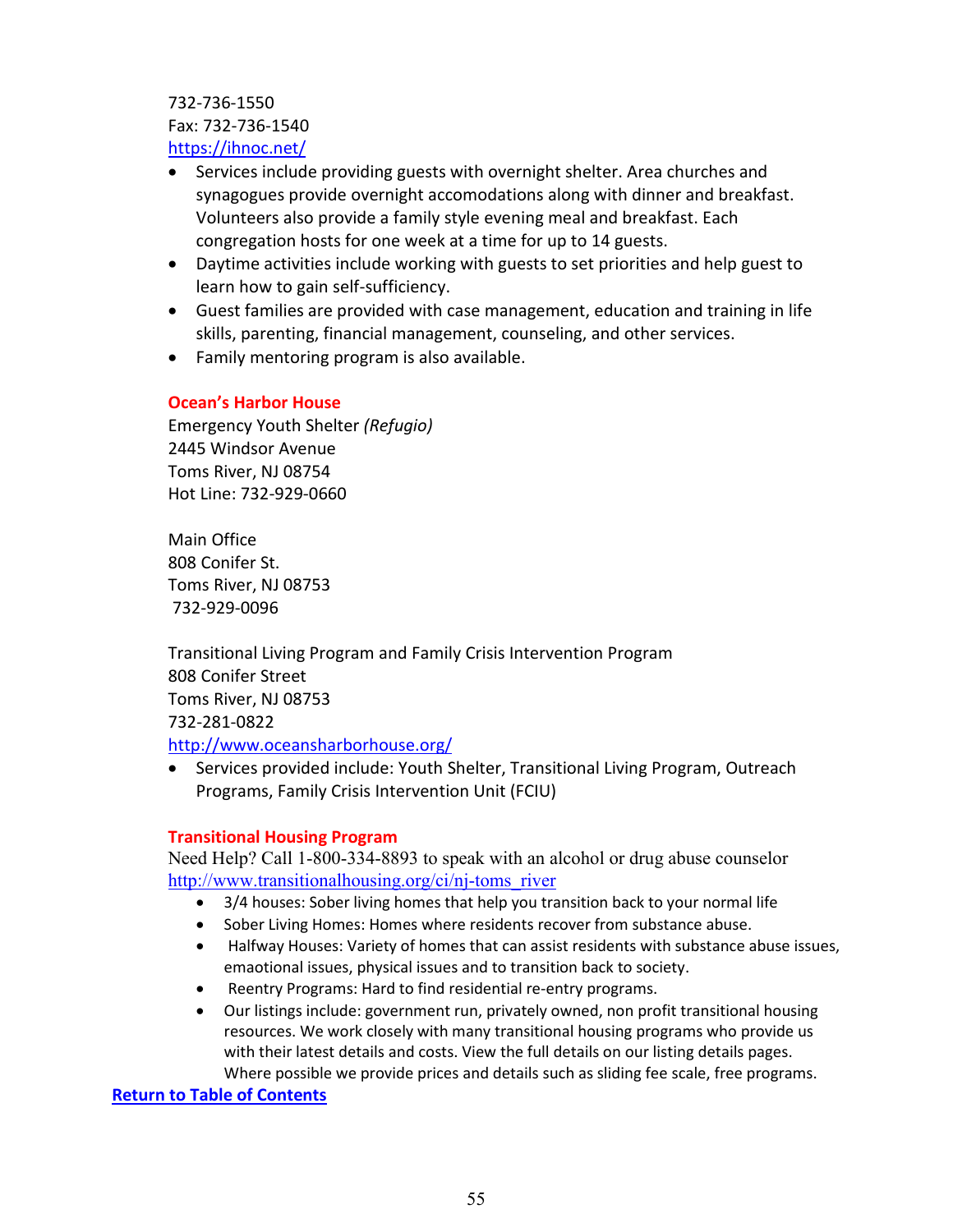732-736-1550
Fax: 732-736-1540
https://ihnoc.net/

- Services include providing guests with overnight shelter. Area churches and synagogues provide overnight accomodations along with dinner and breakfast. Volunteers also provide a family style evening meal and breakfast. Each congregation hosts for one week at a time for up to 14 guests.
- Daytime activities include working with guests to set priorities and help guest to learn how to gain self-sufficiency.
- Guest families are provided with case management, education and training in life skills, parenting, financial management, counseling, and other services.
- Family mentoring program is also available.

**Ocean's Harbor House**

Emergency Youth Shelter *(Refugio)*
2445 Windsor Avenue
Toms River, NJ 08754
Hot Line: 732-929-0660

Main Office
808 Conifer St.
Toms River, NJ 08753
732-929-0096

Transitional Living Program and Family Crisis Intervention Program
808 Conifer Street
Toms River, NJ 08753
732-281-0822
http://www.oceansharborhouse.org/

- Services provided include: Youth Shelter, Transitional Living Program, Outreach Programs, Family Crisis Intervention Unit (FCIU)

**Transitional Housing Program**

Need Help? Call 1-800-334-8893 to speak with an alcohol or drug abuse counselor
http://www.transitionalhousing.org/ci/nj-toms_river

- 3/4 houses: Sober living homes that help you transition back to your normal life
- Sober Living Homes: Homes where residents recover from substance abuse.
- Halfway Houses: Variety of homes that can assist residents with substance abuse issues, emaotional issues, physical issues and to transition back to society.
- Reentry Programs: Hard to find residential re-entry programs.
- Our listings include: government run, privately owned, non profit transitional housing resources. We work closely with many transitional housing programs who provide us with their latest details and costs. View the full details on our listing details pages. Where possible we provide prices and details such as sliding fee scale, free programs.

**Return to Table of Contents**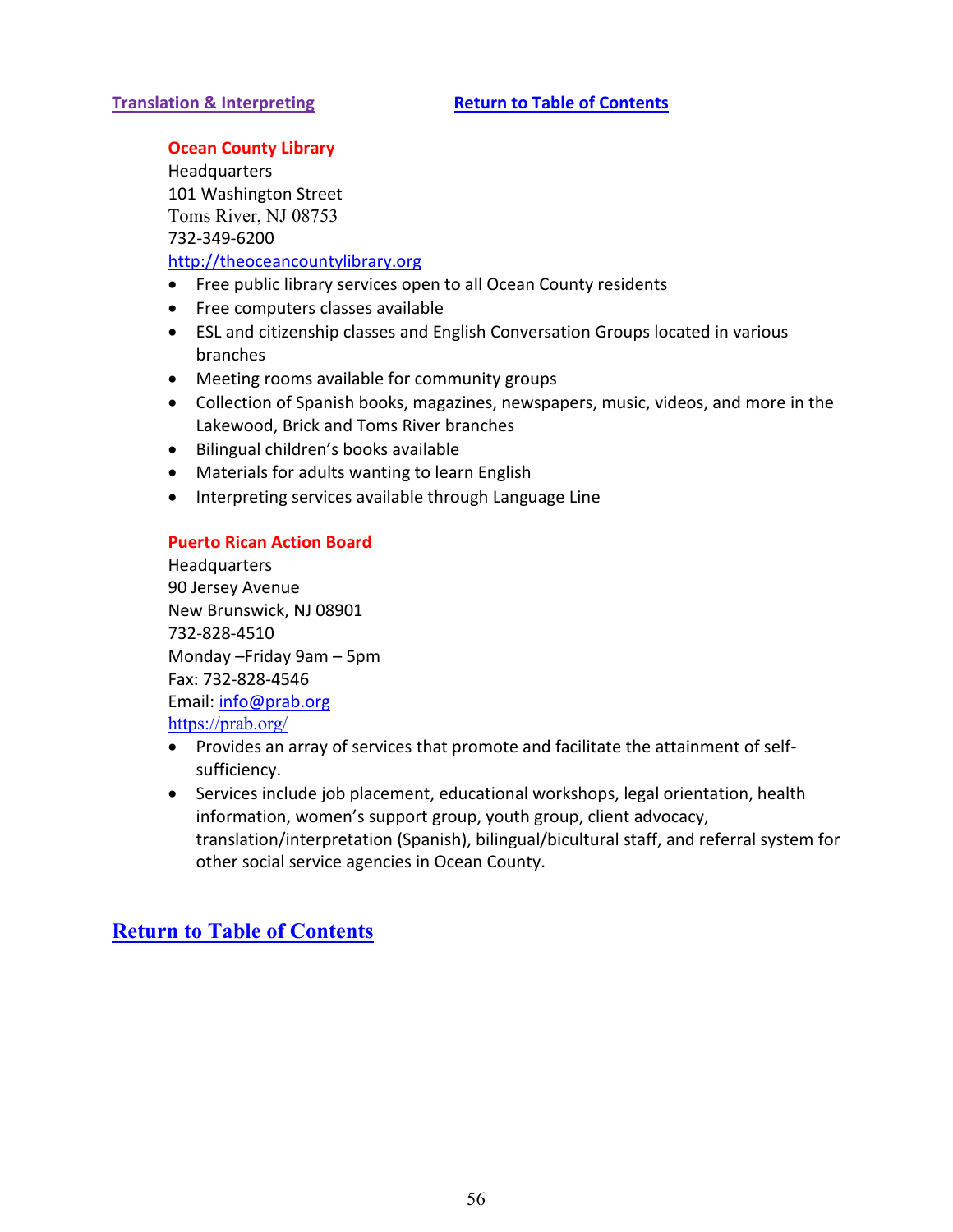**Translation & Interpreting** **Return to Table of Contents**

**Ocean County Library**
Headquarters
101 Washington Street
Toms River, NJ 08753
732-349-6200
http://theoceancountylibrary.org

- Free public library services open to all Ocean County residents
- Free computers classes available
- ESL and citizenship classes and English Conversation Groups located in various branches
- Meeting rooms available for community groups
- Collection of Spanish books, magazines, newspapers, music, videos, and more in the Lakewood, Brick and Toms River branches
- Bilingual children's books available
- Materials for adults wanting to learn English
- Interpreting services available through Language Line

**Puerto Rican Action Board**
Headquarters
90 Jersey Avenue
New Brunswick, NJ 08901
732-828-4510
Monday –Friday 9am – 5pm
Fax: 732-828-4546
Email: info@prab.org
https://prab.org/

- Provides an array of services that promote and facilitate the attainment of self-sufficiency.
- Services include job placement, educational workshops, legal orientation, health information, women's support group, youth group, client advocacy, translation/interpretation (Spanish), bilingual/bicultural staff, and referral system for other social service agencies in Ocean County.

**Return to Table of Contents**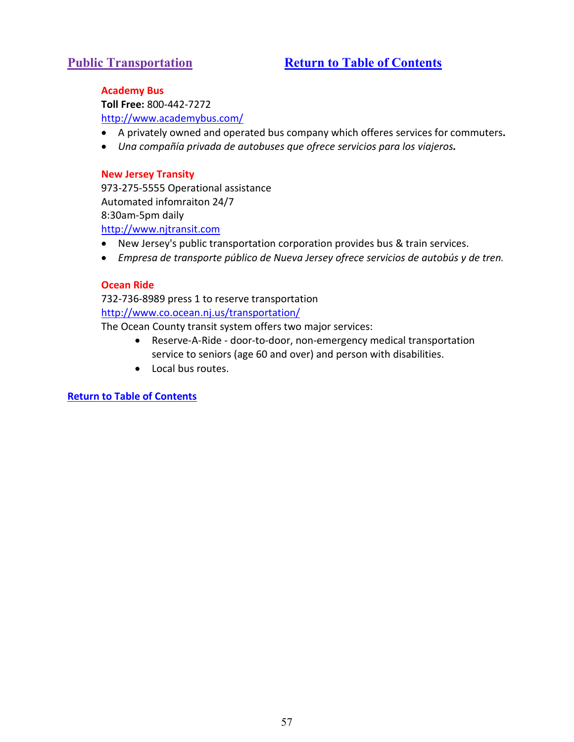## Public Transportation  Return to Table of Contents

**Academy Bus**
**Toll Free:** 800-442-7272
http://www.academybus.com/

- A privately owned and operated bus company which offeres services for commuters**.**
- *Una compañía privada de autobuses que ofrece servicios para los viajeros**.***

**New Jersey Transity**
973-275-5555 Operational assistance
Automated infomraiton 24/7
8:30am-5pm daily
http://www.njtransit.com

- New Jersey's public transportation corporation provides bus & train services.
- *Empresa de transporte público de Nueva Jersey ofrece servicios de autobús y de tren.*

**Ocean Ride**
732-736-8989 press 1 to reserve transportation
http://www.co.ocean.nj.us/transportation/
The Ocean County transit system offers two major services:

- Reserve-A-Ride - door-to-door, non-emergency medical transportation service to seniors (age 60 and over) and person with disabilities.
- Local bus routes.

**Return to Table of Contents**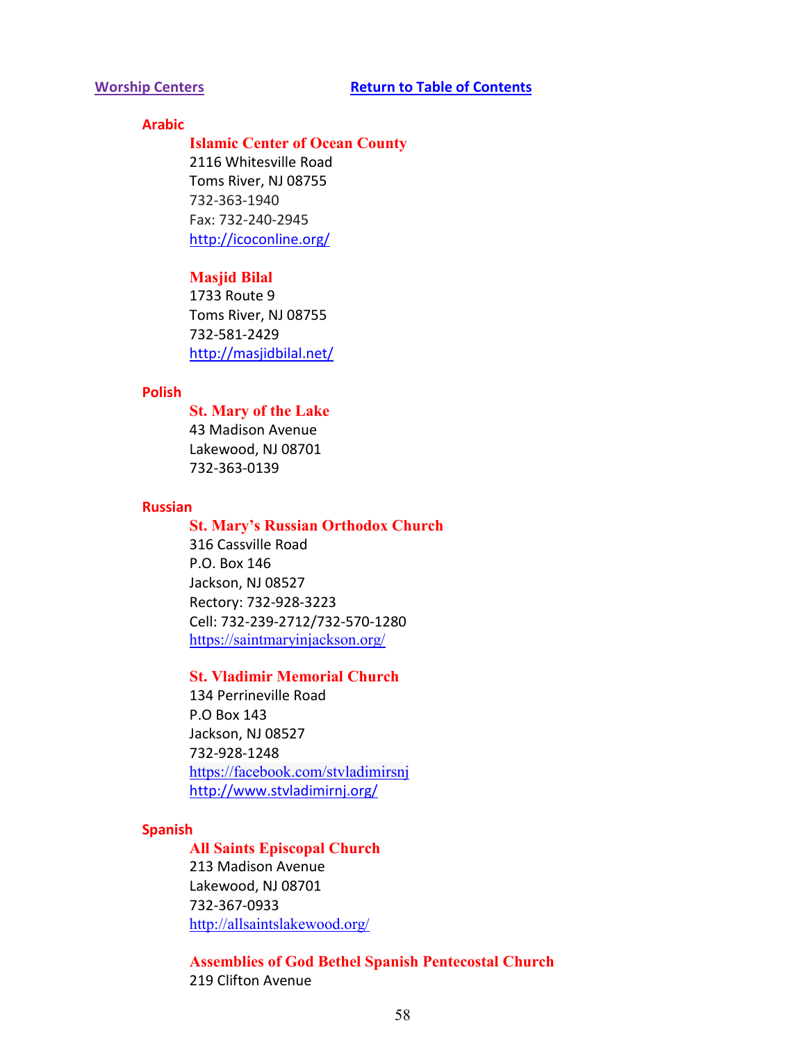**Worship Centers** **Return to Table of Contents**

## Arabic

### Islamic Center of Ocean County

2116 Whitesville Road
Toms River, NJ 08755
732-363-1940
Fax: 732-240-2945
http://icoconline.org/

### Masjid Bilal

1733 Route 9
Toms River, NJ 08755
732-581-2429
http://masjidbilal.net/

## Polish

### St. Mary of the Lake

43 Madison Avenue
Lakewood, NJ 08701
732-363-0139

## Russian

### St. Mary's Russian Orthodox Church

316 Cassville Road
P.O. Box 146
Jackson, NJ 08527
Rectory: 732-928-3223
Cell: 732-239-2712/732-570-1280
https://saintmaryinjackson.org/

### St. Vladimir Memorial Church

134 Perrineville Road
P.O Box 143
Jackson, NJ 08527
732-928-1248
https://facebook.com/stvladimirsnj
http://www.stvladimirnj.org/

## Spanish

### All Saints Episcopal Church

213 Madison Avenue
Lakewood, NJ 08701
732-367-0933
http://allsaintslakewood.org/

### Assemblies of God Bethel Spanish Pentecostal Church

219 Clifton Avenue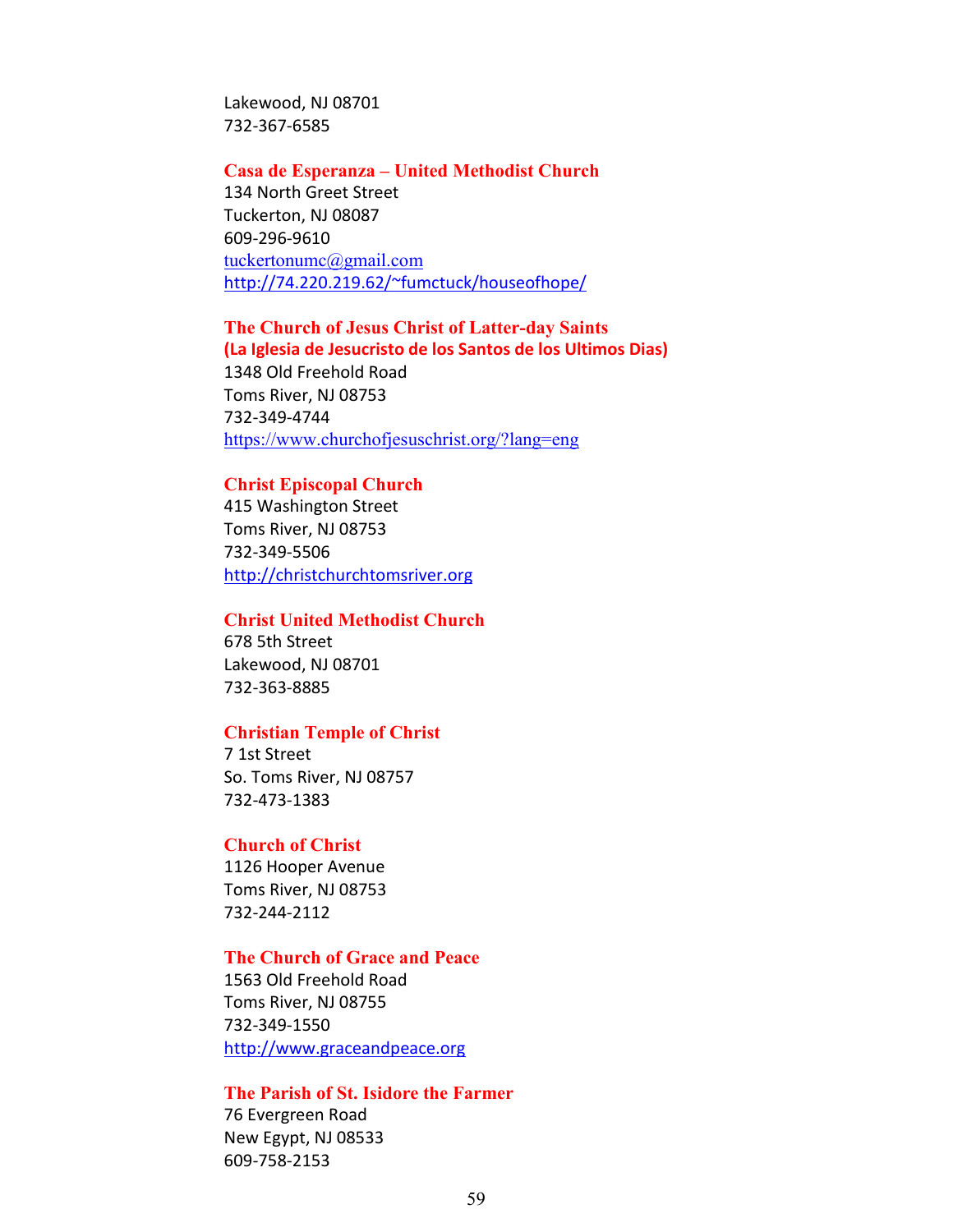Lakewood, NJ 08701
732-367-6585

**Casa de Esperanza – United Methodist Church**
134 North Greet Street
Tuckerton, NJ 08087
609-296-9610
tuckertonumc@gmail.com
http://74.220.219.62/~fumctuck/houseofhope/

**The Church of Jesus Christ of Latter-day Saints**
**(La Iglesia de Jesucristo de los Santos de los Ultimos Dias)**
1348 Old Freehold Road
Toms River, NJ 08753
732-349-4744
https://www.churchofjesuschrist.org/?lang=eng

**Christ Episcopal Church**
415 Washington Street
Toms River, NJ 08753
732-349-5506
http://christchurchtomsriver.org

**Christ United Methodist Church**
678 5th Street
Lakewood, NJ 08701
732-363-8885

**Christian Temple of Christ**
7 1st Street
So. Toms River, NJ 08757
732-473-1383

**Church of Christ**
1126 Hooper Avenue
Toms River, NJ 08753
732-244-2112

**The Church of Grace and Peace**
1563 Old Freehold Road
Toms River, NJ 08755
732-349-1550
http://www.graceandpeace.org

**The Parish of St. Isidore the Farmer**
76 Evergreen Road
New Egypt, NJ 08533
609-758-2153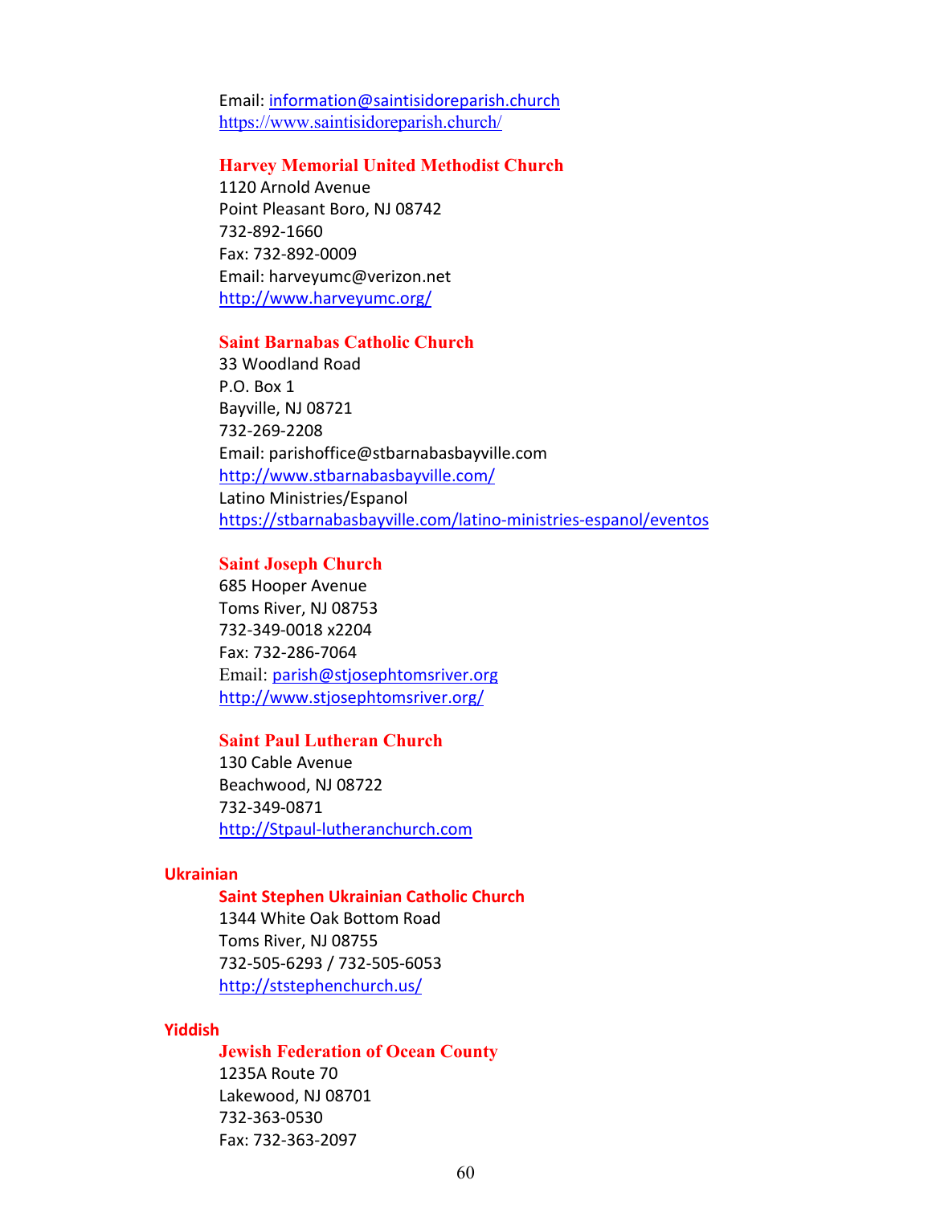Email: information@saintisidoreparish.church
https://www.saintisidoreparish.church/

### Harvey Memorial United Methodist Church

1120 Arnold Avenue
Point Pleasant Boro, NJ 08742
732-892-1660
Fax: 732-892-0009
Email: harveyumc@verizon.net
http://www.harveyumc.org/

### Saint Barnabas Catholic Church

33 Woodland Road
P.O. Box 1
Bayville, NJ 08721
732-269-2208
Email: parishoffice@stbarnabasbayville.com
http://www.stbarnabasbayville.com/
Latino Ministries/Espanol
https://stbarnabasbayville.com/latino-ministries-espanol/eventos

### Saint Joseph Church

685 Hooper Avenue
Toms River, NJ 08753
732-349-0018 x2204
Fax: 732-286-7064
Email: parish@stjosephtomsriver.org
http://www.stjosephtomsriver.org/

### Saint Paul Lutheran Church

130 Cable Avenue
Beachwood, NJ 08722
732-349-0871
http://Stpaul-lutheranchurch.com

## Ukrainian

### Saint Stephen Ukrainian Catholic Church

1344 White Oak Bottom Road
Toms River, NJ 08755
732-505-6293 / 732-505-6053
http://ststephenchurch.us/

## Yiddish

### Jewish Federation of Ocean County

1235A Route 70
Lakewood, NJ 08701
732-363-0530
Fax: 732-363-2097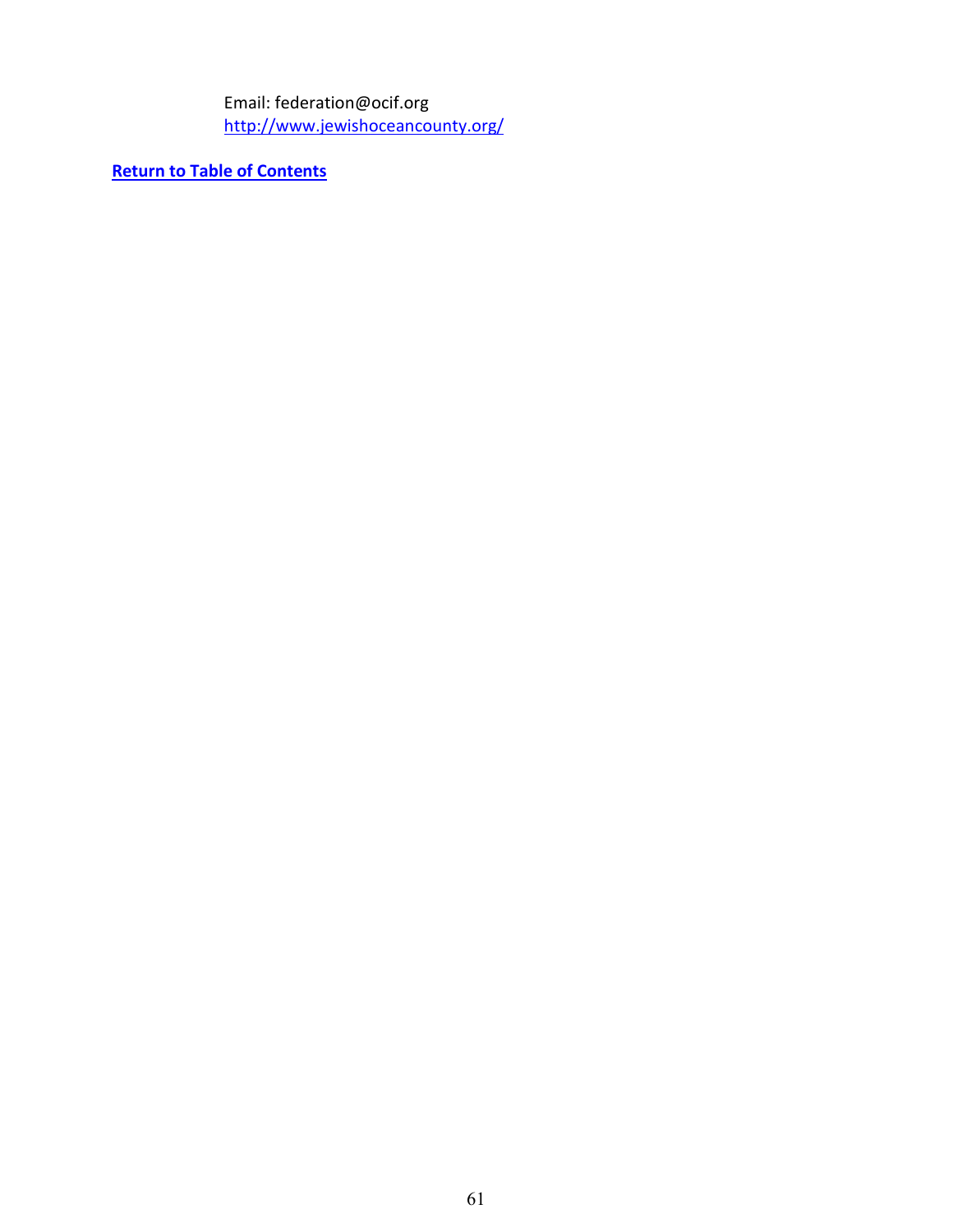Email: federation@ocif.org
http://www.jewishoceancounty.org/

**Return to Table of Contents**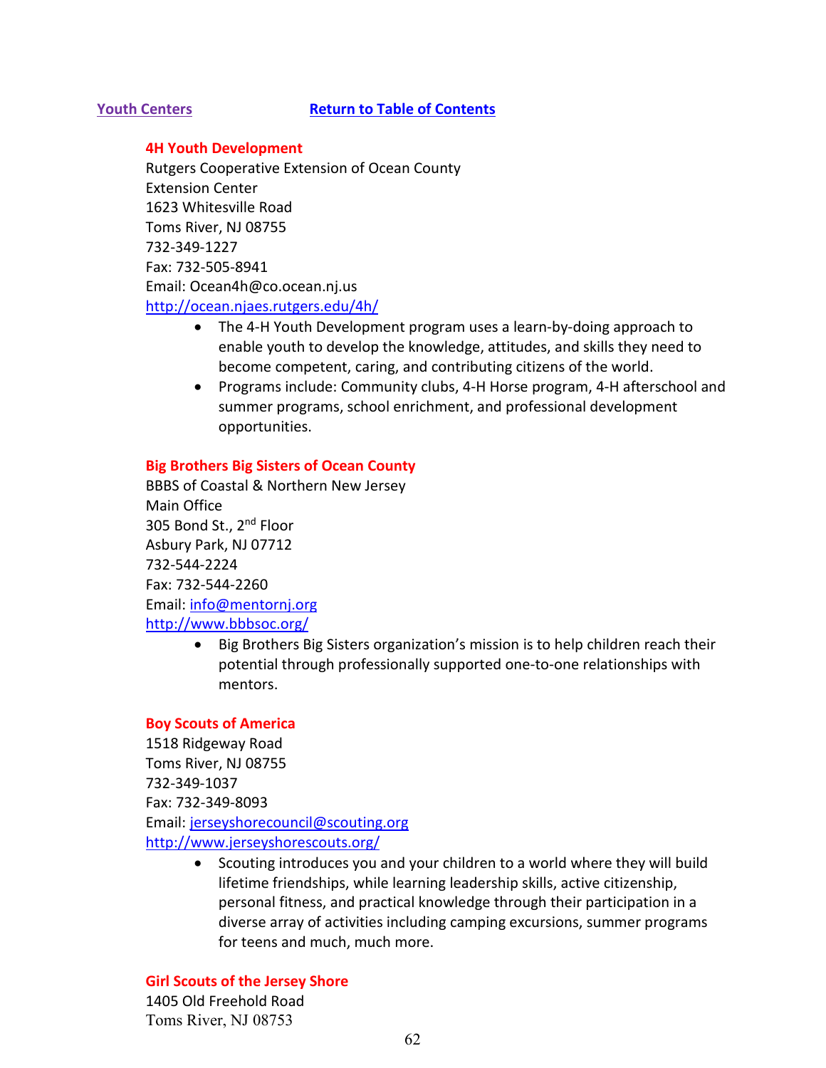## Youth Centers

[Return to Table of Contents](#)

### 4H Youth Development

Rutgers Cooperative Extension of Ocean County
Extension Center
1623 Whitesville Road
Toms River, NJ 08755
732-349-1227
Fax: 732-505-8941
Email: Ocean4h@co.ocean.nj.us
http://ocean.njaes.rutgers.edu/4h/

- The 4-H Youth Development program uses a learn-by-doing approach to enable youth to develop the knowledge, attitudes, and skills they need to become competent, caring, and contributing citizens of the world.
- Programs include: Community clubs, 4-H Horse program, 4-H afterschool and summer programs, school enrichment, and professional development opportunities.

### Big Brothers Big Sisters of Ocean County

BBBS of Coastal & Northern New Jersey
Main Office
305 Bond St., 2nd Floor
Asbury Park, NJ 07712
732-544-2224
Fax: 732-544-2260
Email: info@mentornj.org
http://www.bbbsoc.org/

- Big Brothers Big Sisters organization's mission is to help children reach their potential through professionally supported one-to-one relationships with mentors.

### Boy Scouts of America

1518 Ridgeway Road
Toms River, NJ 08755
732-349-1037
Fax: 732-349-8093
Email: jerseyshorecouncil@scouting.org
http://www.jerseyshorescouts.org/

- Scouting introduces you and your children to a world where they will build lifetime friendships, while learning leadership skills, active citizenship, personal fitness, and practical knowledge through their participation in a diverse array of activities including camping excursions, summer programs for teens and much, much more.

### Girl Scouts of the Jersey Shore

1405 Old Freehold Road
Toms River, NJ 08753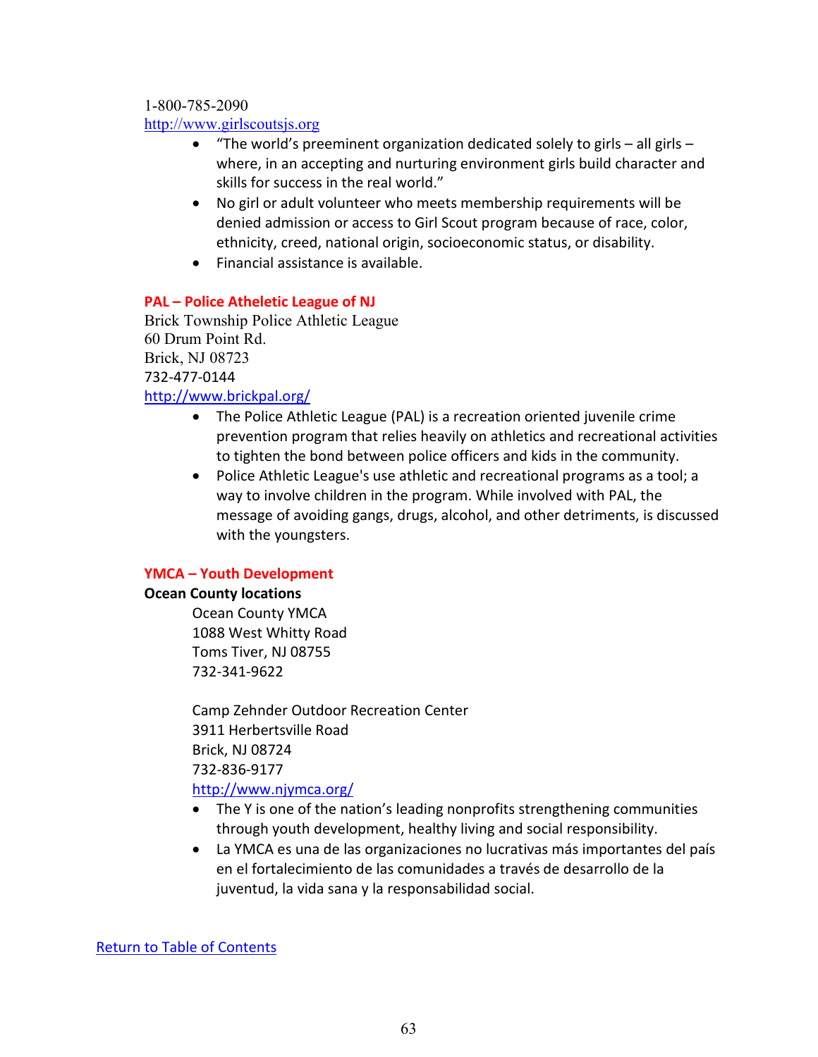1-800-785-2090
http://www.girlscoutsjs.org

- "The world's preeminent organization dedicated solely to girls – all girls – where, in an accepting and nurturing environment girls build character and skills for success in the real world."
- No girl or adult volunteer who meets membership requirements will be denied admission or access to Girl Scout program because of race, color, ethnicity, creed, national origin, socioeconomic status, or disability.
- Financial assistance is available.

**PAL – Police Atheletic League of NJ**

Brick Township Police Athletic League
60 Drum Point Rd.
Brick, NJ 08723
732-477-0144
http://www.brickpal.org/

- The Police Athletic League (PAL) is a recreation oriented juvenile crime prevention program that relies heavily on athletics and recreational activities to tighten the bond between police officers and kids in the community.
- Police Athletic League's use athletic and recreational programs as a tool; a way to involve children in the program. While involved with PAL, the message of avoiding gangs, drugs, alcohol, and other detriments, is discussed with the youngsters.

**YMCA – Youth Development**

**Ocean County locations**

Ocean County YMCA
1088 West Whitty Road
Toms Tiver, NJ 08755
732-341-9622

Camp Zehnder Outdoor Recreation Center
3911 Herbertsville Road
Brick, NJ 08724
732-836-9177
http://www.njymca.org/

- The Y is one of the nation's leading nonprofits strengthening communities through youth development, healthy living and social responsibility.
- La YMCA es una de las organizaciones no lucrativas más importantes del país en el fortalecimiento de las comunidades a través de desarrollo de la juventud, la vida sana y la responsabilidad social.

Return to Table of Contents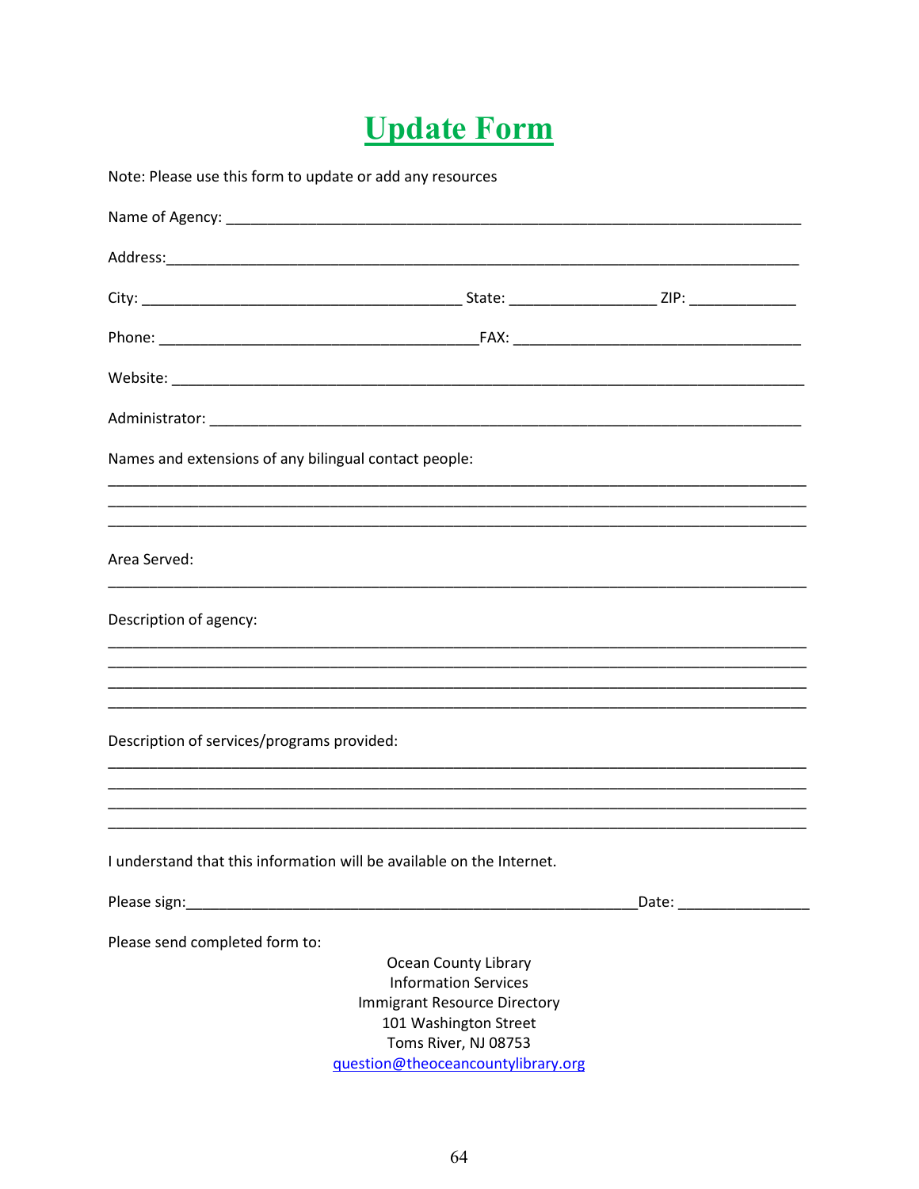# Update Form

Note: Please use this form to update or add any resources

Name of Agency: ___________________________________________________________________________

Address:___________________________________________________________________________________

City: ________________________________________ State: __________________ ZIP: _____________

Phone: ________________________________________FAX: ____________________________________

Website: __________________________________________________________________________________

Administrator: _____________________________________________________________________________

Names and extensions of any bilingual contact people:

______________________________________________________________________________________

______________________________________________________________________________________

______________________________________________________________________________________

Area Served:

______________________________________________________________________________________

Description of agency:

______________________________________________________________________________________

______________________________________________________________________________________

______________________________________________________________________________________

______________________________________________________________________________________

Description of services/programs provided:

______________________________________________________________________________________

______________________________________________________________________________________

______________________________________________________________________________________

______________________________________________________________________________________

I understand that this information will be available on the Internet.

Please sign:_________________________________________________________Date: ________________

Please send completed form to:

Ocean County Library
Information Services
Immigrant Resource Directory
101 Washington Street
Toms River, NJ 08753
question@theoceancountylibrary.org